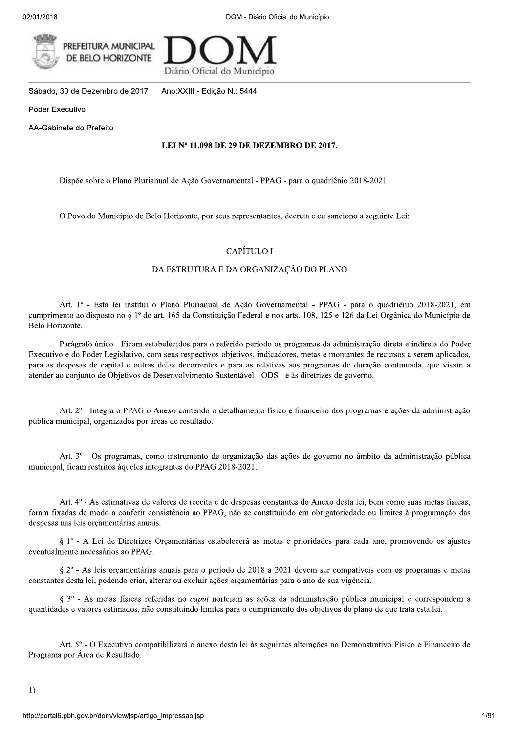Sábado, 30 de Dezembro de 2017 Ano:XXIII - Edição N.: 5444

Poder Executivo

AA-Gabinete do Prefeito

# LEI Nº 11.098 DE 29 DE DEZEMBRO DE 2017.

Dispõe sobre o Plano Plurianual de Ação Governamental - PPAG - para o quadriênio 2018-2021.

O Povo do Município de Belo Horizonte, por seus representantes, decreta e eu sanciono a seguinte Lei:

## CAPÍTULO I

## DA ESTRUTURA E DA ORGANIZAÇÃO DO PLANO

Art. 1º - Esta lei institui o Plano Plurianual de Ação Governamental - PPAG - para o quadriênio 2018-2021, em cumprimento ao disposto no § 1º do art. 165 da Constituição Federal e nos arts. 108, 125 e 126 da Lei Orgânica do Município de Belo Horizonte.

Parágrafo único - Ficam estabelecidos para o referido período os programas da administração direta e indireta do Poder Executivo e do Poder Legislativo, com seus respectivos objetivos, indicadores, metas e montantes de recursos a serem aplicados, para as despesas de capital e outras delas decorrentes e para as relativas aos programas de duração continuada, que visam a atender ao conjunto de Objetivos de Desenvolvimento Sustentável - ODS - e às diretrizes de governo.

Art. 2º - Integra o PPAG o Anexo contendo o detalhamento físico e financeiro dos programas e ações da administração pública municipal, organizados por áreas de resultado.

Art. 3º - Os programas, como instrumento de organização das ações de governo no âmbito da administração pública municipal, ficam restritos àqueles integrantes do PPAG 2018-2021.

Art. 4º - As estimativas de valores de receita e de despesas constantes do Anexo desta lei, bem como suas metas físicas, foram fixadas de modo a conferir consistência ao PPAG, não se constituindo em obrigatoriedade ou limites à programação das despesas nas leis orçamentárias anuais.

§ 1º - A Lei de Diretrizes Orçamentárias estabelecerá as metas e prioridades para cada ano, promovendo os ajustes eventualmente necessários ao PPAG.

§ 2º - As leis orçamentárias anuais para o período de 2018 a 2021 devem ser compatíveis com os programas e metas constantes desta lei, podendo criar, alterar ou excluir ações orçamentárias para o ano de sua vigência.

§ 3º - As metas físicas referidas no *caput* norteiam as ações da administração pública municipal e correspondem a quantidades e valores estimados, não constituindo limites para o cumprimento dos objetivos do plano de que trata esta lei.

Art. 5º - O Executivo compatibilizará o anexo desta lei às seguintes alterações no Demonstrativo Físico e Financeiro de Programa por Área de Resultado:

1)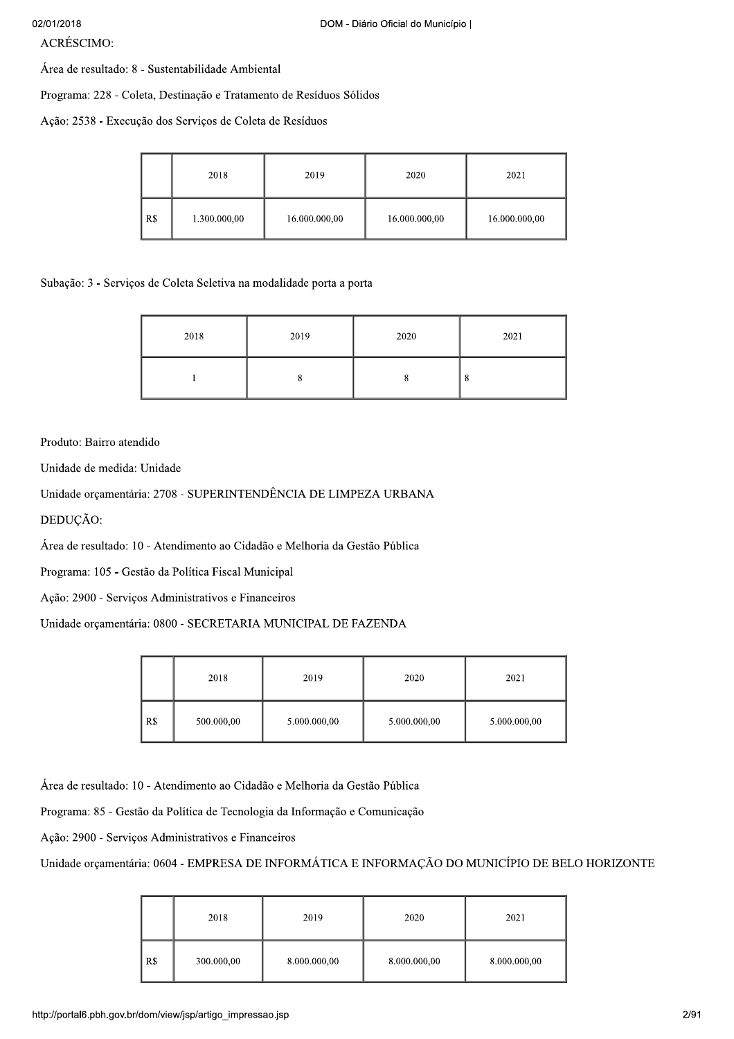ACRÉSCIMO:

Área de resultado: 8 - Sustentabilidade Ambiental

Programa: 228 - Coleta, Destinação e Tratamento de Resíduos Sólidos

Ação: 2538 - Execução dos Serviços de Coleta de Resíduos

| | 2018 | 2019 | 2020 | 2021 |
|---|---|---|---|---|
| R$ | 1.300.000,00 | 16.000.000,00 | 16.000.000,00 | 16.000.000,00 |

Subação: 3 - Serviços de Coleta Seletiva na modalidade porta a porta

| 2018 | 2019 | 2020 | 2021 |
|---|---|---|---|
| 1 | 8 | 8 | 8 |

Produto: Bairro atendido

Unidade de medida: Unidade

Unidade orçamentária: 2708 - SUPERINTENDÊNCIA DE LIMPEZA URBANA

DEDUÇÃO:

Área de resultado: 10 - Atendimento ao Cidadão e Melhoria da Gestão Pública

Programa: 105 - Gestão da Política Fiscal Municipal

Ação: 2900 - Serviços Administrativos e Financeiros

Unidade orçamentária: 0800 - SECRETARIA MUNICIPAL DE FAZENDA

| | 2018 | 2019 | 2020 | 2021 |
|---|---|---|---|---|
| R$ | 500.000,00 | 5.000.000,00 | 5.000.000,00 | 5.000.000,00 |

Área de resultado: 10 - Atendimento ao Cidadão e Melhoria da Gestão Pública

Programa: 85 - Gestão da Política de Tecnologia da Informação e Comunicação

Ação: 2900 - Serviços Administrativos e Financeiros

Unidade orçamentária: 0604 - EMPRESA DE INFORMÁTICA E INFORMAÇÃO DO MUNICÍPIO DE BELO HORIZONTE

| | 2018 | 2019 | 2020 | 2021 |
|---|---|---|---|---|
| R$ | 300.000,00 | 8.000.000,00 | 8.000.000,00 | 8.000.000,00 |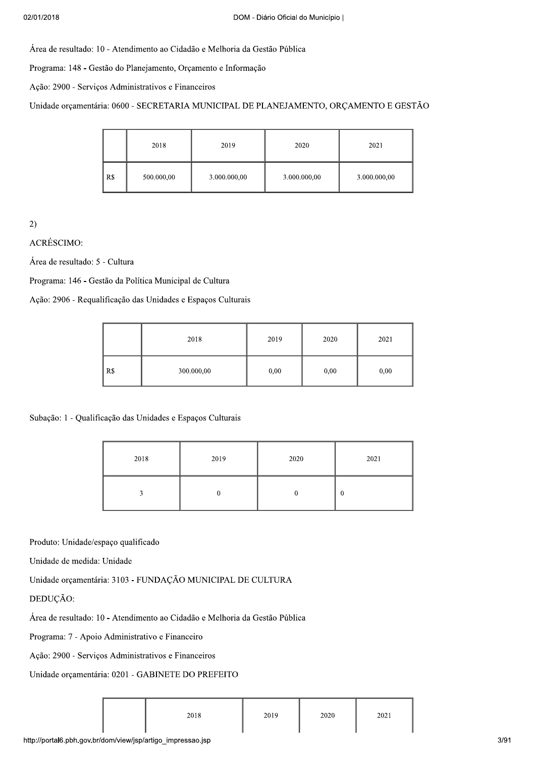Área de resultado: 10 - Atendimento ao Cidadão e Melhoria da Gestão Pública

Programa: 148 - Gestão do Planejamento, Orçamento e Informação

Ação: 2900 - Serviços Administrativos e Financeiros

Unidade orçamentária: 0600 - SECRETARIA MUNICIPAL DE PLANEJAMENTO, ORÇAMENTO E GESTÃO

| | 2018 | 2019 | 2020 | 2021 |
|---|---|---|---|---|
| R$ | 500.000,00 | 3.000.000,00 | 3.000.000,00 | 3.000.000,00 |

2)

ACRÉSCIMO:

Área de resultado: 5 - Cultura

Programa: 146 - Gestão da Política Municipal de Cultura

Ação: 2906 - Requalificação das Unidades e Espaços Culturais

| | 2018 | 2019 | 2020 | 2021 |
|---|---|---|---|---|
| R$ | 300.000,00 | 0,00 | 0,00 | 0,00 |

Subação: 1 - Qualificação das Unidades e Espaços Culturais

| 2018 | 2019 | 2020 | 2021 |
|---|---|---|---|
| 3 | 0 | 0 | 0 |

Produto: Unidade/espaço qualificado

Unidade de medida: Unidade

Unidade orçamentária: 3103 - FUNDAÇÃO MUNICIPAL DE CULTURA

DEDUÇÃO:

Área de resultado: 10 - Atendimento ao Cidadão e Melhoria da Gestão Pública

Programa: 7 - Apoio Administrativo e Financeiro

Ação: 2900 - Serviços Administrativos e Financeiros

Unidade orçamentária: 0201 - GABINETE DO PREFEITO

| | 2018 | 2019 | 2020 | 2021 |
|---|---|---|---|---|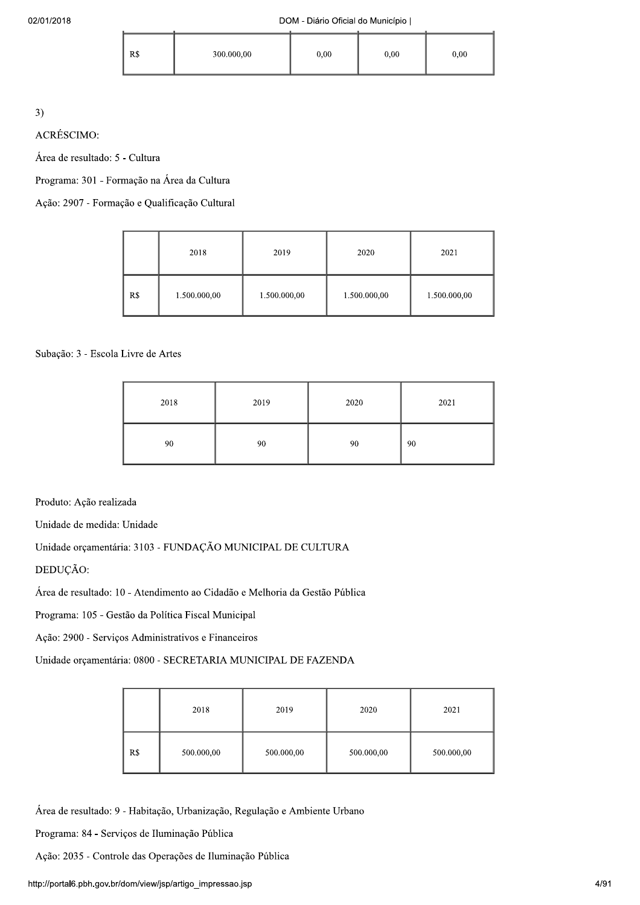| R$ | 300.000,00 | 0,00 | 0,00 | 0,00 |
|---|---|---|---|---|

3)

ACRÉSCIMO:

Área de resultado: 5 - Cultura

Programa: 301 - Formação na Área da Cultura

Ação: 2907 - Formação e Qualificação Cultural

| | 2018 | 2019 | 2020 | 2021 |
|---|---|---|---|---|
| R$ | 1.500.000,00 | 1.500.000,00 | 1.500.000,00 | 1.500.000,00 |

Subação: 3 - Escola Livre de Artes

| 2018 | 2019 | 2020 | 2021 |
|---|---|---|---|
| 90 | 90 | 90 | 90 |

Produto: Ação realizada

Unidade de medida: Unidade

Unidade orçamentária: 3103 - FUNDAÇÃO MUNICIPAL DE CULTURA

DEDUÇÃO:

Área de resultado: 10 - Atendimento ao Cidadão e Melhoria da Gestão Pública

Programa: 105 - Gestão da Política Fiscal Municipal

Ação: 2900 - Serviços Administrativos e Financeiros

Unidade orçamentária: 0800 - SECRETARIA MUNICIPAL DE FAZENDA

| | 2018 | 2019 | 2020 | 2021 |
|---|---|---|---|---|
| R$ | 500.000,00 | 500.000,00 | 500.000,00 | 500.000,00 |

Área de resultado: 9 - Habitação, Urbanização, Regulação e Ambiente Urbano

Programa: 84 - Serviços de Iluminação Pública

Ação: 2035 - Controle das Operações de Iluminação Pública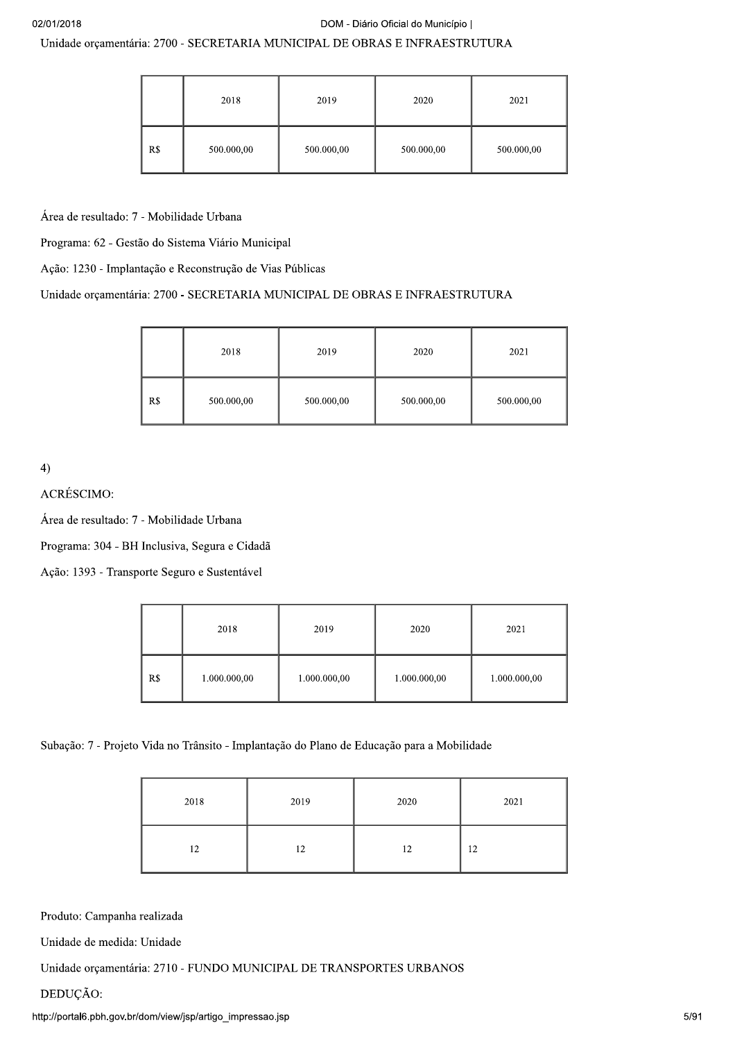Unidade orçamentária: 2700 - SECRETARIA MUNICIPAL DE OBRAS E INFRAESTRUTURA

| | 2018 | 2019 | 2020 | 2021 |
|---|---|---|---|---|
| R$ | 500.000,00 | 500.000,00 | 500.000,00 | 500.000,00 |

Área de resultado: 7 - Mobilidade Urbana

Programa: 62 - Gestão do Sistema Viário Municipal

Ação: 1230 - Implantação e Reconstrução de Vias Públicas

Unidade orçamentária: 2700 - SECRETARIA MUNICIPAL DE OBRAS E INFRAESTRUTURA

| | 2018 | 2019 | 2020 | 2021 |
|---|---|---|---|---|
| R$ | 500.000,00 | 500.000,00 | 500.000,00 | 500.000,00 |

4)

ACRÉSCIMO:

Área de resultado: 7 - Mobilidade Urbana

Programa: 304 - BH Inclusiva, Segura e Cidadã

Ação: 1393 - Transporte Seguro e Sustentável

| | 2018 | 2019 | 2020 | 2021 |
|---|---|---|---|---|
| R$ | 1.000.000,00 | 1.000.000,00 | 1.000.000,00 | 1.000.000,00 |

Subação: 7 - Projeto Vida no Trânsito - Implantação do Plano de Educação para a Mobilidade

| 2018 | 2019 | 2020 | 2021 |
|---|---|---|---|
| 12 | 12 | 12 | 12 |

Produto: Campanha realizada

Unidade de medida: Unidade

Unidade orçamentária: 2710 - FUNDO MUNICIPAL DE TRANSPORTES URBANOS

DEDUÇÃO: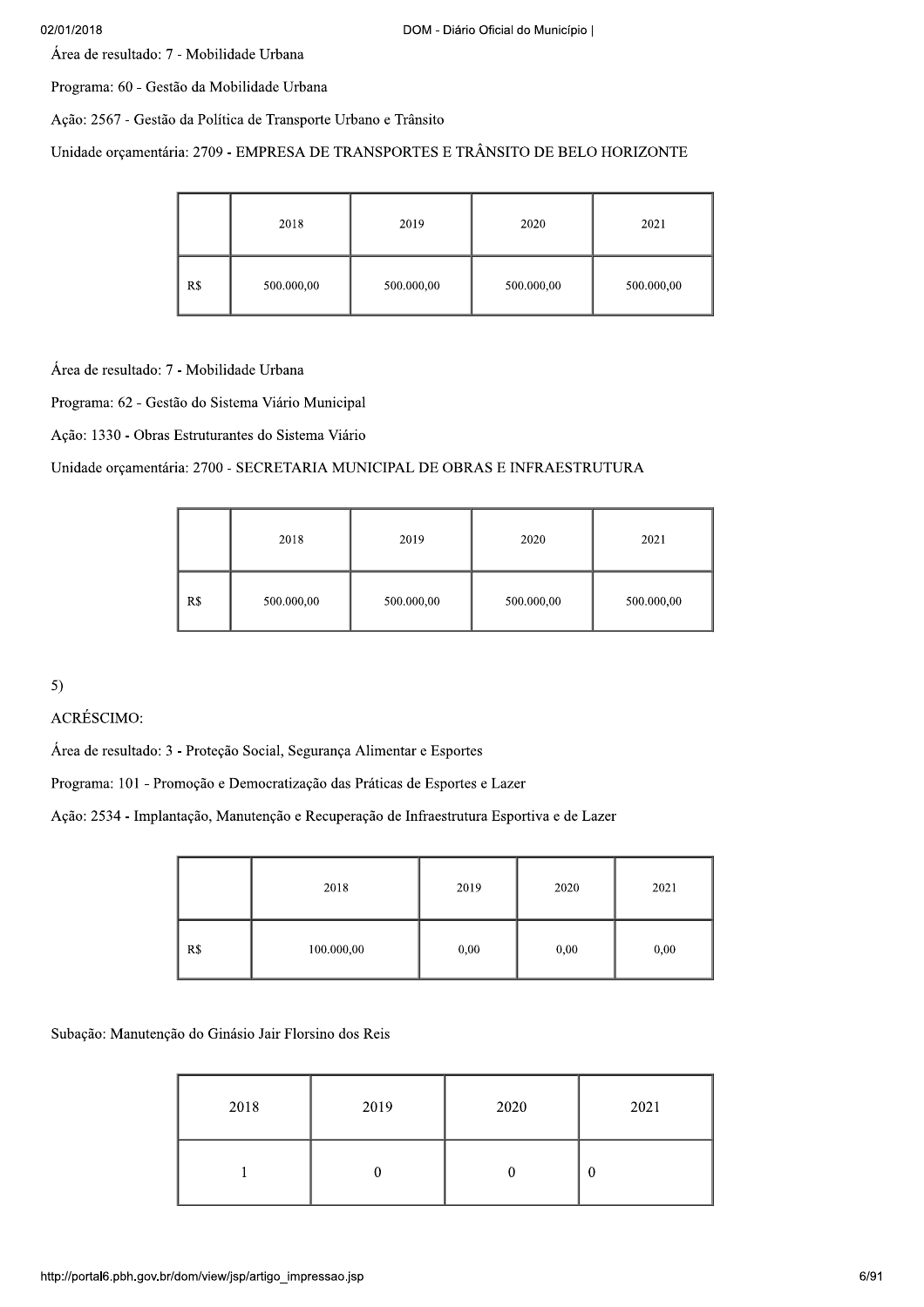Área de resultado: 7 - Mobilidade Urbana

Programa: 60 - Gestão da Mobilidade Urbana

Ação: 2567 - Gestão da Política de Transporte Urbano e Trânsito

Unidade orçamentária: 2709 - EMPRESA DE TRANSPORTES E TRÂNSITO DE BELO HORIZONTE

| | 2018 | 2019 | 2020 | 2021 |
|---|---|---|---|---|
| R$ | 500.000,00 | 500.000,00 | 500.000,00 | 500.000,00 |

Área de resultado: 7 - Mobilidade Urbana

Programa: 62 - Gestão do Sistema Viário Municipal

Ação: 1330 - Obras Estruturantes do Sistema Viário

Unidade orçamentária: 2700 - SECRETARIA MUNICIPAL DE OBRAS E INFRAESTRUTURA

| | 2018 | 2019 | 2020 | 2021 |
|---|---|---|---|---|
| R$ | 500.000,00 | 500.000,00 | 500.000,00 | 500.000,00 |

5)

ACRÉSCIMO:

Área de resultado: 3 - Proteção Social, Segurança Alimentar e Esportes

Programa: 101 - Promoção e Democratização das Práticas de Esportes e Lazer

Ação: 2534 - Implantação, Manutenção e Recuperação de Infraestrutura Esportiva e de Lazer

| | 2018 | 2019 | 2020 | 2021 |
|---|---|---|---|---|
| R$ | 100.000,00 | 0,00 | 0,00 | 0,00 |

Subação: Manutenção do Ginásio Jair Florsino dos Reis

| 2018 | 2019 | 2020 | 2021 |
|---|---|---|---|
| 1 | 0 | 0 | 0 |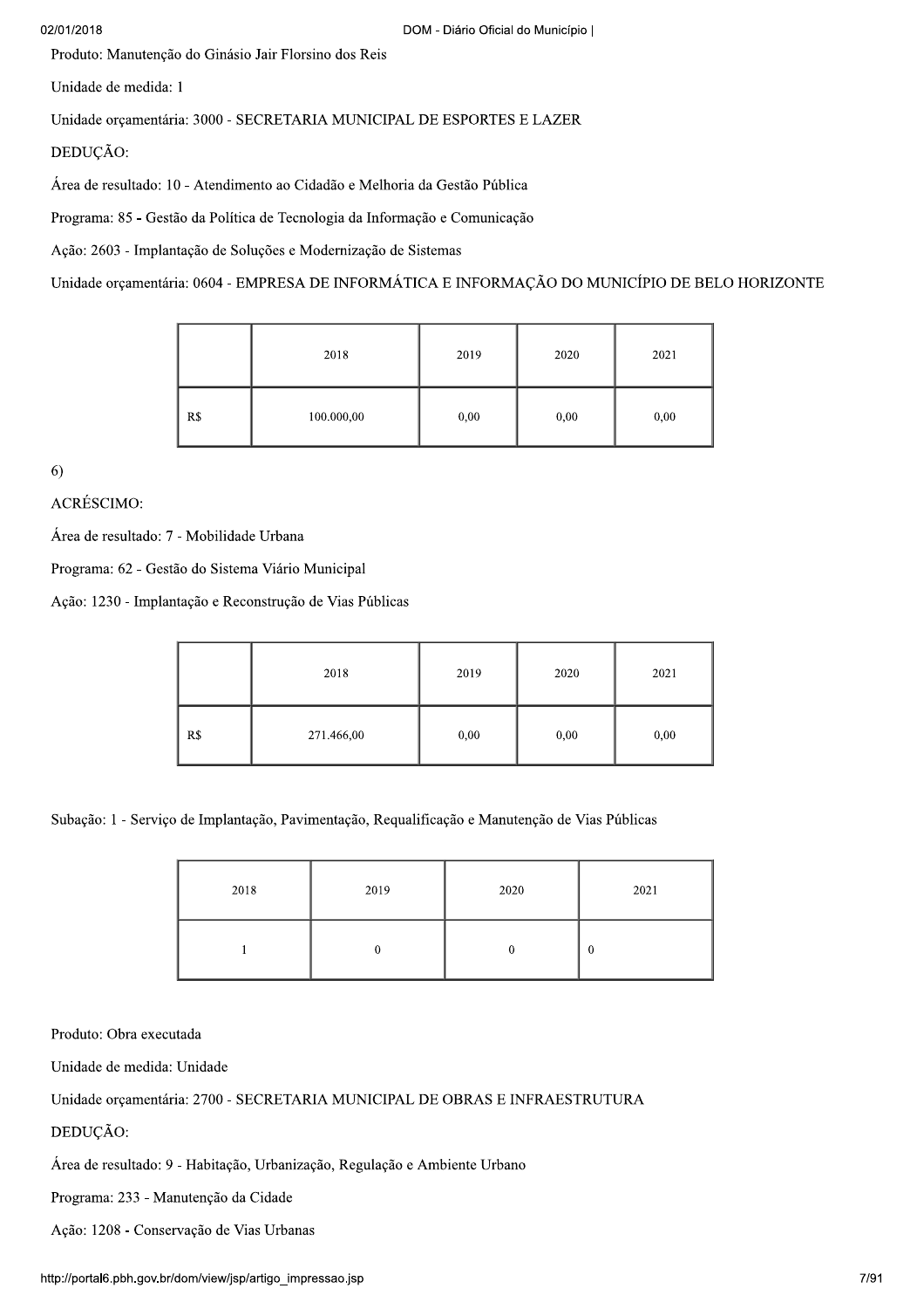Produto: Manutenção do Ginásio Jair Florsino dos Reis

Unidade de medida: 1

Unidade orçamentária: 3000 - SECRETARIA MUNICIPAL DE ESPORTES E LAZER

DEDUÇÃO:

Área de resultado: 10 - Atendimento ao Cidadão e Melhoria da Gestão Pública

Programa: 85 - Gestão da Política de Tecnologia da Informação e Comunicação

Ação: 2603 - Implantação de Soluções e Modernização de Sistemas

Unidade orçamentária: 0604 - EMPRESA DE INFORMÁTICA E INFORMAÇÃO DO MUNICÍPIO DE BELO HORIZONTE

| | 2018 | 2019 | 2020 | 2021 |
|---|---|---|---|---|
| R$ | 100.000,00 | 0,00 | 0,00 | 0,00 |

6)

ACRÉSCIMO:

Área de resultado: 7 - Mobilidade Urbana

Programa: 62 - Gestão do Sistema Viário Municipal

Ação: 1230 - Implantação e Reconstrução de Vias Públicas

| | 2018 | 2019 | 2020 | 2021 |
|---|---|---|---|---|
| R$ | 271.466,00 | 0,00 | 0,00 | 0,00 |

Subação: 1 - Serviço de Implantação, Pavimentação, Requalificação e Manutenção de Vias Públicas

| 2018 | 2019 | 2020 | 2021 |
|---|---|---|---|
| 1 | 0 | 0 | 0 |

Produto: Obra executada

Unidade de medida: Unidade

Unidade orçamentária: 2700 - SECRETARIA MUNICIPAL DE OBRAS E INFRAESTRUTURA

DEDUÇÃO:

Área de resultado: 9 - Habitação, Urbanização, Regulação e Ambiente Urbano

Programa: 233 - Manutenção da Cidade

Ação: 1208 - Conservação de Vias Urbanas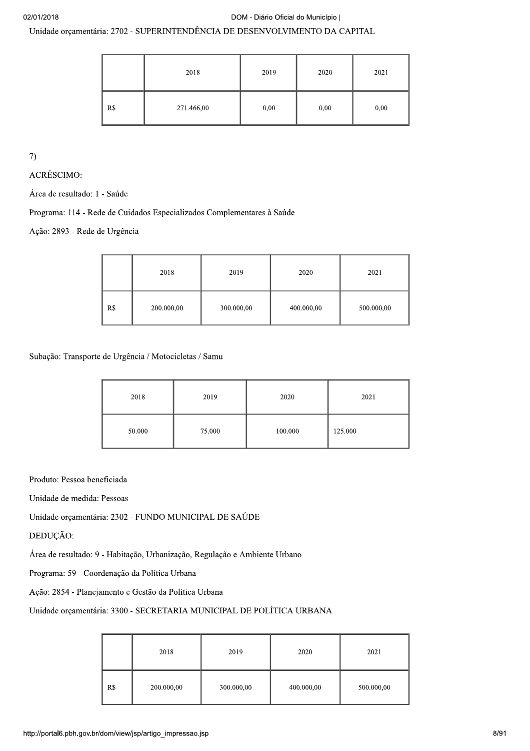Unidade orçamentária: 2702 - SUPERINTENDÊNCIA DE DESENVOLVIMENTO DA CAPITAL

| | 2018 | 2019 | 2020 | 2021 |
|---|---|---|---|---|
| R$ | 271.466,00 | 0,00 | 0,00 | 0,00 |

7)

ACRÉSCIMO:

Área de resultado: 1 - Saúde

Programa: 114 - Rede de Cuidados Especializados Complementares à Saúde

Ação: 2893 - Rede de Urgência

| | 2018 | 2019 | 2020 | 2021 |
|---|---|---|---|---|
| R$ | 200.000,00 | 300.000,00 | 400.000,00 | 500.000,00 |

Subação: Transporte de Urgência / Motocicletas / Samu

| 2018 | 2019 | 2020 | 2021 |
|---|---|---|---|
| 50.000 | 75.000 | 100.000 | 125.000 |

Produto: Pessoa beneficiada

Unidade de medida: Pessoas

Unidade orçamentária: 2302 - FUNDO MUNICIPAL DE SAÚDE

DEDUÇÃO:

Área de resultado: 9 - Habitação, Urbanização, Regulação e Ambiente Urbano

Programa: 59 - Coordenação da Política Urbana

Ação: 2854 - Planejamento e Gestão da Política Urbana

Unidade orçamentária: 3300 - SECRETARIA MUNICIPAL DE POLÍTICA URBANA

| | 2018 | 2019 | 2020 | 2021 |
|---|---|---|---|---|
| R$ | 200.000,00 | 300.000,00 | 400.000,00 | 500.000,00 |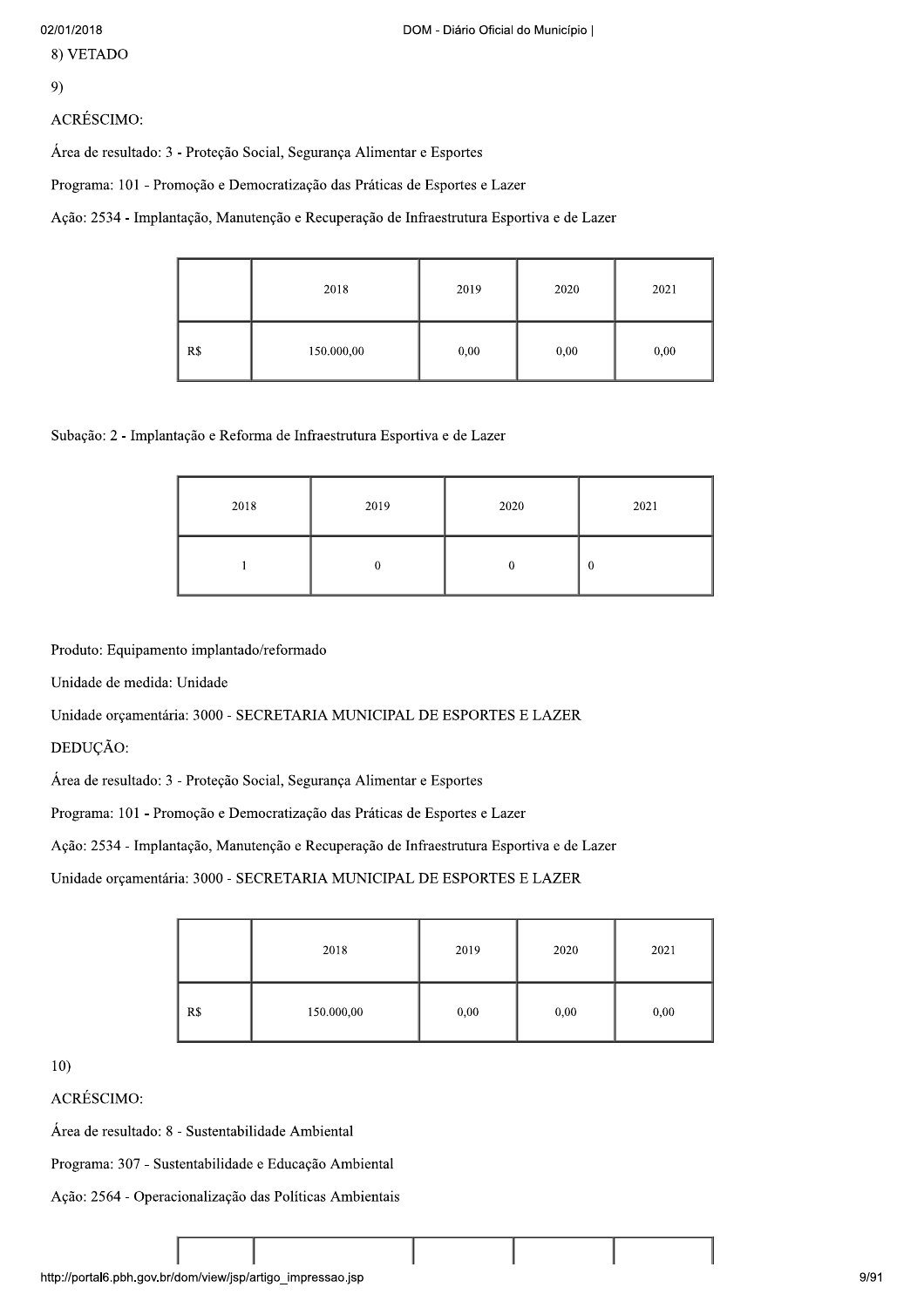8) VETADO

9)

ACRÉSCIMO:

Área de resultado: 3 - Proteção Social, Segurança Alimentar e Esportes

Programa: 101 - Promoção e Democratização das Práticas de Esportes e Lazer

Ação: 2534 - Implantação, Manutenção e Recuperação de Infraestrutura Esportiva e de Lazer

| | 2018 | 2019 | 2020 | 2021 |
|---|---|---|---|---|
| R$ | 150.000,00 | 0,00 | 0,00 | 0,00 |

Subação: 2 - Implantação e Reforma de Infraestrutura Esportiva e de Lazer

| 2018 | 2019 | 2020 | 2021 |
|---|---|---|---|
| 1 | 0 | 0 | 0 |

Produto: Equipamento implantado/reformado

Unidade de medida: Unidade

Unidade orçamentária: 3000 - SECRETARIA MUNICIPAL DE ESPORTES E LAZER

DEDUÇÃO:

Área de resultado: 3 - Proteção Social, Segurança Alimentar e Esportes

Programa: 101 - Promoção e Democratização das Práticas de Esportes e Lazer

Ação: 2534 - Implantação, Manutenção e Recuperação de Infraestrutura Esportiva e de Lazer

Unidade orçamentária: 3000 - SECRETARIA MUNICIPAL DE ESPORTES E LAZER

| | 2018 | 2019 | 2020 | 2021 |
|---|---|---|---|---|
| R$ | 150.000,00 | 0,00 | 0,00 | 0,00 |

10)

ACRÉSCIMO:

Área de resultado: 8 - Sustentabilidade Ambiental

Programa: 307 - Sustentabilidade e Educação Ambiental

Ação: 2564 - Operacionalização das Políticas Ambientais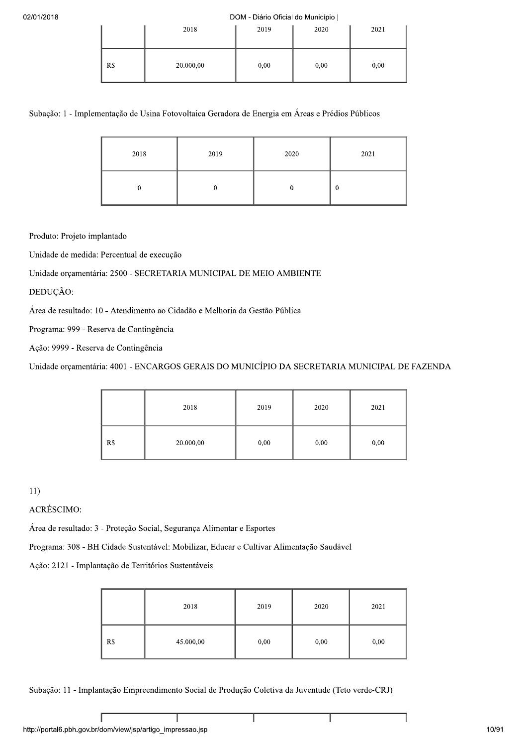| | 2018 | 2019 | 2020 | 2021 |
|---|---|---|---|---|
| R$ | 20.000,00 | 0,00 | 0,00 | 0,00 |

Subação: 1 - Implementação de Usina Fotovoltaica Geradora de Energia em Áreas e Prédios Públicos

| 2018 | 2019 | 2020 | 2021 |
|---|---|---|---|
| 0 | 0 | 0 | 0 |

Produto: Projeto implantado

Unidade de medida: Percentual de execução

Unidade orçamentária: 2500 - SECRETARIA MUNICIPAL DE MEIO AMBIENTE

DEDUÇÃO:

Área de resultado: 10 - Atendimento ao Cidadão e Melhoria da Gestão Pública

Programa: 999 - Reserva de Contingência

Ação: 9999 - Reserva de Contingência

Unidade orçamentária: 4001 - ENCARGOS GERAIS DO MUNICÍPIO DA SECRETARIA MUNICIPAL DE FAZENDA

| | 2018 | 2019 | 2020 | 2021 |
|---|---|---|---|---|
| R$ | 20.000,00 | 0,00 | 0,00 | 0,00 |

11)

ACRÉSCIMO:

Área de resultado: 3 - Proteção Social, Segurança Alimentar e Esportes

Programa: 308 - BH Cidade Sustentável: Mobilizar, Educar e Cultivar Alimentação Saudável

Ação: 2121 - Implantação de Territórios Sustentáveis

| | 2018 | 2019 | 2020 | 2021 |
|---|---|---|---|---|
| R$ | 45.000,00 | 0,00 | 0,00 | 0,00 |

Subação: 11 - Implantação Empreendimento Social de Produção Coletiva da Juventude (Teto verde-CRJ)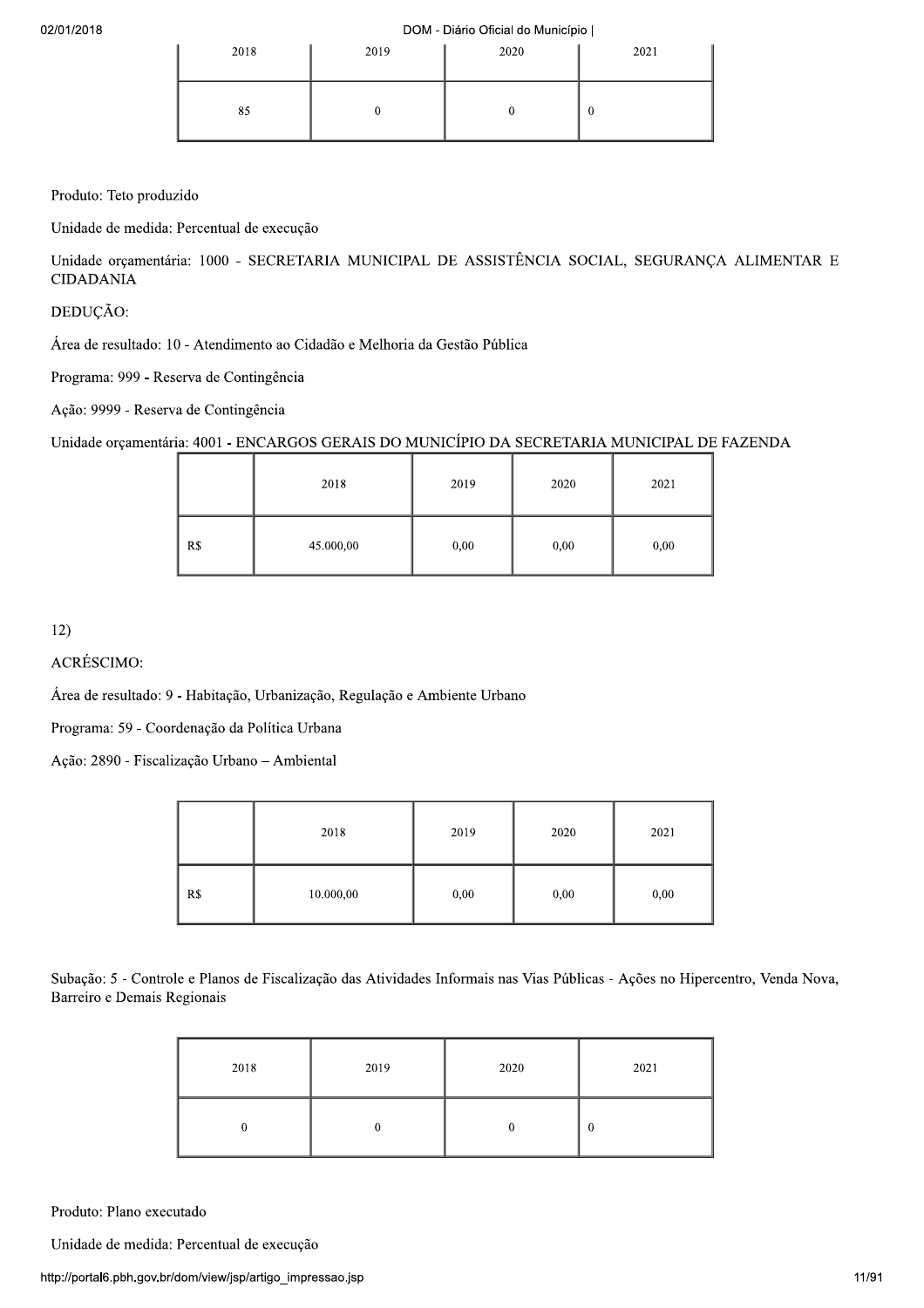| 2018 | 2019 | 2020 | 2021 |
| --- | --- | --- | --- |
| 85 | 0 | 0 | 0 |

Produto: Teto produzido

Unidade de medida: Percentual de execução

Unidade orçamentária: 1000 - SECRETARIA MUNICIPAL DE ASSISTÊNCIA SOCIAL, SEGURANÇA ALIMENTAR E CIDADANIA

DEDUÇÃO:

Área de resultado: 10 - Atendimento ao Cidadão e Melhoria da Gestão Pública

Programa: 999 - Reserva de Contingência

Ação: 9999 - Reserva de Contingência

Unidade orçamentária: 4001 - ENCARGOS GERAIS DO MUNICÍPIO DA SECRETARIA MUNICIPAL DE FAZENDA

| | 2018 | 2019 | 2020 | 2021 |
| --- | --- | --- | --- | --- |
| R$ | 45.000,00 | 0,00 | 0,00 | 0,00 |

12)

ACRÉSCIMO:

Área de resultado: 9 - Habitação, Urbanização, Regulação e Ambiente Urbano

Programa: 59 - Coordenação da Política Urbana

Ação: 2890 - Fiscalização Urbano – Ambiental

| | 2018 | 2019 | 2020 | 2021 |
| --- | --- | --- | --- | --- |
| R$ | 10.000,00 | 0,00 | 0,00 | 0,00 |

Subação: 5 - Controle e Planos de Fiscalização das Atividades Informais nas Vias Públicas - Ações no Hipercentro, Venda Nova, Barreiro e Demais Regionais

| 2018 | 2019 | 2020 | 2021 |
| --- | --- | --- | --- |
| 0 | 0 | 0 | 0 |

Produto: Plano executado

Unidade de medida: Percentual de execução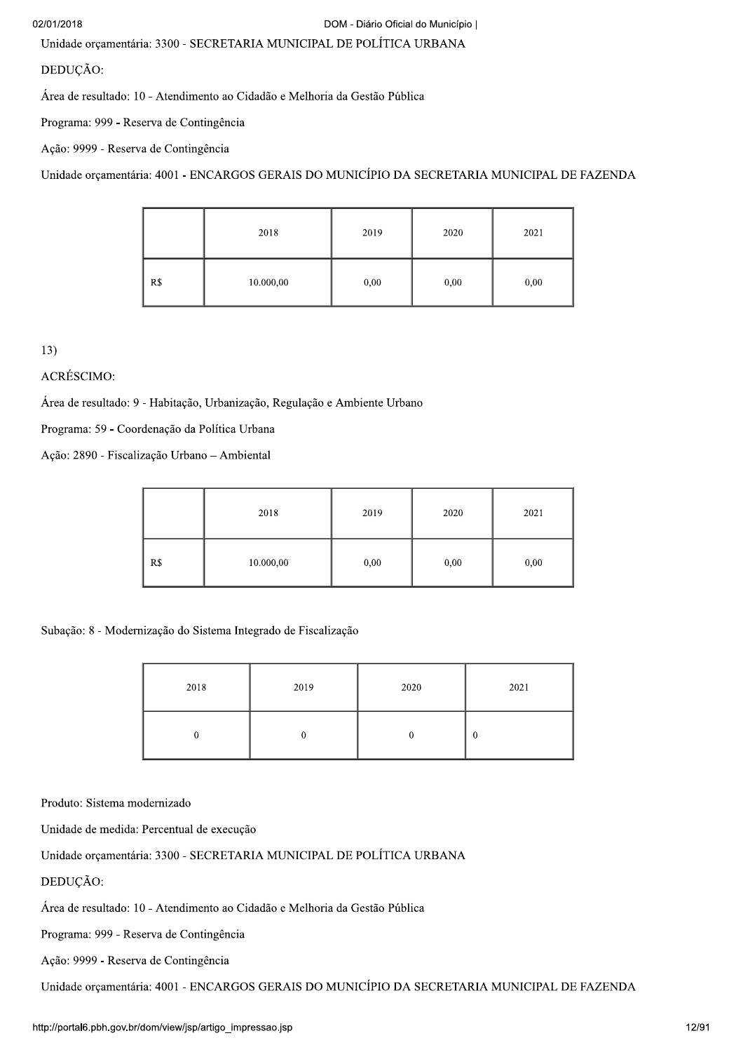Unidade orçamentária: 3300 - SECRETARIA MUNICIPAL DE POLÍTICA URBANA

DEDUÇÃO:

Área de resultado: 10 - Atendimento ao Cidadão e Melhoria da Gestão Pública

Programa: 999 - Reserva de Contingência

Ação: 9999 - Reserva de Contingência

Unidade orçamentária: 4001 - ENCARGOS GERAIS DO MUNICÍPIO DA SECRETARIA MUNICIPAL DE FAZENDA

| | 2018 | 2019 | 2020 | 2021 |
|---|---|---|---|---|
| R$ | 10.000,00 | 0,00 | 0,00 | 0,00 |

13)

ACRÉSCIMO:

Área de resultado: 9 - Habitação, Urbanização, Regulação e Ambiente Urbano

Programa: 59 - Coordenação da Política Urbana

Ação: 2890 - Fiscalização Urbano – Ambiental

| | 2018 | 2019 | 2020 | 2021 |
|---|---|---|---|---|
| R$ | 10.000,00 | 0,00 | 0,00 | 0,00 |

Subação: 8 - Modernização do Sistema Integrado de Fiscalização

| 2018 | 2019 | 2020 | 2021 |
|---|---|---|---|
| 0 | 0 | 0 | 0 |

Produto: Sistema modernizado

Unidade de medida: Percentual de execução

Unidade orçamentária: 3300 - SECRETARIA MUNICIPAL DE POLÍTICA URBANA

DEDUÇÃO:

Área de resultado: 10 - Atendimento ao Cidadão e Melhoria da Gestão Pública

Programa: 999 - Reserva de Contingência

Ação: 9999 - Reserva de Contingência

Unidade orçamentária: 4001 - ENCARGOS GERAIS DO MUNICÍPIO DA SECRETARIA MUNICIPAL DE FAZENDA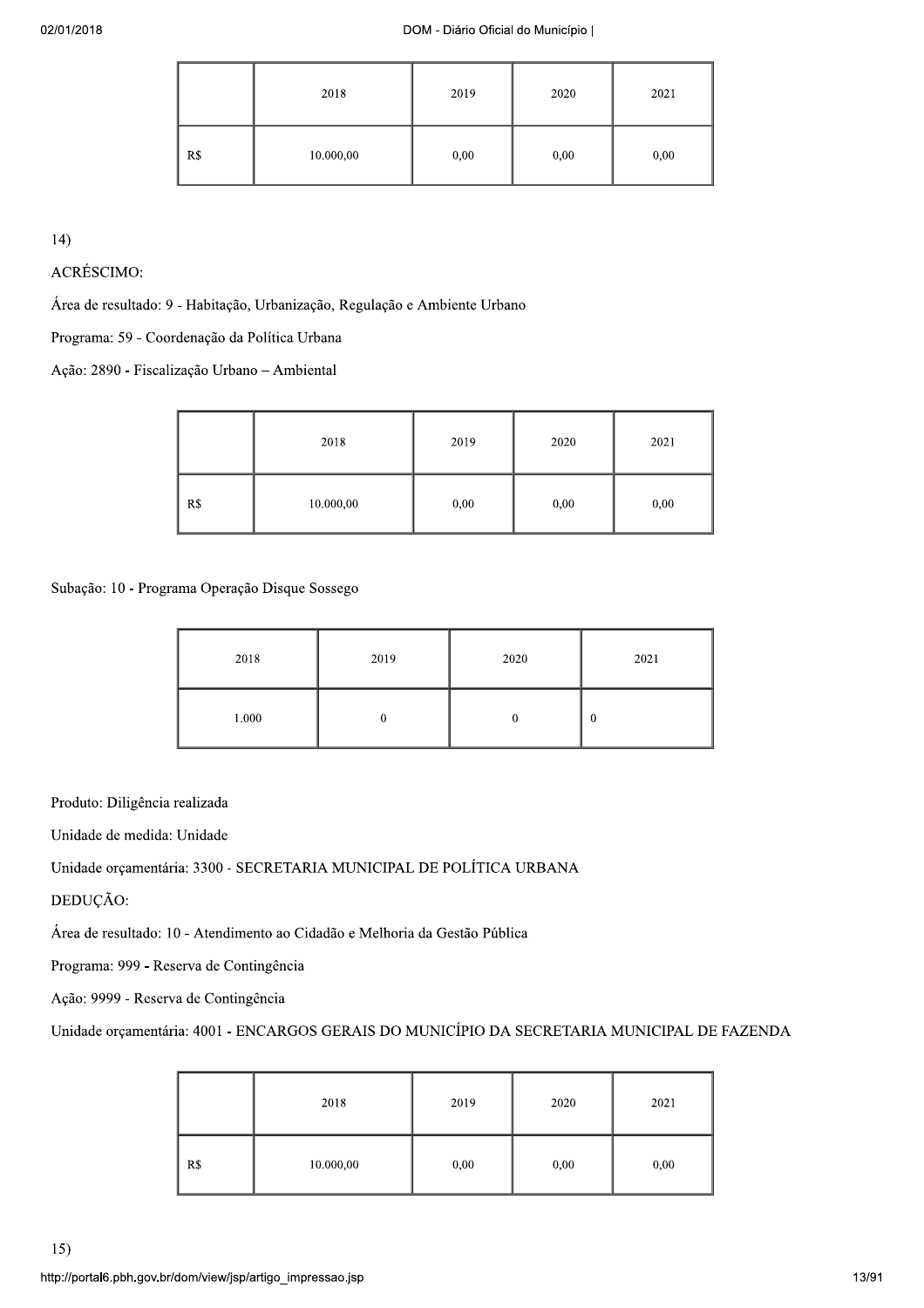|  | 2018 | 2019 | 2020 | 2021 |
|---|---|---|---|---|
| R$ | 10.000,00 | 0,00 | 0,00 | 0,00 |

14)

ACRÉSCIMO:

Área de resultado: 9 - Habitação, Urbanização, Regulação e Ambiente Urbano

Programa: 59 - Coordenação da Política Urbana

Ação: 2890 - Fiscalização Urbano – Ambiental

|  | 2018 | 2019 | 2020 | 2021 |
|---|---|---|---|---|
| R$ | 10.000,00 | 0,00 | 0,00 | 0,00 |

Subação: 10 - Programa Operação Disque Sossego

| 2018 | 2019 | 2020 | 2021 |
|---|---|---|---|
| 1.000 | 0 | 0 | 0 |

Produto: Diligência realizada

Unidade de medida: Unidade

Unidade orçamentária: 3300 - SECRETARIA MUNICIPAL DE POLÍTICA URBANA

DEDUÇÃO:

Área de resultado: 10 - Atendimento ao Cidadão e Melhoria da Gestão Pública

Programa: 999 - Reserva de Contingência

Ação: 9999 - Reserva de Contingência

Unidade orçamentária: 4001 - ENCARGOS GERAIS DO MUNICÍPIO DA SECRETARIA MUNICIPAL DE FAZENDA

|  | 2018 | 2019 | 2020 | 2021 |
|---|---|---|---|---|
| R$ | 10.000,00 | 0,00 | 0,00 | 0,00 |

15)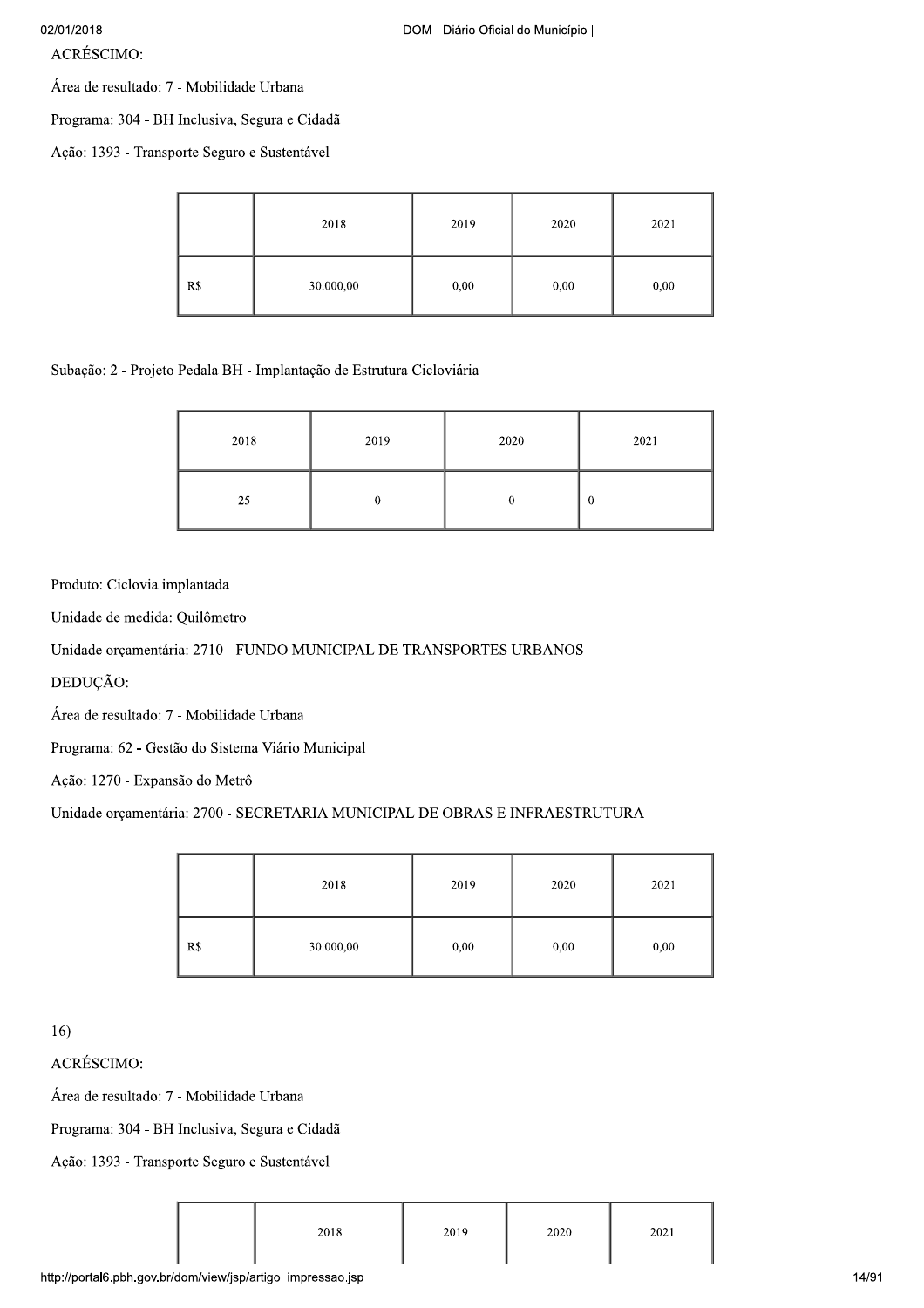ACRÉSCIMO:

Área de resultado: 7 - Mobilidade Urbana

Programa: 304 - BH Inclusiva, Segura e Cidadã

Ação: 1393 - Transporte Seguro e Sustentável

| | 2018 | 2019 | 2020 | 2021 |
|---|---|---|---|---|
| R$ | 30.000,00 | 0,00 | 0,00 | 0,00 |

Subação: 2 - Projeto Pedala BH - Implantação de Estrutura Cicloviária

| 2018 | 2019 | 2020 | 2021 |
|---|---|---|---|
| 25 | 0 | 0 | 0 |

Produto: Ciclovia implantada

Unidade de medida: Quilômetro

Unidade orçamentária: 2710 - FUNDO MUNICIPAL DE TRANSPORTES URBANOS

DEDUÇÃO:

Área de resultado: 7 - Mobilidade Urbana

Programa: 62 - Gestão do Sistema Viário Municipal

Ação: 1270 - Expansão do Metrô

Unidade orçamentária: 2700 - SECRETARIA MUNICIPAL DE OBRAS E INFRAESTRUTURA

| | 2018 | 2019 | 2020 | 2021 |
|---|---|---|---|---|
| R$ | 30.000,00 | 0,00 | 0,00 | 0,00 |

16)

ACRÉSCIMO:

Área de resultado: 7 - Mobilidade Urbana

Programa: 304 - BH Inclusiva, Segura e Cidadã

Ação: 1393 - Transporte Seguro e Sustentável

| | 2018 | 2019 | 2020 | 2021 |
|---|---|---|---|---|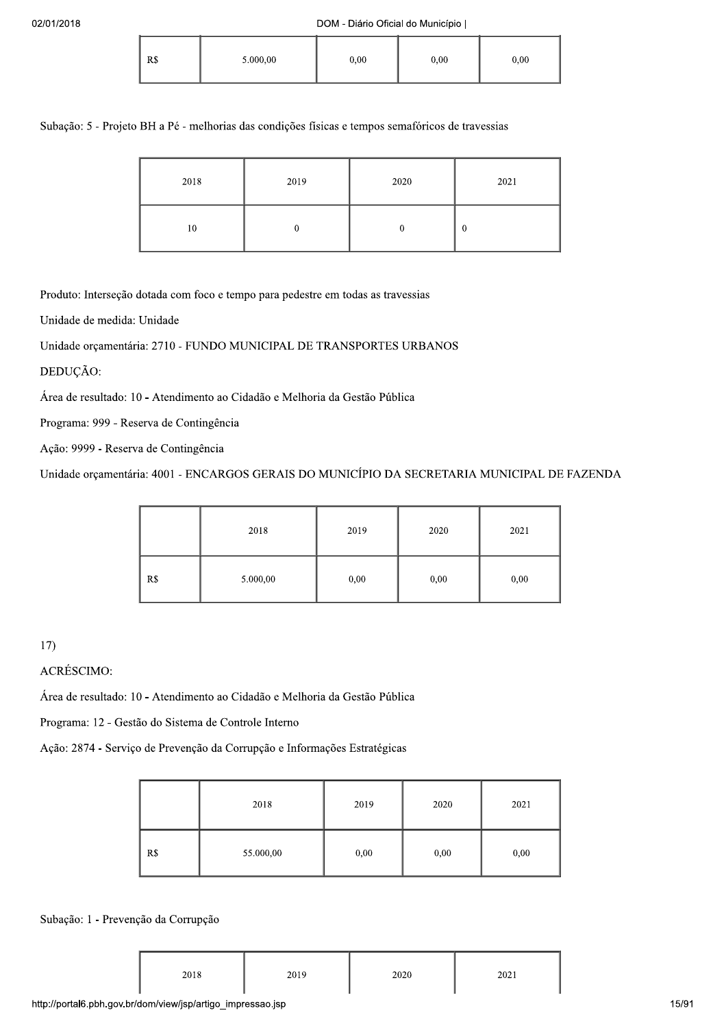| R$ | 5.000,00 | 0,00 | 0,00 | 0,00 |
|---|---|---|---|---|

Subação: 5 - Projeto BH a Pé - melhorias das condições físicas e tempos semafóricos de travessias

| 2018 | 2019 | 2020 | 2021 |
|---|---|---|---|
| 10 | 0 | 0 | 0 |

Produto: Interseção dotada com foco e tempo para pedestre em todas as travessias

Unidade de medida: Unidade

Unidade orçamentária: 2710 - FUNDO MUNICIPAL DE TRANSPORTES URBANOS

DEDUÇÃO:

Área de resultado: 10 - Atendimento ao Cidadão e Melhoria da Gestão Pública

Programa: 999 - Reserva de Contingência

Ação: 9999 - Reserva de Contingência

Unidade orçamentária: 4001 - ENCARGOS GERAIS DO MUNICÍPIO DA SECRETARIA MUNICIPAL DE FAZENDA

| | 2018 | 2019 | 2020 | 2021 |
|---|---|---|---|---|
| R$ | 5.000,00 | 0,00 | 0,00 | 0,00 |

17)

ACRÉSCIMO:

Área de resultado: 10 - Atendimento ao Cidadão e Melhoria da Gestão Pública

Programa: 12 - Gestão do Sistema de Controle Interno

Ação: 2874 - Serviço de Prevenção da Corrupção e Informações Estratégicas

| | 2018 | 2019 | 2020 | 2021 |
|---|---|---|---|---|
| R$ | 55.000,00 | 0,00 | 0,00 | 0,00 |

Subação: 1 - Prevenção da Corrupção

| 2018 | 2019 | 2020 | 2021 |
|---|---|---|---|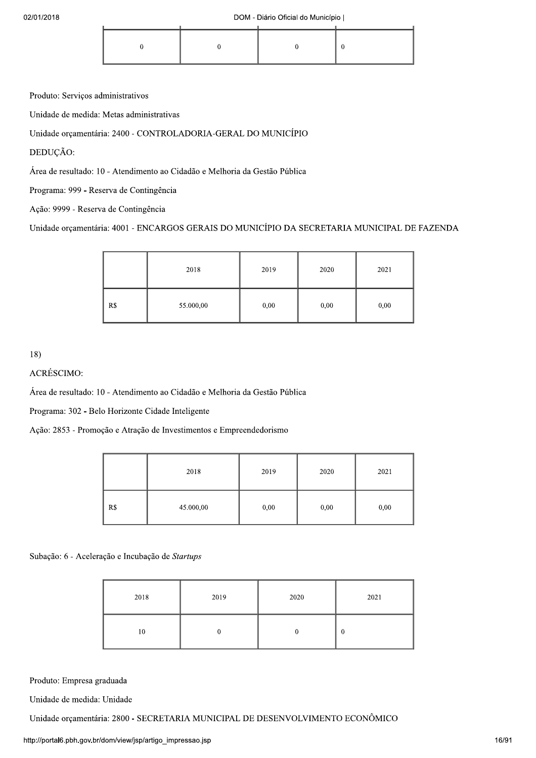| 0 | 0 | 0 | 0 |
|---|---|---|---|

Produto: Serviços administrativos

Unidade de medida: Metas administrativas

Unidade orçamentária: 2400 - CONTROLADORIA-GERAL DO MUNICÍPIO

DEDUÇÃO:

Área de resultado: 10 - Atendimento ao Cidadão e Melhoria da Gestão Pública

Programa: 999 - Reserva de Contingência

Ação: 9999 - Reserva de Contingência

Unidade orçamentária: 4001 - ENCARGOS GERAIS DO MUNICÍPIO DA SECRETARIA MUNICIPAL DE FAZENDA

| | 2018 | 2019 | 2020 | 2021 |
|---|---|---|---|---|
| R$ | 55.000,00 | 0,00 | 0,00 | 0,00 |

18)

ACRÉSCIMO:

Área de resultado: 10 - Atendimento ao Cidadão e Melhoria da Gestão Pública

Programa: 302 - Belo Horizonte Cidade Inteligente

Ação: 2853 - Promoção e Atração de Investimentos e Empreendedorismo

| | 2018 | 2019 | 2020 | 2021 |
|---|---|---|---|---|
| R$ | 45.000,00 | 0,00 | 0,00 | 0,00 |

Subação: 6 - Aceleração e Incubação de *Startups*

| 2018 | 2019 | 2020 | 2021 |
|---|---|---|---|
| 10 | 0 | 0 | 0 |

Produto: Empresa graduada

Unidade de medida: Unidade

Unidade orçamentária: 2800 - SECRETARIA MUNICIPAL DE DESENVOLVIMENTO ECONÔMICO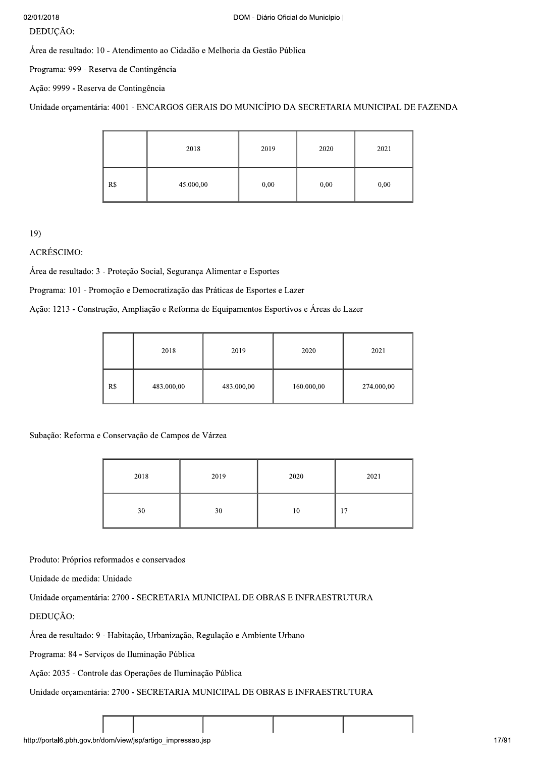DEDUÇÃO:

Área de resultado: 10 - Atendimento ao Cidadão e Melhoria da Gestão Pública

Programa: 999 - Reserva de Contingência

Ação: 9999 - Reserva de Contingência

Unidade orçamentária: 4001 - ENCARGOS GERAIS DO MUNICÍPIO DA SECRETARIA MUNICIPAL DE FAZENDA

| | 2018 | 2019 | 2020 | 2021 |
|---|---|---|---|---|
| R$ | 45.000,00 | 0,00 | 0,00 | 0,00 |

19)

ACRÉSCIMO:

Área de resultado: 3 - Proteção Social, Segurança Alimentar e Esportes

Programa: 101 - Promoção e Democratização das Práticas de Esportes e Lazer

Ação: 1213 - Construção, Ampliação e Reforma de Equipamentos Esportivos e Áreas de Lazer

| | 2018 | 2019 | 2020 | 2021 |
|---|---|---|---|---|
| R$ | 483.000,00 | 483.000,00 | 160.000,00 | 274.000,00 |

Subação: Reforma e Conservação de Campos de Várzea

| 2018 | 2019 | 2020 | 2021 |
|---|---|---|---|
| 30 | 30 | 10 | 17 |

Produto: Próprios reformados e conservados

Unidade de medida: Unidade

Unidade orçamentária: 2700 - SECRETARIA MUNICIPAL DE OBRAS E INFRAESTRUTURA

DEDUÇÃO:

Área de resultado: 9 - Habitação, Urbanização, Regulação e Ambiente Urbano

Programa: 84 - Serviços de Iluminação Pública

Ação: 2035 - Controle das Operações de Iluminação Pública

Unidade orçamentária: 2700 - SECRETARIA MUNICIPAL DE OBRAS E INFRAESTRUTURA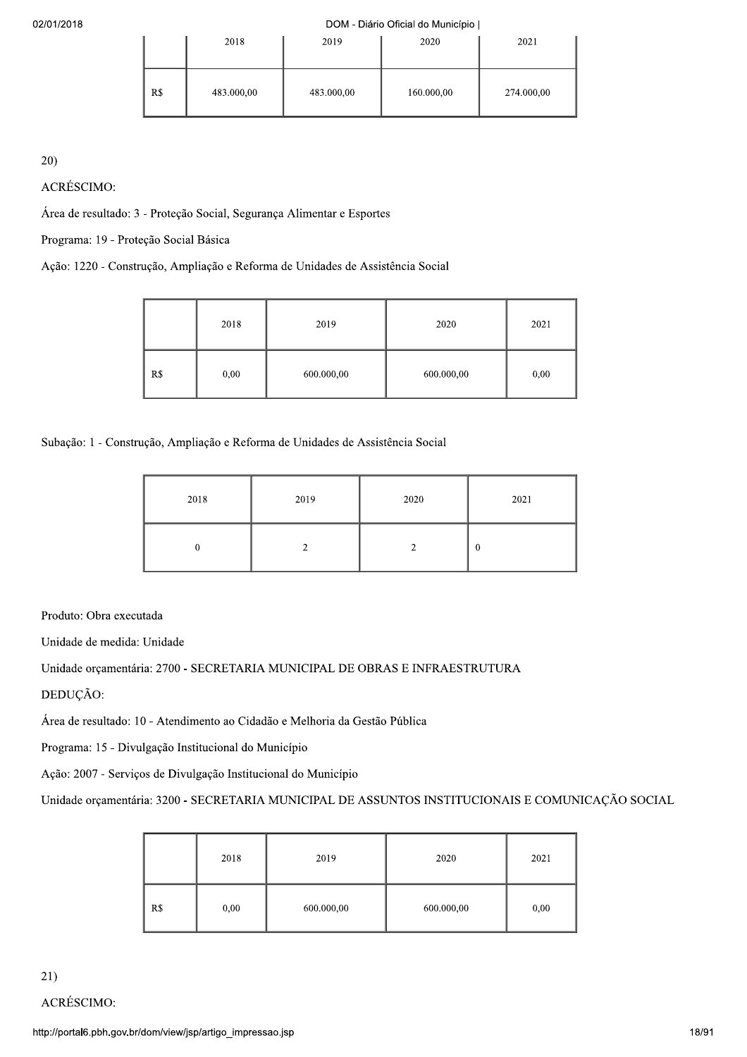| | 2018 | 2019 | 2020 | 2021 |
|---|---|---|---|---|
| R$ | 483.000,00 | 483.000,00 | 160.000,00 | 274.000,00 |

20)

ACRÉSCIMO:

Área de resultado: 3 - Proteção Social, Segurança Alimentar e Esportes

Programa: 19 - Proteção Social Básica

Ação: 1220 - Construção, Ampliação e Reforma de Unidades de Assistência Social

| | 2018 | 2019 | 2020 | 2021 |
|---|---|---|---|---|
| R$ | 0,00 | 600.000,00 | 600.000,00 | 0,00 |

Subação: 1 - Construção, Ampliação e Reforma de Unidades de Assistência Social

| 2018 | 2019 | 2020 | 2021 |
|---|---|---|---|
| 0 | 2 | 2 | 0 |

Produto: Obra executada

Unidade de medida: Unidade

Unidade orçamentária: 2700 - SECRETARIA MUNICIPAL DE OBRAS E INFRAESTRUTURA

DEDUÇÃO:

Área de resultado: 10 - Atendimento ao Cidadão e Melhoria da Gestão Pública

Programa: 15 - Divulgação Institucional do Município

Ação: 2007 - Serviços de Divulgação Institucional do Município

Unidade orçamentária: 3200 - SECRETARIA MUNICIPAL DE ASSUNTOS INSTITUCIONAIS E COMUNICAÇÃO SOCIAL

| | 2018 | 2019 | 2020 | 2021 |
|---|---|---|---|---|
| R$ | 0,00 | 600.000,00 | 600.000,00 | 0,00 |

21)

ACRÉSCIMO: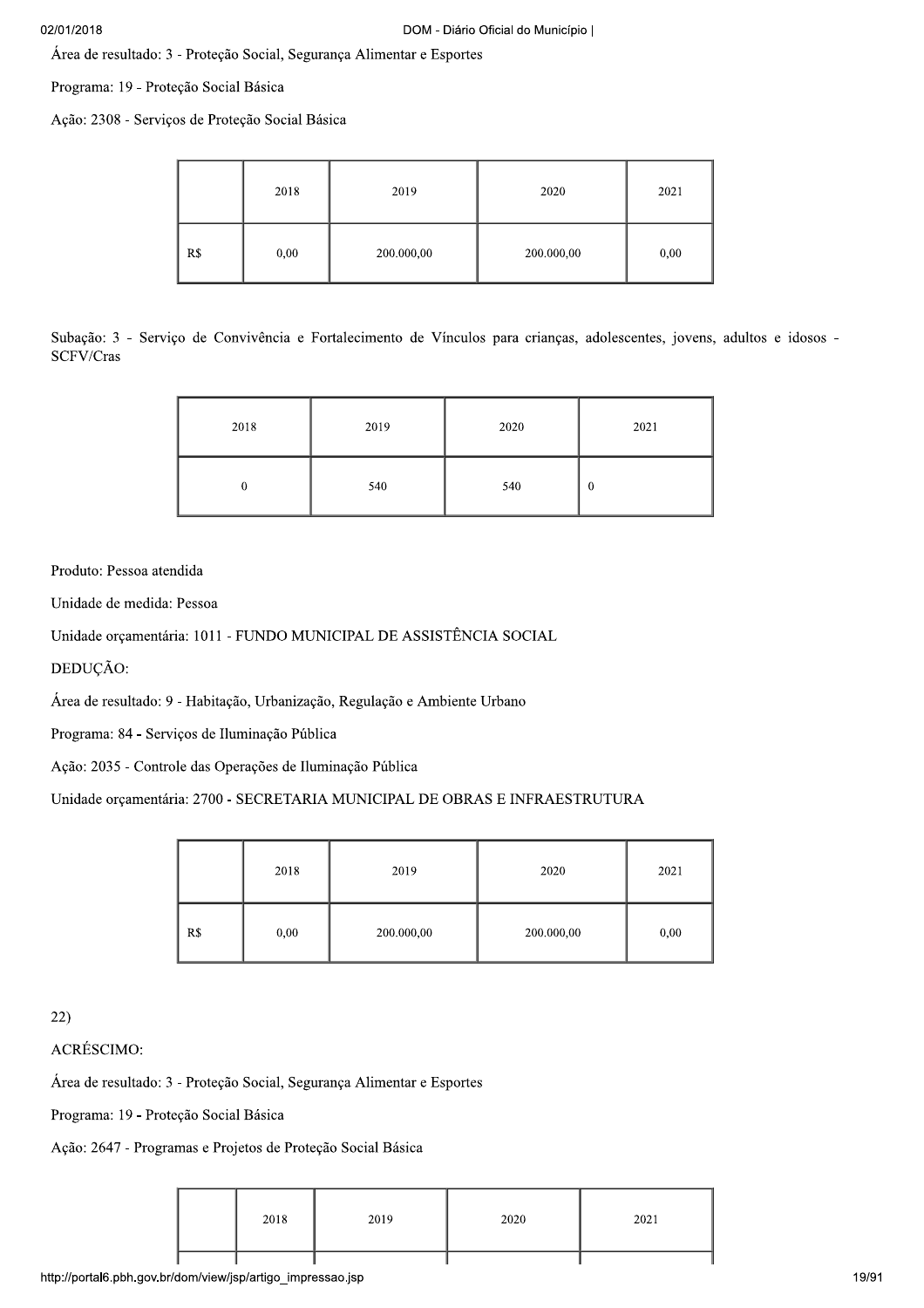Área de resultado: 3 - Proteção Social, Segurança Alimentar e Esportes

Programa: 19 - Proteção Social Básica

Ação: 2308 - Serviços de Proteção Social Básica

| | 2018 | 2019 | 2020 | 2021 |
|---|---|---|---|---|
| R$ | 0,00 | 200.000,00 | 200.000,00 | 0,00 |

Subação: 3 - Serviço de Convivência e Fortalecimento de Vínculos para crianças, adolescentes, jovens, adultos e idosos - SCFV/Cras

| 2018 | 2019 | 2020 | 2021 |
|---|---|---|---|
| 0 | 540 | 540 | 0 |

Produto: Pessoa atendida

Unidade de medida: Pessoa

Unidade orçamentária: 1011 - FUNDO MUNICIPAL DE ASSISTÊNCIA SOCIAL

DEDUÇÃO:

Área de resultado: 9 - Habitação, Urbanização, Regulação e Ambiente Urbano

Programa: 84 - Serviços de Iluminação Pública

Ação: 2035 - Controle das Operações de Iluminação Pública

Unidade orçamentária: 2700 - SECRETARIA MUNICIPAL DE OBRAS E INFRAESTRUTURA

| | 2018 | 2019 | 2020 | 2021 |
|---|---|---|---|---|
| R$ | 0,00 | 200.000,00 | 200.000,00 | 0,00 |

22)

ACRÉSCIMO:

Área de resultado: 3 - Proteção Social, Segurança Alimentar e Esportes

Programa: 19 - Proteção Social Básica

Ação: 2647 - Programas e Projetos de Proteção Social Básica

| | 2018 | 2019 | 2020 | 2021 |
|---|---|---|---|---|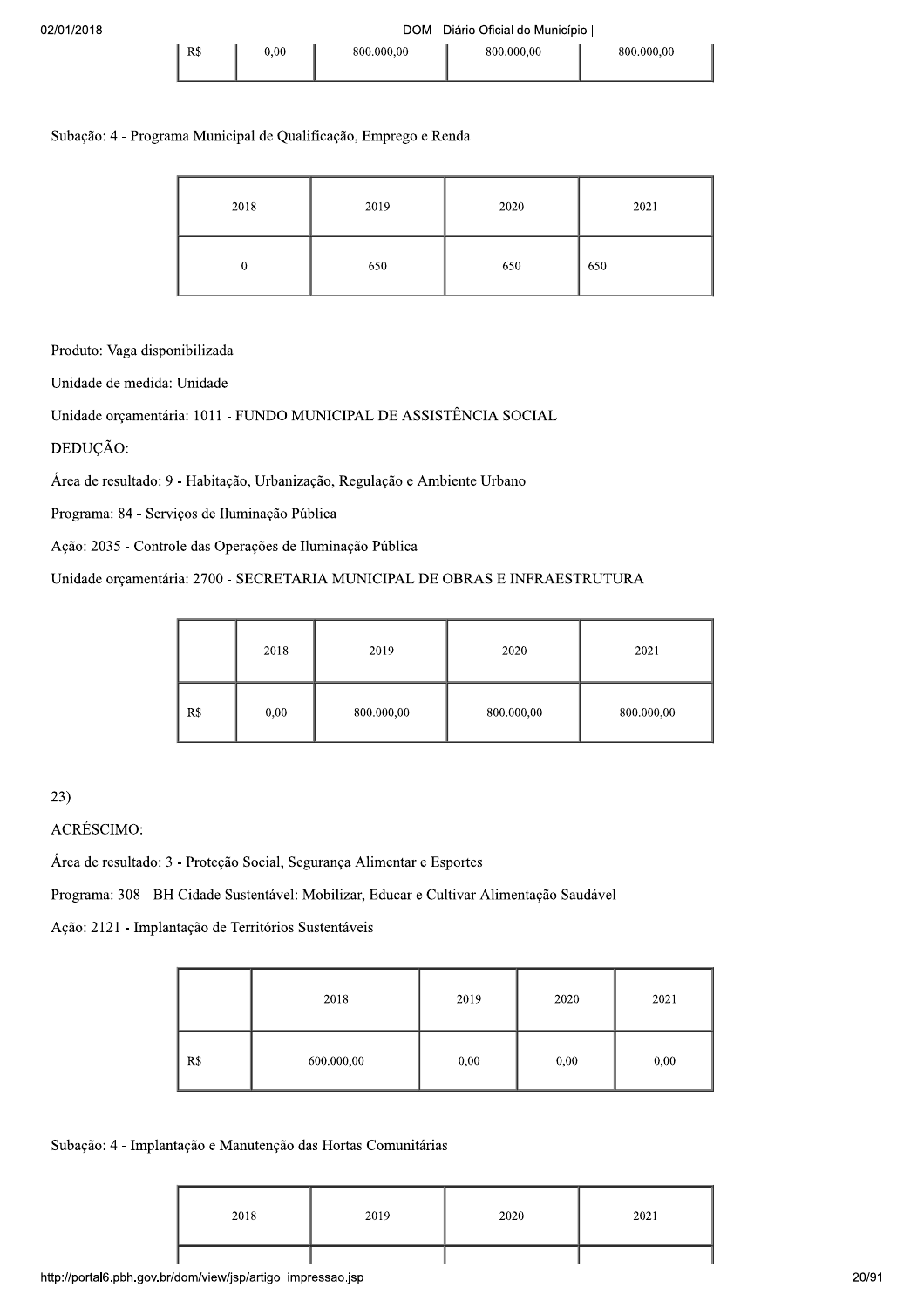| | | | | |
|---|---|---|---|---|
| R$ | 0,00 | 800.000,00 | 800.000,00 | 800.000,00 |

Subação: 4 - Programa Municipal de Qualificação, Emprego e Renda

| 2018 | 2019 | 2020 | 2021 |
|---|---|---|---|
| 0 | 650 | 650 | 650 |

Produto: Vaga disponibilizada

Unidade de medida: Unidade

Unidade orçamentária: 1011 - FUNDO MUNICIPAL DE ASSISTÊNCIA SOCIAL

DEDUÇÃO:

Área de resultado: 9 - Habitação, Urbanização, Regulação e Ambiente Urbano

Programa: 84 - Serviços de Iluminação Pública

Ação: 2035 - Controle das Operações de Iluminação Pública

Unidade orçamentária: 2700 - SECRETARIA MUNICIPAL DE OBRAS E INFRAESTRUTURA

| | 2018 | 2019 | 2020 | 2021 |
|---|---|---|---|---|
| R$ | 0,00 | 800.000,00 | 800.000,00 | 800.000,00 |

23)

ACRÉSCIMO:

Área de resultado: 3 - Proteção Social, Segurança Alimentar e Esportes

Programa: 308 - BH Cidade Sustentável: Mobilizar, Educar e Cultivar Alimentação Saudável

Ação: 2121 - Implantação de Territórios Sustentáveis

| | 2018 | 2019 | 2020 | 2021 |
|---|---|---|---|---|
| R$ | 600.000,00 | 0,00 | 0,00 | 0,00 |

Subação: 4 - Implantação e Manutenção das Hortas Comunitárias

| 2018 | 2019 | 2020 | 2021 |
|---|---|---|---|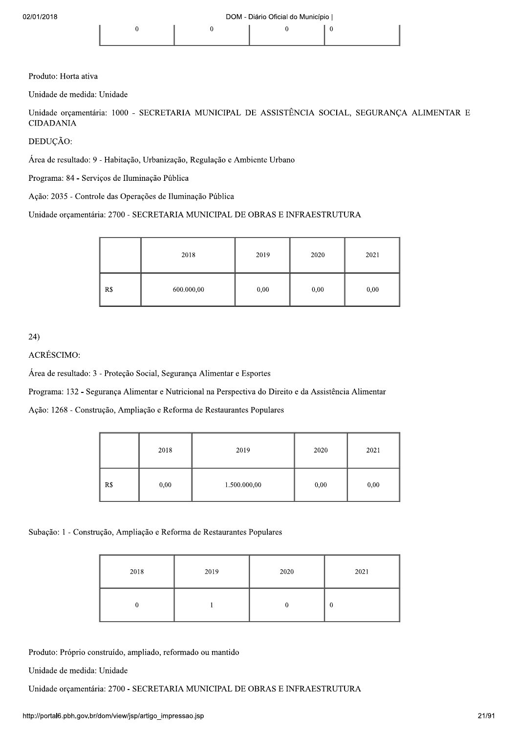| 0 | 0 | 0 | 0 |
|---|---|---|---|

Produto: Horta ativa

Unidade de medida: Unidade

Unidade orçamentária: 1000 - SECRETARIA MUNICIPAL DE ASSISTÊNCIA SOCIAL, SEGURANÇA ALIMENTAR E CIDADANIA

DEDUÇÃO:

Área de resultado: 9 - Habitação, Urbanização, Regulação e Ambiente Urbano

Programa: 84 - Serviços de Iluminação Pública

Ação: 2035 - Controle das Operações de Iluminação Pública

Unidade orçamentária: 2700 - SECRETARIA MUNICIPAL DE OBRAS E INFRAESTRUTURA

| | 2018 | 2019 | 2020 | 2021 |
|---|---|---|---|---|
| R$ | 600.000,00 | 0,00 | 0,00 | 0,00 |

24)

ACRÉSCIMO:

Área de resultado: 3 - Proteção Social, Segurança Alimentar e Esportes

Programa: 132 - Segurança Alimentar e Nutricional na Perspectiva do Direito e da Assistência Alimentar

Ação: 1268 - Construção, Ampliação e Reforma de Restaurantes Populares

| | 2018 | 2019 | 2020 | 2021 |
|---|---|---|---|---|
| R$ | 0,00 | 1.500.000,00 | 0,00 | 0,00 |

Subação: 1 - Construção, Ampliação e Reforma de Restaurantes Populares

| 2018 | 2019 | 2020 | 2021 |
|---|---|---|---|
| 0 | 1 | 0 | 0 |

Produto: Próprio construído, ampliado, reformado ou mantido

Unidade de medida: Unidade

Unidade orçamentária: 2700 - SECRETARIA MUNICIPAL DE OBRAS E INFRAESTRUTURA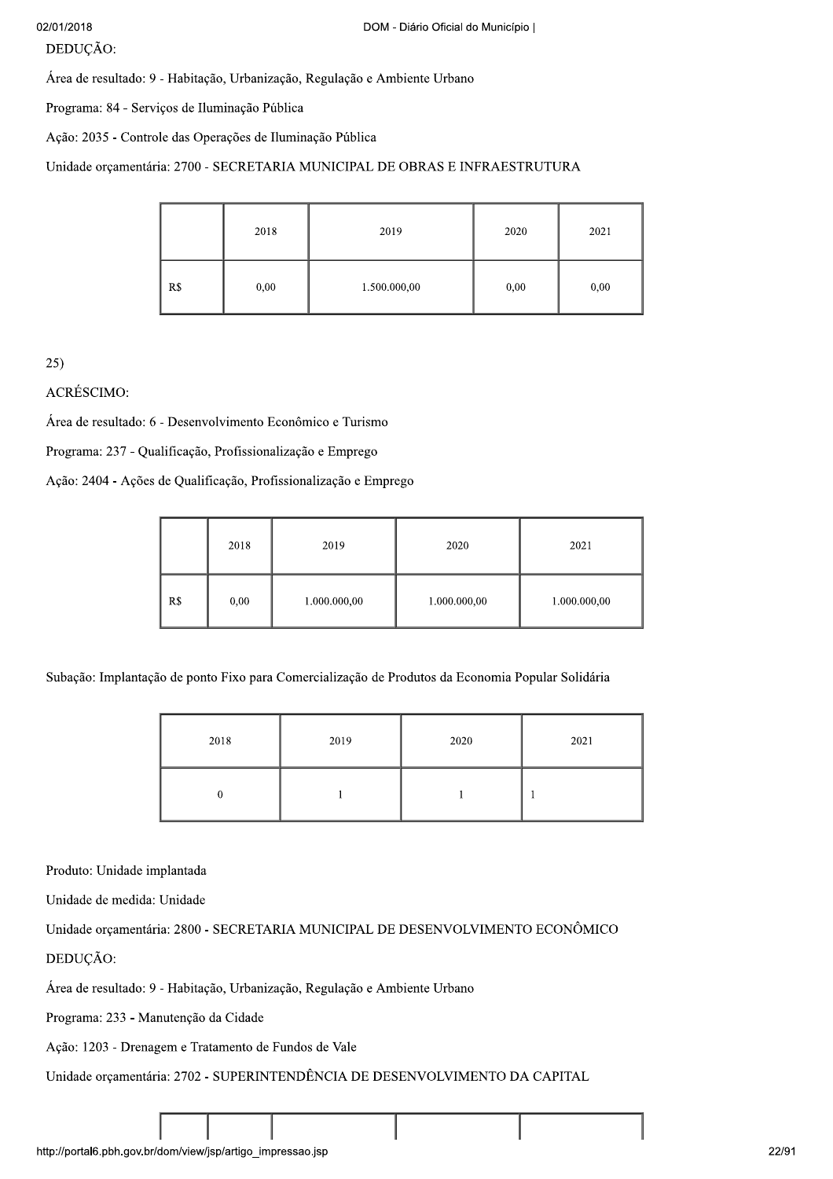DEDUÇÃO:

Área de resultado: 9 - Habitação, Urbanização, Regulação e Ambiente Urbano

Programa: 84 - Serviços de Iluminação Pública

Ação: 2035 - Controle das Operações de Iluminação Pública

Unidade orçamentária: 2700 - SECRETARIA MUNICIPAL DE OBRAS E INFRAESTRUTURA

| | 2018 | 2019 | 2020 | 2021 |
|---|---|---|---|---|
| R$ | 0,00 | 1.500.000,00 | 0,00 | 0,00 |

25)

ACRÉSCIMO:

Área de resultado: 6 - Desenvolvimento Econômico e Turismo

Programa: 237 - Qualificação, Profissionalização e Emprego

Ação: 2404 - Ações de Qualificação, Profissionalização e Emprego

| | 2018 | 2019 | 2020 | 2021 |
|---|---|---|---|---|
| R$ | 0,00 | 1.000.000,00 | 1.000.000,00 | 1.000.000,00 |

Subação: Implantação de ponto Fixo para Comercialização de Produtos da Economia Popular Solidária

| 2018 | 2019 | 2020 | 2021 |
|---|---|---|---|
| 0 | 1 | 1 | 1 |

Produto: Unidade implantada

Unidade de medida: Unidade

Unidade orçamentária: 2800 - SECRETARIA MUNICIPAL DE DESENVOLVIMENTO ECONÔMICO

DEDUÇÃO:

Área de resultado: 9 - Habitação, Urbanização, Regulação e Ambiente Urbano

Programa: 233 - Manutenção da Cidade

Ação: 1203 - Drenagem e Tratamento de Fundos de Vale

Unidade orçamentária: 2702 - SUPERINTENDÊNCIA DE DESENVOLVIMENTO DA CAPITAL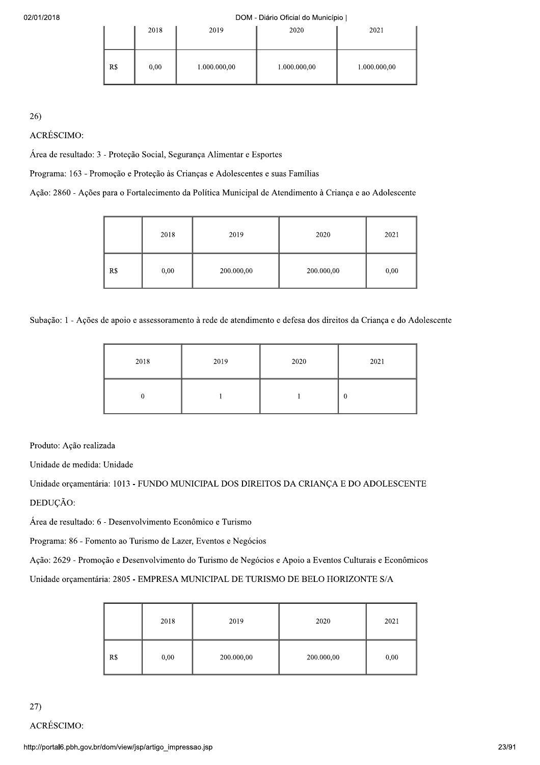| | 2018 | 2019 | 2020 | 2021 |
|---|---|---|---|---|
| R$ | 0,00 | 1.000.000,00 | 1.000.000,00 | 1.000.000,00 |

26)

ACRÉSCIMO:

Área de resultado: 3 - Proteção Social, Segurança Alimentar e Esportes

Programa: 163 - Promoção e Proteção às Crianças e Adolescentes e suas Famílias

Ação: 2860 - Ações para o Fortalecimento da Política Municipal de Atendimento à Criança e ao Adolescente

| | 2018 | 2019 | 2020 | 2021 |
|---|---|---|---|---|
| R$ | 0,00 | 200.000,00 | 200.000,00 | 0,00 |

Subação: 1 - Ações de apoio e assessoramento à rede de atendimento e defesa dos direitos da Criança e do Adolescente

| 2018 | 2019 | 2020 | 2021 |
|---|---|---|---|
| 0 | 1 | 1 | 0 |

Produto: Ação realizada

Unidade de medida: Unidade

Unidade orçamentária: 1013 - FUNDO MUNICIPAL DOS DIREITOS DA CRIANÇA E DO ADOLESCENTE

DEDUÇÃO:

Área de resultado: 6 - Desenvolvimento Econômico e Turismo

Programa: 86 - Fomento ao Turismo de Lazer, Eventos e Negócios

Ação: 2629 - Promoção e Desenvolvimento do Turismo de Negócios e Apoio a Eventos Culturais e Econômicos

Unidade orçamentária: 2805 - EMPRESA MUNICIPAL DE TURISMO DE BELO HORIZONTE S/A

| | 2018 | 2019 | 2020 | 2021 |
|---|---|---|---|---|
| R$ | 0,00 | 200.000,00 | 200.000,00 | 0,00 |

27)

ACRÉSCIMO: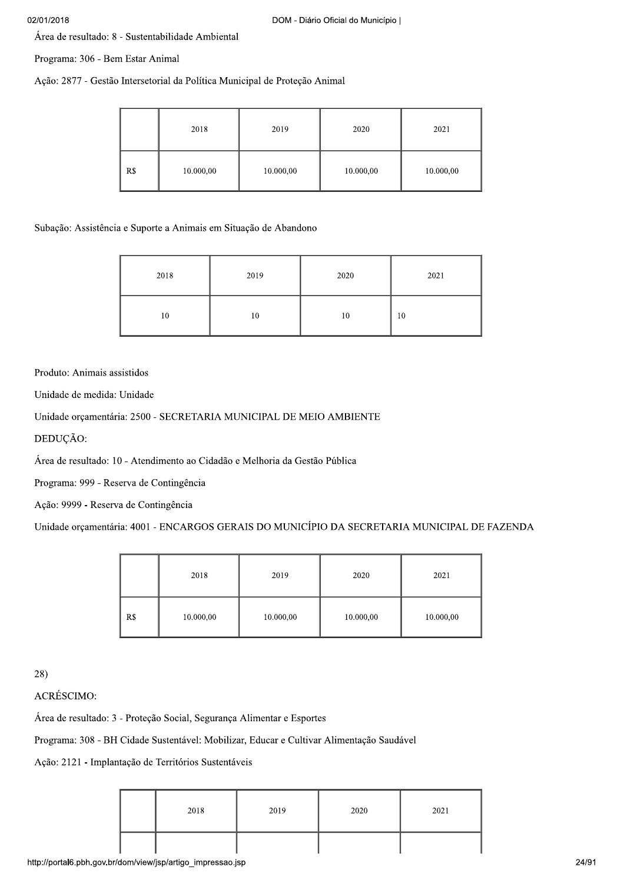Área de resultado: 8 - Sustentabilidade Ambiental

Programa: 306 - Bem Estar Animal

Ação: 2877 - Gestão Intersetorial da Política Municipal de Proteção Animal

| | 2018 | 2019 | 2020 | 2021 |
|---|---|---|---|---|
| R$ | 10.000,00 | 10.000,00 | 10.000,00 | 10.000,00 |

Subação: Assistência e Suporte a Animais em Situação de Abandono

| 2018 | 2019 | 2020 | 2021 |
|---|---|---|---|
| 10 | 10 | 10 | 10 |

Produto: Animais assistidos

Unidade de medida: Unidade

Unidade orçamentária: 2500 - SECRETARIA MUNICIPAL DE MEIO AMBIENTE

DEDUÇÃO:

Área de resultado: 10 - Atendimento ao Cidadão e Melhoria da Gestão Pública

Programa: 999 - Reserva de Contingência

Ação: 9999 - Reserva de Contingência

Unidade orçamentária: 4001 - ENCARGOS GERAIS DO MUNICÍPIO DA SECRETARIA MUNICIPAL DE FAZENDA

| | 2018 | 2019 | 2020 | 2021 |
|---|---|---|---|---|
| R$ | 10.000,00 | 10.000,00 | 10.000,00 | 10.000,00 |

28)

ACRÉSCIMO:

Área de resultado: 3 - Proteção Social, Segurança Alimentar e Esportes

Programa: 308 - BH Cidade Sustentável: Mobilizar, Educar e Cultivar Alimentação Saudável

Ação: 2121 - Implantação de Territórios Sustentáveis

| | 2018 | 2019 | 2020 | 2021 |
|---|---|---|---|---|
| | | | | |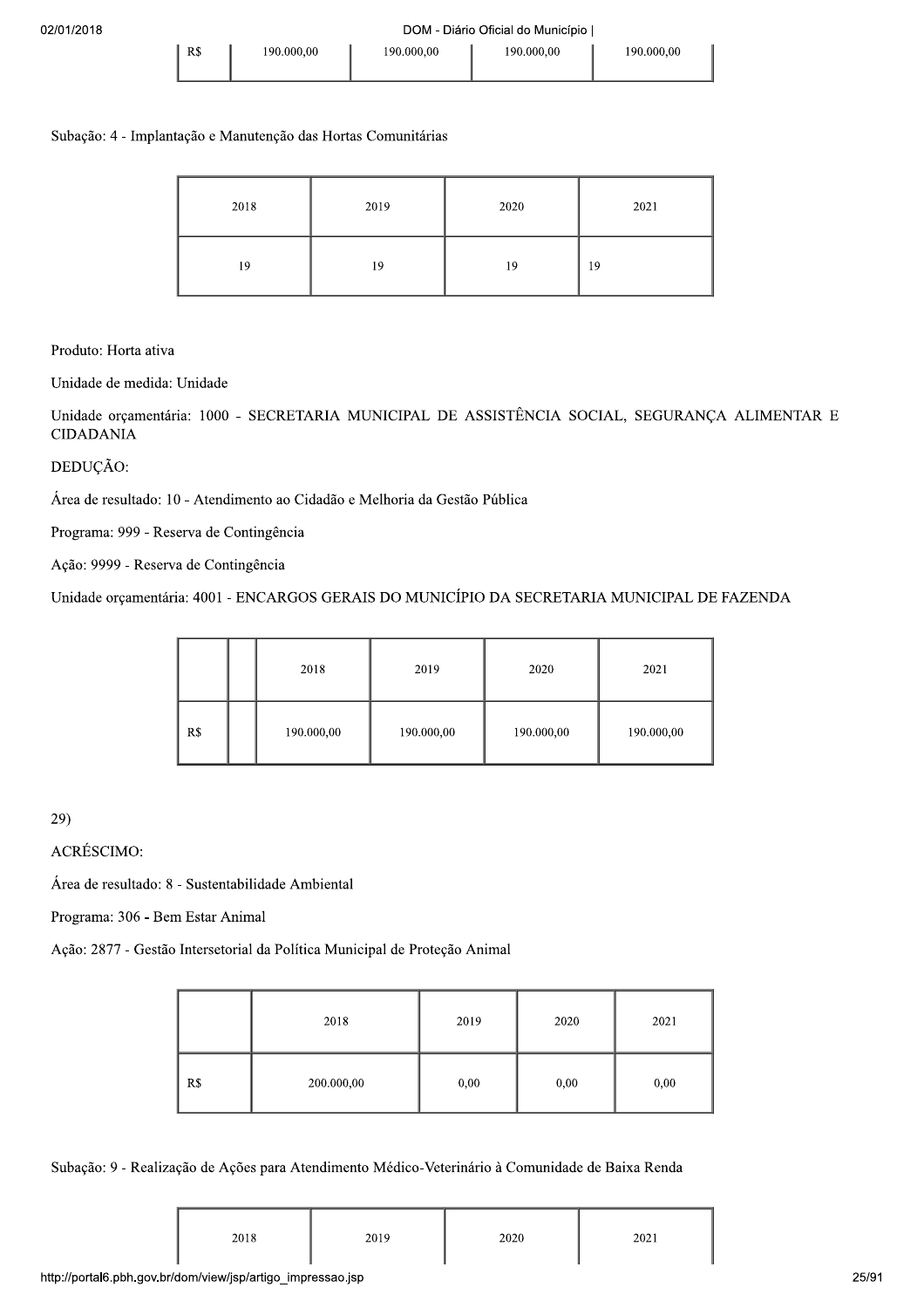| R$ | 190.000,00 | 190.000,00 | 190.000,00 | 190.000,00 |
|---|---|---|---|---|

Subação: 4 - Implantação e Manutenção das Hortas Comunitárias

| 2018 | 2019 | 2020 | 2021 |
|---|---|---|---|
| 19 | 19 | 19 | 19 |

Produto: Horta ativa

Unidade de medida: Unidade

Unidade orçamentária: 1000 - SECRETARIA MUNICIPAL DE ASSISTÊNCIA SOCIAL, SEGURANÇA ALIMENTAR E CIDADANIA

DEDUÇÃO:

Área de resultado: 10 - Atendimento ao Cidadão e Melhoria da Gestão Pública

Programa: 999 - Reserva de Contingência

Ação: 9999 - Reserva de Contingência

Unidade orçamentária: 4001 - ENCARGOS GERAIS DO MUNICÍPIO DA SECRETARIA MUNICIPAL DE FAZENDA

| | | 2018 | 2019 | 2020 | 2021 |
|---|---|---|---|---|---|
| R$ | | 190.000,00 | 190.000,00 | 190.000,00 | 190.000,00 |

29)

ACRÉSCIMO:

Área de resultado: 8 - Sustentabilidade Ambiental

Programa: 306 - Bem Estar Animal

Ação: 2877 - Gestão Intersetorial da Política Municipal de Proteção Animal

| | 2018 | 2019 | 2020 | 2021 |
|---|---|---|---|---|
| R$ | 200.000,00 | 0,00 | 0,00 | 0,00 |

Subação: 9 - Realização de Ações para Atendimento Médico-Veterinário à Comunidade de Baixa Renda

| 2018 | 2019 | 2020 | 2021 |
|---|---|---|---|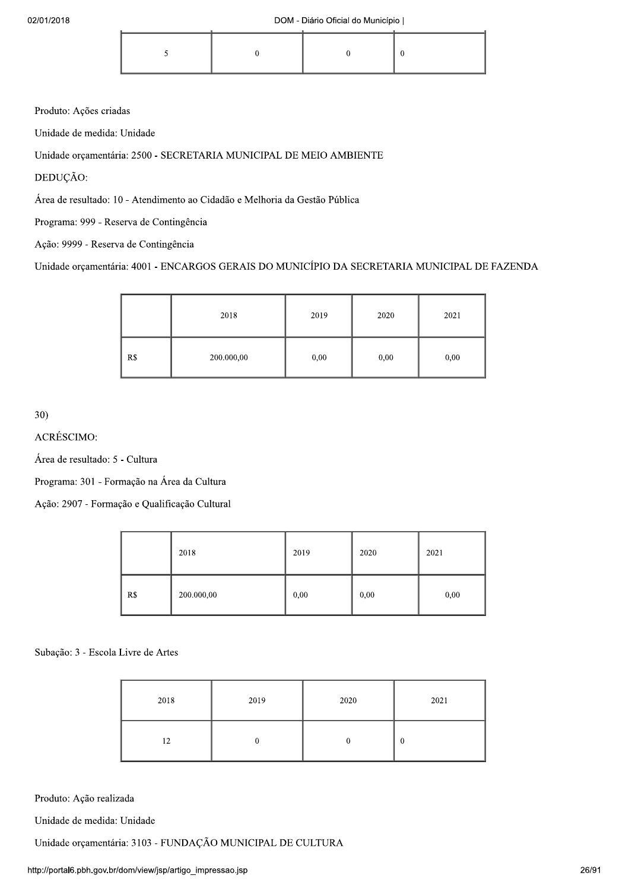| 5 | 0 | 0 | 0 |
|---|---|---|---|

Produto: Ações criadas

Unidade de medida: Unidade

Unidade orçamentária: 2500 - SECRETARIA MUNICIPAL DE MEIO AMBIENTE

DEDUÇÃO:

Área de resultado: 10 - Atendimento ao Cidadão e Melhoria da Gestão Pública

Programa: 999 - Reserva de Contingência

Ação: 9999 - Reserva de Contingência

Unidade orçamentária: 4001 - ENCARGOS GERAIS DO MUNICÍPIO DA SECRETARIA MUNICIPAL DE FAZENDA

| | 2018 | 2019 | 2020 | 2021 |
|---|---|---|---|---|
| R$ | 200.000,00 | 0,00 | 0,00 | 0,00 |

30)

ACRÉSCIMO:

Área de resultado: 5 - Cultura

Programa: 301 - Formação na Área da Cultura

Ação: 2907 - Formação e Qualificação Cultural

| | 2018 | 2019 | 2020 | 2021 |
|---|---|---|---|---|
| R$ | 200.000,00 | 0,00 | 0,00 | 0,00 |

Subação: 3 - Escola Livre de Artes

| 2018 | 2019 | 2020 | 2021 |
|---|---|---|---|
| 12 | 0 | 0 | 0 |

Produto: Ação realizada

Unidade de medida: Unidade

Unidade orçamentária: 3103 - FUNDAÇÃO MUNICIPAL DE CULTURA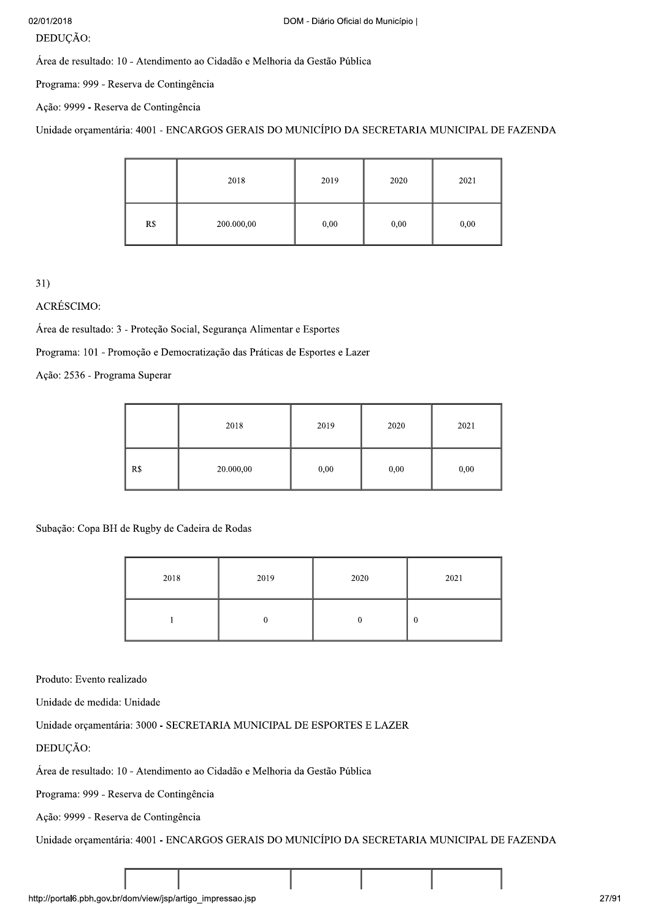DEDUÇÃO:

Área de resultado: 10 - Atendimento ao Cidadão e Melhoria da Gestão Pública

Programa: 999 - Reserva de Contingência

Ação: 9999 - Reserva de Contingência

Unidade orçamentária: 4001 - ENCARGOS GERAIS DO MUNICÍPIO DA SECRETARIA MUNICIPAL DE FAZENDA

| | 2018 | 2019 | 2020 | 2021 |
|---|---|---|---|---|
| R$ | 200.000,00 | 0,00 | 0,00 | 0,00 |

31)

ACRÉSCIMO:

Área de resultado: 3 - Proteção Social, Segurança Alimentar e Esportes

Programa: 101 - Promoção e Democratização das Práticas de Esportes e Lazer

Ação: 2536 - Programa Superar

| | 2018 | 2019 | 2020 | 2021 |
|---|---|---|---|---|
| R$ | 20.000,00 | 0,00 | 0,00 | 0,00 |

Subação: Copa BH de Rugby de Cadeira de Rodas

| 2018 | 2019 | 2020 | 2021 |
|---|---|---|---|
| 1 | 0 | 0 | 0 |

Produto: Evento realizado

Unidade de medida: Unidade

Unidade orçamentária: 3000 - SECRETARIA MUNICIPAL DE ESPORTES E LAZER

DEDUÇÃO:

Área de resultado: 10 - Atendimento ao Cidadão e Melhoria da Gestão Pública

Programa: 999 - Reserva de Contingência

Ação: 9999 - Reserva de Contingência

Unidade orçamentária: 4001 - ENCARGOS GERAIS DO MUNICÍPIO DA SECRETARIA MUNICIPAL DE FAZENDA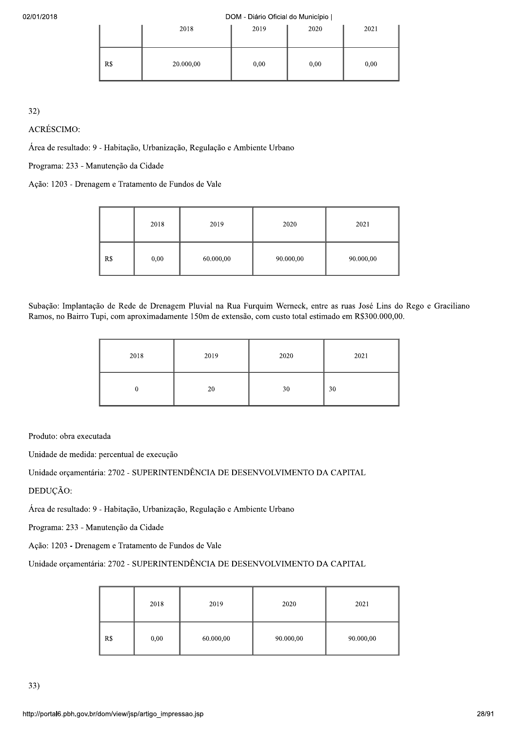| | 2018 | 2019 | 2020 | 2021 |
|---|---|---|---|---|
| R$ | 20.000,00 | 0,00 | 0,00 | 0,00 |

32)

ACRÉSCIMO:

Área de resultado: 9 - Habitação, Urbanização, Regulação e Ambiente Urbano

Programa: 233 - Manutenção da Cidade

Ação: 1203 - Drenagem e Tratamento de Fundos de Vale

| | 2018 | 2019 | 2020 | 2021 |
|---|---|---|---|---|
| R$ | 0,00 | 60.000,00 | 90.000,00 | 90.000,00 |

Subação: Implantação de Rede de Drenagem Pluvial na Rua Furquim Werneck, entre as ruas José Lins do Rego e Graciliano Ramos, no Bairro Tupi, com aproximadamente 150m de extensão, com custo total estimado em R$300.000,00.

| 2018 | 2019 | 2020 | 2021 |
|---|---|---|---|
| 0 | 20 | 30 | 30 |

Produto: obra executada

Unidade de medida: percentual de execução

Unidade orçamentária: 2702 - SUPERINTENDÊNCIA DE DESENVOLVIMENTO DA CAPITAL

DEDUÇÃO:

Área de resultado: 9 - Habitação, Urbanização, Regulação e Ambiente Urbano

Programa: 233 - Manutenção da Cidade

Ação: 1203 - Drenagem e Tratamento de Fundos de Vale

Unidade orçamentária: 2702 - SUPERINTENDÊNCIA DE DESENVOLVIMENTO DA CAPITAL

| | 2018 | 2019 | 2020 | 2021 |
|---|---|---|---|---|
| R$ | 0,00 | 60.000,00 | 90.000,00 | 90.000,00 |

33)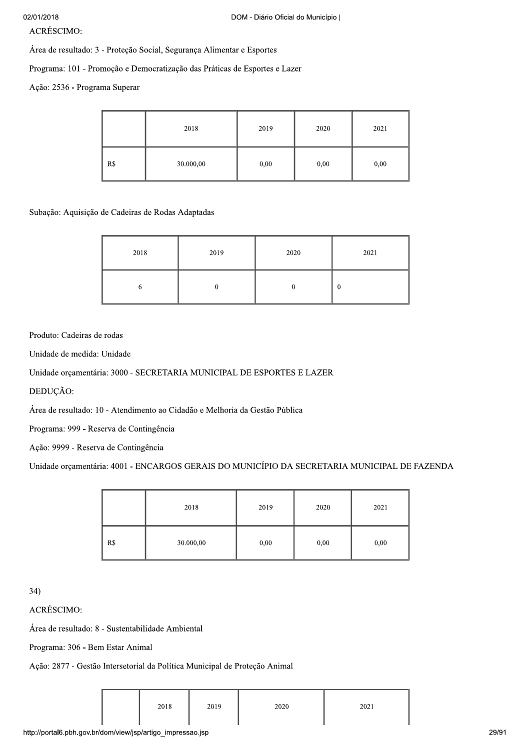ACRÉSCIMO:

Área de resultado: 3 - Proteção Social, Segurança Alimentar e Esportes

Programa: 101 - Promoção e Democratização das Práticas de Esportes e Lazer

Ação: 2536 - Programa Superar

| | 2018 | 2019 | 2020 | 2021 |
|---|---|---|---|---|
| R$ | 30.000,00 | 0,00 | 0,00 | 0,00 |

Subação: Aquisição de Cadeiras de Rodas Adaptadas

| 2018 | 2019 | 2020 | 2021 |
|---|---|---|---|
| 6 | 0 | 0 | 0 |

Produto: Cadeiras de rodas

Unidade de medida: Unidade

Unidade orçamentária: 3000 - SECRETARIA MUNICIPAL DE ESPORTES E LAZER

DEDUÇÃO:

Área de resultado: 10 - Atendimento ao Cidadão e Melhoria da Gestão Pública

Programa: 999 - Reserva de Contingência

Ação: 9999 - Reserva de Contingência

Unidade orçamentária: 4001 - ENCARGOS GERAIS DO MUNICÍPIO DA SECRETARIA MUNICIPAL DE FAZENDA

| | 2018 | 2019 | 2020 | 2021 |
|---|---|---|---|---|
| R$ | 30.000,00 | 0,00 | 0,00 | 0,00 |

34)

ACRÉSCIMO:

Área de resultado: 8 - Sustentabilidade Ambiental

Programa: 306 - Bem Estar Animal

Ação: 2877 - Gestão Intersetorial da Política Municipal de Proteção Animal

| | 2018 | 2019 | 2020 | 2021 |
|---|---|---|---|---|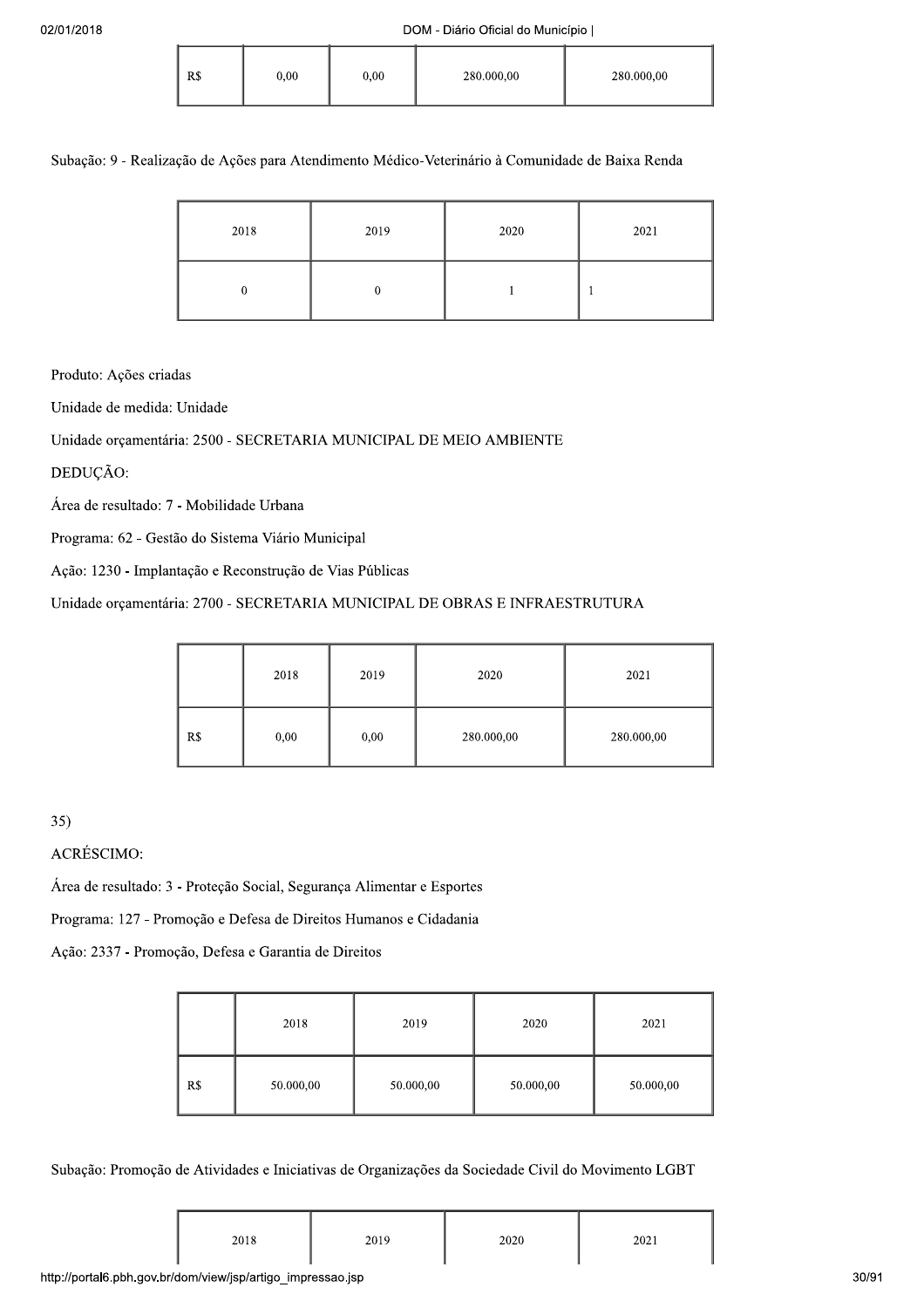| R$ | 0,00 | 0,00 | 280.000,00 | 280.000,00 |
|---|---|---|---|---|

Subação: 9 - Realização de Ações para Atendimento Médico-Veterinário à Comunidade de Baixa Renda

| 2018 | 2019 | 2020 | 2021 |
|---|---|---|---|
| 0 | 0 | 1 | 1 |

Produto: Ações criadas

Unidade de medida: Unidade

Unidade orçamentária: 2500 - SECRETARIA MUNICIPAL DE MEIO AMBIENTE

DEDUÇÃO:

Área de resultado: 7 - Mobilidade Urbana

Programa: 62 - Gestão do Sistema Viário Municipal

Ação: 1230 - Implantação e Reconstrução de Vias Públicas

Unidade orçamentária: 2700 - SECRETARIA MUNICIPAL DE OBRAS E INFRAESTRUTURA

| | 2018 | 2019 | 2020 | 2021 |
|---|---|---|---|---|
| R$ | 0,00 | 0,00 | 280.000,00 | 280.000,00 |

35)

ACRÉSCIMO:

Área de resultado: 3 - Proteção Social, Segurança Alimentar e Esportes

Programa: 127 - Promoção e Defesa de Direitos Humanos e Cidadania

Ação: 2337 - Promoção, Defesa e Garantia de Direitos

| | 2018 | 2019 | 2020 | 2021 |
|---|---|---|---|---|
| R$ | 50.000,00 | 50.000,00 | 50.000,00 | 50.000,00 |

Subação: Promoção de Atividades e Iniciativas de Organizações da Sociedade Civil do Movimento LGBT

| 2018 | 2019 | 2020 | 2021 |
|---|---|---|---|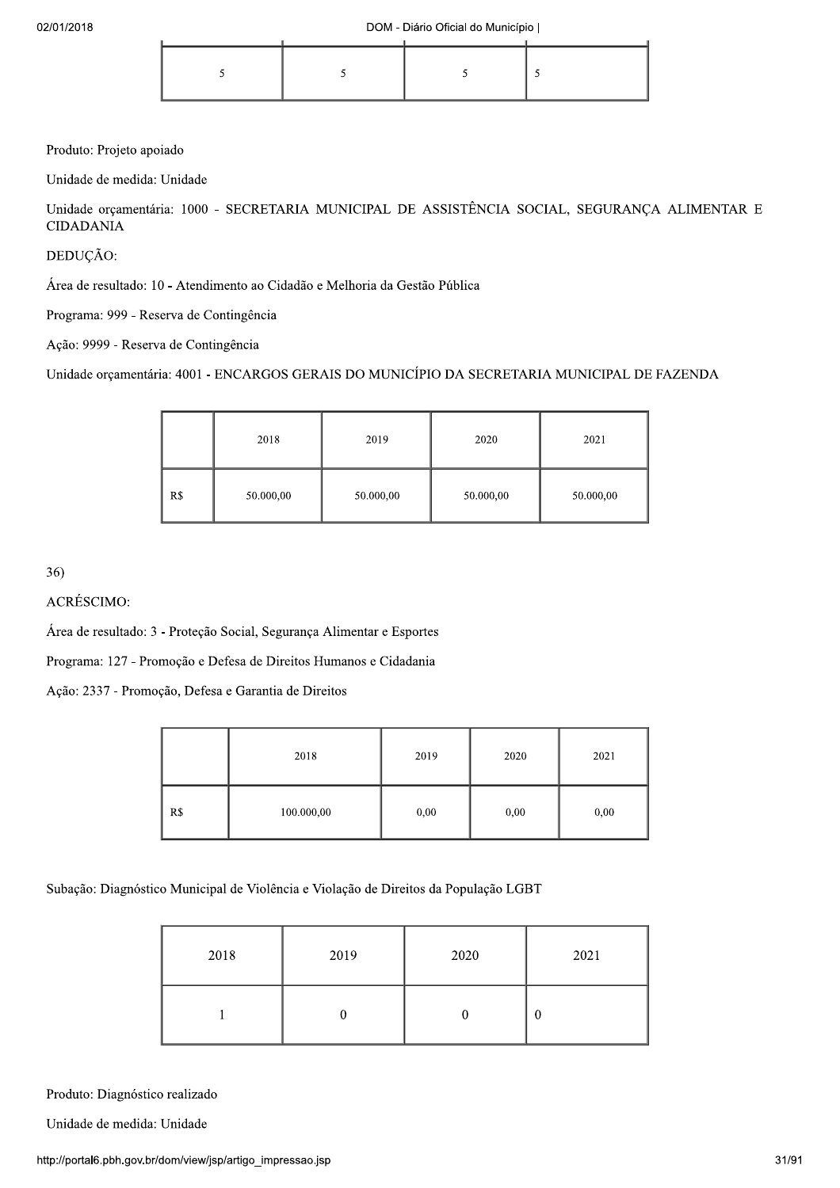| 5 | 5 | 5 | 5 |
|---|---|---|---|

Produto: Projeto apoiado

Unidade de medida: Unidade

Unidade orçamentária: 1000 - SECRETARIA MUNICIPAL DE ASSISTÊNCIA SOCIAL, SEGURANÇA ALIMENTAR E CIDADANIA

DEDUÇÃO:

Área de resultado: 10 - Atendimento ao Cidadão e Melhoria da Gestão Pública

Programa: 999 - Reserva de Contingência

Ação: 9999 - Reserva de Contingência

Unidade orçamentária: 4001 - ENCARGOS GERAIS DO MUNICÍPIO DA SECRETARIA MUNICIPAL DE FAZENDA

| | 2018 | 2019 | 2020 | 2021 |
|---|---|---|---|---|
| R$ | 50.000,00 | 50.000,00 | 50.000,00 | 50.000,00 |

36)

ACRÉSCIMO:

Área de resultado: 3 - Proteção Social, Segurança Alimentar e Esportes

Programa: 127 - Promoção e Defesa de Direitos Humanos e Cidadania

Ação: 2337 - Promoção, Defesa e Garantia de Direitos

| | 2018 | 2019 | 2020 | 2021 |
|---|---|---|---|---|
| R$ | 100.000,00 | 0,00 | 0,00 | 0,00 |

Subação: Diagnóstico Municipal de Violência e Violação de Direitos da População LGBT

| 2018 | 2019 | 2020 | 2021 |
|---|---|---|---|
| 1 | 0 | 0 | 0 |

Produto: Diagnóstico realizado

Unidade de medida: Unidade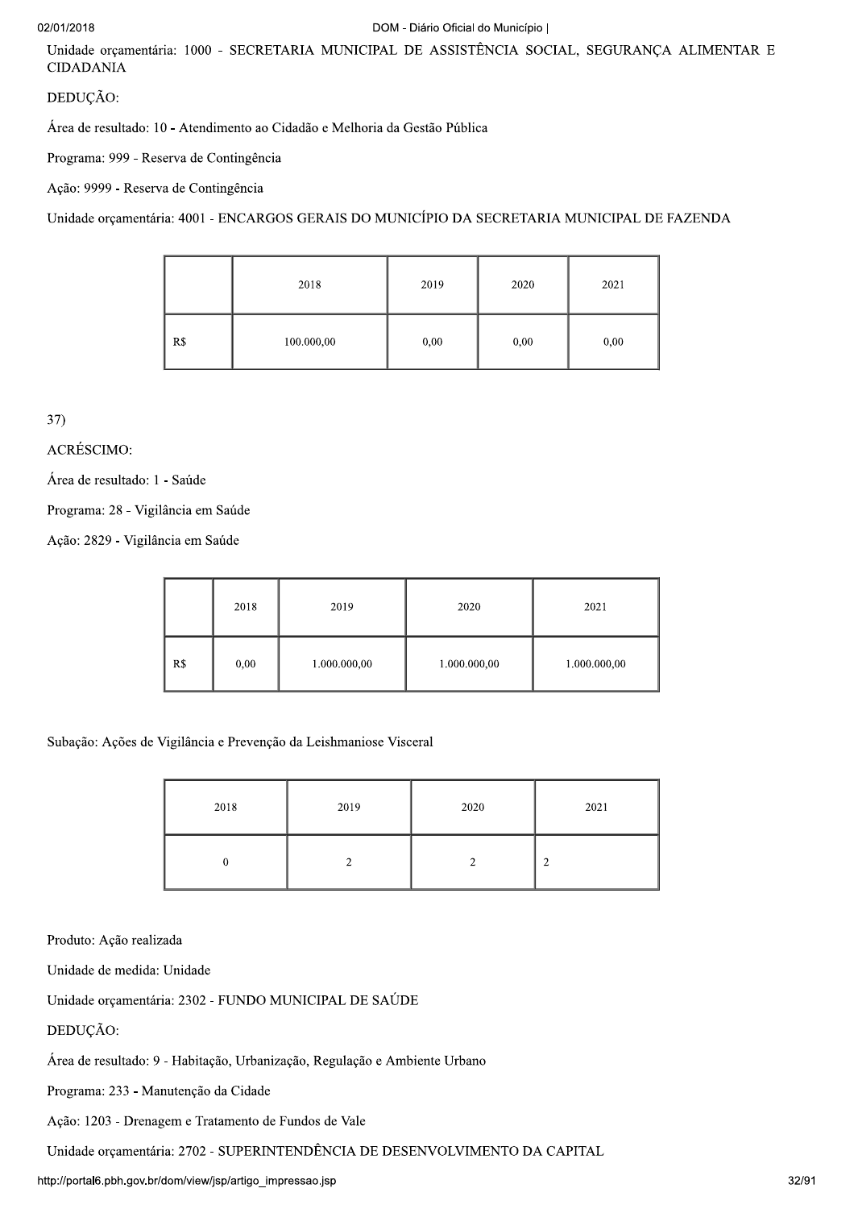Unidade orçamentária: 1000 - SECRETARIA MUNICIPAL DE ASSISTÊNCIA SOCIAL, SEGURANÇA ALIMENTAR E CIDADANIA

DEDUÇÃO:

Área de resultado: 10 - Atendimento ao Cidadão e Melhoria da Gestão Pública

Programa: 999 - Reserva de Contingência

Ação: 9999 - Reserva de Contingência

Unidade orçamentária: 4001 - ENCARGOS GERAIS DO MUNICÍPIO DA SECRETARIA MUNICIPAL DE FAZENDA

| | 2018 | 2019 | 2020 | 2021 |
|---|---|---|---|---|
| R$ | 100.000,00 | 0,00 | 0,00 | 0,00 |

37)

ACRÉSCIMO:

Área de resultado: 1 - Saúde

Programa: 28 - Vigilância em Saúde

Ação: 2829 - Vigilância em Saúde

| | 2018 | 2019 | 2020 | 2021 |
|---|---|---|---|---|
| R$ | 0,00 | 1.000.000,00 | 1.000.000,00 | 1.000.000,00 |

Subação: Ações de Vigilância e Prevenção da Leishmaniose Visceral

| 2018 | 2019 | 2020 | 2021 |
|---|---|---|---|
| 0 | 2 | 2 | 2 |

Produto: Ação realizada

Unidade de medida: Unidade

Unidade orçamentária: 2302 - FUNDO MUNICIPAL DE SAÚDE

DEDUÇÃO:

Área de resultado: 9 - Habitação, Urbanização, Regulação e Ambiente Urbano

Programa: 233 - Manutenção da Cidade

Ação: 1203 - Drenagem e Tratamento de Fundos de Vale

Unidade orçamentária: 2702 - SUPERINTENDÊNCIA DE DESENVOLVIMENTO DA CAPITAL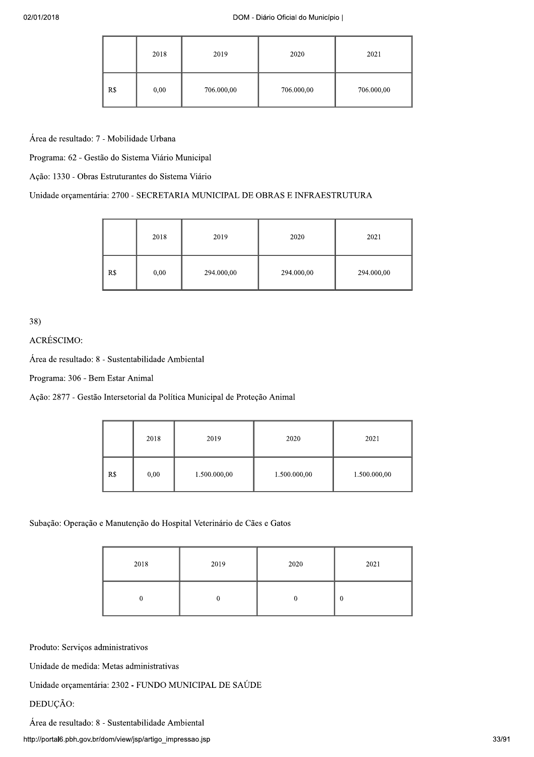| | 2018 | 2019 | 2020 | 2021 |
|---|---|---|---|---|
| R$ | 0,00 | 706.000,00 | 706.000,00 | 706.000,00 |

Área de resultado: 7 - Mobilidade Urbana

Programa: 62 - Gestão do Sistema Viário Municipal

Ação: 1330 - Obras Estruturantes do Sistema Viário

Unidade orçamentária: 2700 - SECRETARIA MUNICIPAL DE OBRAS E INFRAESTRUTURA

| | 2018 | 2019 | 2020 | 2021 |
|---|---|---|---|---|
| R$ | 0,00 | 294.000,00 | 294.000,00 | 294.000,00 |

38)

ACRÉSCIMO:

Área de resultado: 8 - Sustentabilidade Ambiental

Programa: 306 - Bem Estar Animal

Ação: 2877 - Gestão Intersetorial da Política Municipal de Proteção Animal

| | 2018 | 2019 | 2020 | 2021 |
|---|---|---|---|---|
| R$ | 0,00 | 1.500.000,00 | 1.500.000,00 | 1.500.000,00 |

Subação: Operação e Manutenção do Hospital Veterinário de Cães e Gatos

| 2018 | 2019 | 2020 | 2021 |
|---|---|---|---|
| 0 | 0 | 0 | 0 |

Produto: Serviços administrativos

Unidade de medida: Metas administrativas

Unidade orçamentária: 2302 - FUNDO MUNICIPAL DE SAÚDE

DEDUÇÃO:

Área de resultado: 8 - Sustentabilidade Ambiental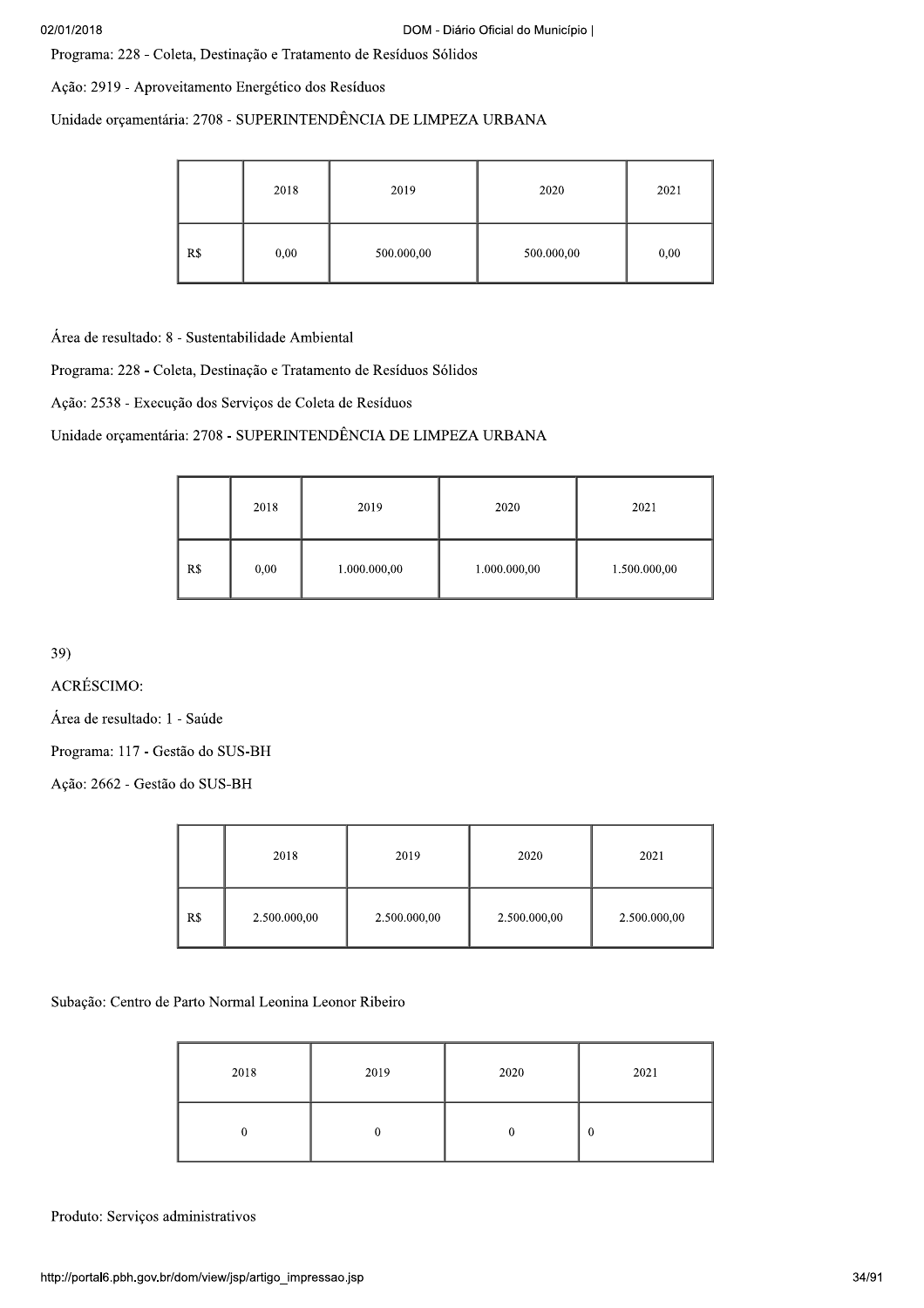Programa: 228 - Coleta, Destinação e Tratamento de Resíduos Sólidos

Ação: 2919 - Aproveitamento Energético dos Resíduos

Unidade orçamentária: 2708 - SUPERINTENDÊNCIA DE LIMPEZA URBANA

| | 2018 | 2019 | 2020 | 2021 |
|---|---|---|---|---|
| R$ | 0,00 | 500.000,00 | 500.000,00 | 0,00 |

Área de resultado: 8 - Sustentabilidade Ambiental

Programa: 228 - Coleta, Destinação e Tratamento de Resíduos Sólidos

Ação: 2538 - Execução dos Serviços de Coleta de Resíduos

Unidade orçamentária: 2708 - SUPERINTENDÊNCIA DE LIMPEZA URBANA

| | 2018 | 2019 | 2020 | 2021 |
|---|---|---|---|---|
| R$ | 0,00 | 1.000.000,00 | 1.000.000,00 | 1.500.000,00 |

39)

ACRÉSCIMO:

Área de resultado: 1 - Saúde

Programa: 117 - Gestão do SUS-BH

Ação: 2662 - Gestão do SUS-BH

| | 2018 | 2019 | 2020 | 2021 |
|---|---|---|---|---|
| R$ | 2.500.000,00 | 2.500.000,00 | 2.500.000,00 | 2.500.000,00 |

Subação: Centro de Parto Normal Leonina Leonor Ribeiro

| 2018 | 2019 | 2020 | 2021 |
|---|---|---|---|
| 0 | 0 | 0 | 0 |

Produto: Serviços administrativos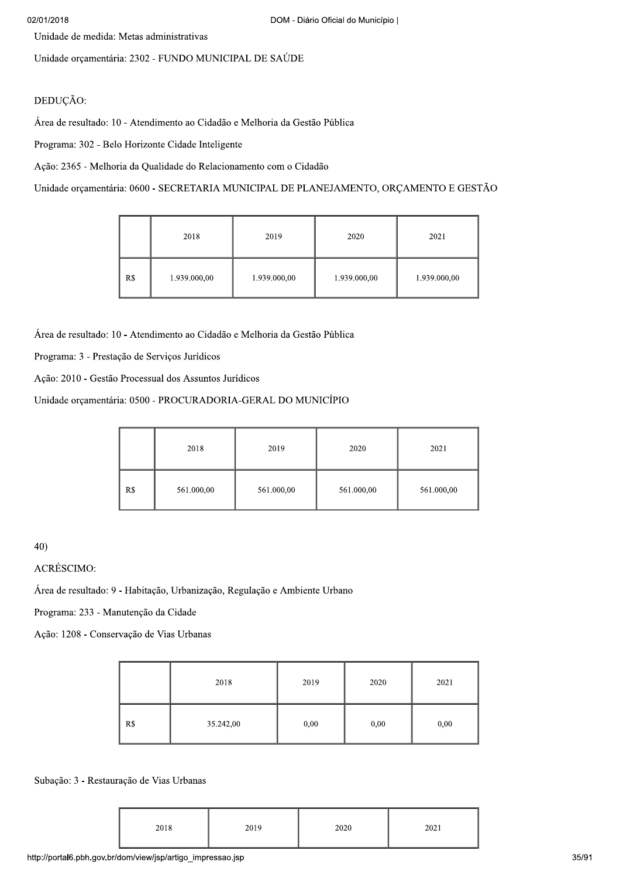Unidade de medida: Metas administrativas

Unidade orçamentária: 2302 - FUNDO MUNICIPAL DE SAÚDE

DEDUÇÃO:

Área de resultado: 10 - Atendimento ao Cidadão e Melhoria da Gestão Pública

Programa: 302 - Belo Horizonte Cidade Inteligente

Ação: 2365 - Melhoria da Qualidade do Relacionamento com o Cidadão

Unidade orçamentária: 0600 - SECRETARIA MUNICIPAL DE PLANEJAMENTO, ORÇAMENTO E GESTÃO

| | 2018 | 2019 | 2020 | 2021 |
|---|---|---|---|---|
| R$ | 1.939.000,00 | 1.939.000,00 | 1.939.000,00 | 1.939.000,00 |

Área de resultado: 10 - Atendimento ao Cidadão e Melhoria da Gestão Pública

Programa: 3 - Prestação de Serviços Jurídicos

Ação: 2010 - Gestão Processual dos Assuntos Jurídicos

Unidade orçamentária: 0500 - PROCURADORIA-GERAL DO MUNICÍPIO

| | 2018 | 2019 | 2020 | 2021 |
|---|---|---|---|---|
| R$ | 561.000,00 | 561.000,00 | 561.000,00 | 561.000,00 |

40)

ACRÉSCIMO:

Área de resultado: 9 - Habitação, Urbanização, Regulação e Ambiente Urbano

Programa: 233 - Manutenção da Cidade

Ação: 1208 - Conservação de Vias Urbanas

| | 2018 | 2019 | 2020 | 2021 |
|---|---|---|---|---|
| R$ | 35.242,00 | 0,00 | 0,00 | 0,00 |

Subação: 3 - Restauração de Vias Urbanas

| 2018 | 2019 | 2020 | 2021 |
|---|---|---|---|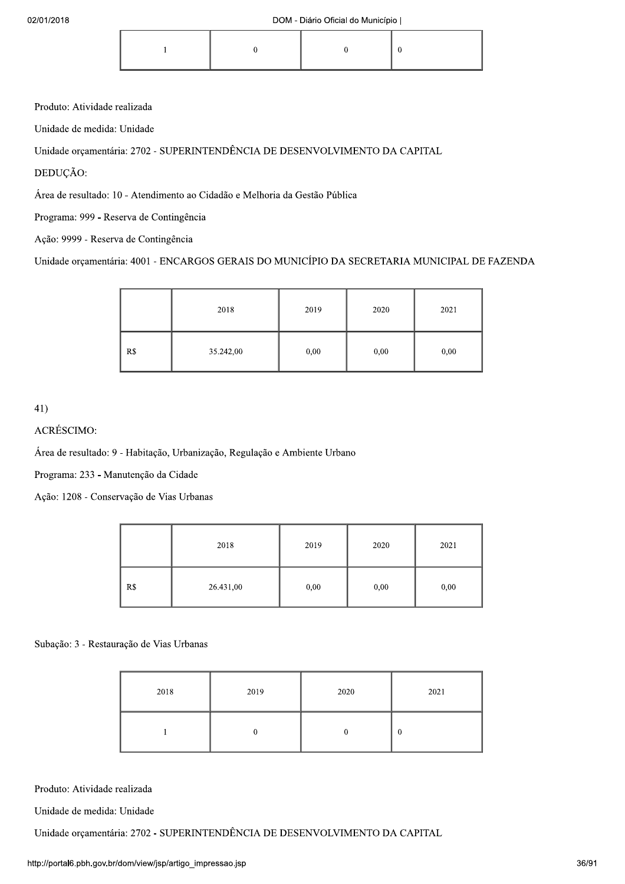| 1 | 0 | 0 | 0 |
|---|---|---|---|

Produto: Atividade realizada

Unidade de medida: Unidade

Unidade orçamentária: 2702 - SUPERINTENDÊNCIA DE DESENVOLVIMENTO DA CAPITAL

DEDUÇÃO:

Área de resultado: 10 - Atendimento ao Cidadão e Melhoria da Gestão Pública

Programa: 999 - Reserva de Contingência

Ação: 9999 - Reserva de Contingência

Unidade orçamentária: 4001 - ENCARGOS GERAIS DO MUNICÍPIO DA SECRETARIA MUNICIPAL DE FAZENDA

| | 2018 | 2019 | 2020 | 2021 |
|---|---|---|---|---|
| R$ | 35.242,00 | 0,00 | 0,00 | 0,00 |

41)

ACRÉSCIMO:

Área de resultado: 9 - Habitação, Urbanização, Regulação e Ambiente Urbano

Programa: 233 - Manutenção da Cidade

Ação: 1208 - Conservação de Vias Urbanas

| | 2018 | 2019 | 2020 | 2021 |
|---|---|---|---|---|
| R$ | 26.431,00 | 0,00 | 0,00 | 0,00 |

Subação: 3 - Restauração de Vias Urbanas

| 2018 | 2019 | 2020 | 2021 |
|---|---|---|---|
| 1 | 0 | 0 | 0 |

Produto: Atividade realizada

Unidade de medida: Unidade

Unidade orçamentária: 2702 - SUPERINTENDÊNCIA DE DESENVOLVIMENTO DA CAPITAL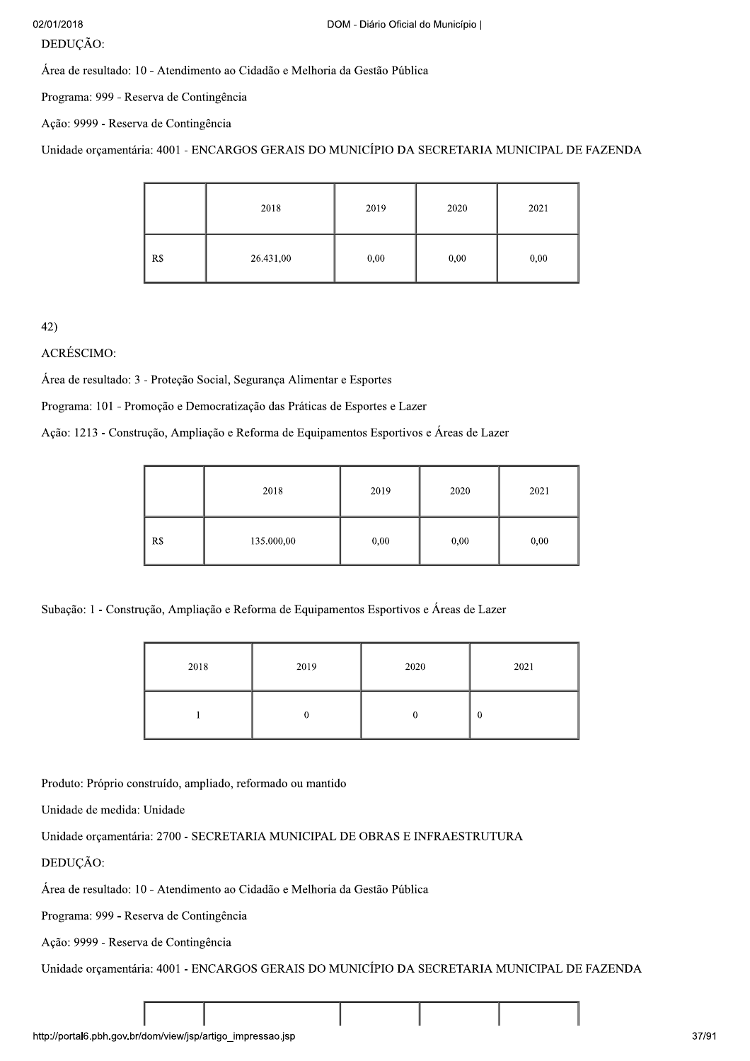DEDUÇÃO:

Área de resultado: 10 - Atendimento ao Cidadão e Melhoria da Gestão Pública

Programa: 999 - Reserva de Contingência

Ação: 9999 - Reserva de Contingência

Unidade orçamentária: 4001 - ENCARGOS GERAIS DO MUNICÍPIO DA SECRETARIA MUNICIPAL DE FAZENDA

| | 2018 | 2019 | 2020 | 2021 |
|---|---|---|---|---|
| R$ | 26.431,00 | 0,00 | 0,00 | 0,00 |

42)

ACRÉSCIMO:

Área de resultado: 3 - Proteção Social, Segurança Alimentar e Esportes

Programa: 101 - Promoção e Democratização das Práticas de Esportes e Lazer

Ação: 1213 - Construção, Ampliação e Reforma de Equipamentos Esportivos e Áreas de Lazer

| | 2018 | 2019 | 2020 | 2021 |
|---|---|---|---|---|
| R$ | 135.000,00 | 0,00 | 0,00 | 0,00 |

Subação: 1 - Construção, Ampliação e Reforma de Equipamentos Esportivos e Áreas de Lazer

| 2018 | 2019 | 2020 | 2021 |
|---|---|---|---|
| 1 | 0 | 0 | 0 |

Produto: Próprio construído, ampliado, reformado ou mantido

Unidade de medida: Unidade

Unidade orçamentária: 2700 - SECRETARIA MUNICIPAL DE OBRAS E INFRAESTRUTURA

DEDUÇÃO:

Área de resultado: 10 - Atendimento ao Cidadão e Melhoria da Gestão Pública

Programa: 999 - Reserva de Contingência

Ação: 9999 - Reserva de Contingência

Unidade orçamentária: 4001 - ENCARGOS GERAIS DO MUNICÍPIO DA SECRETARIA MUNICIPAL DE FAZENDA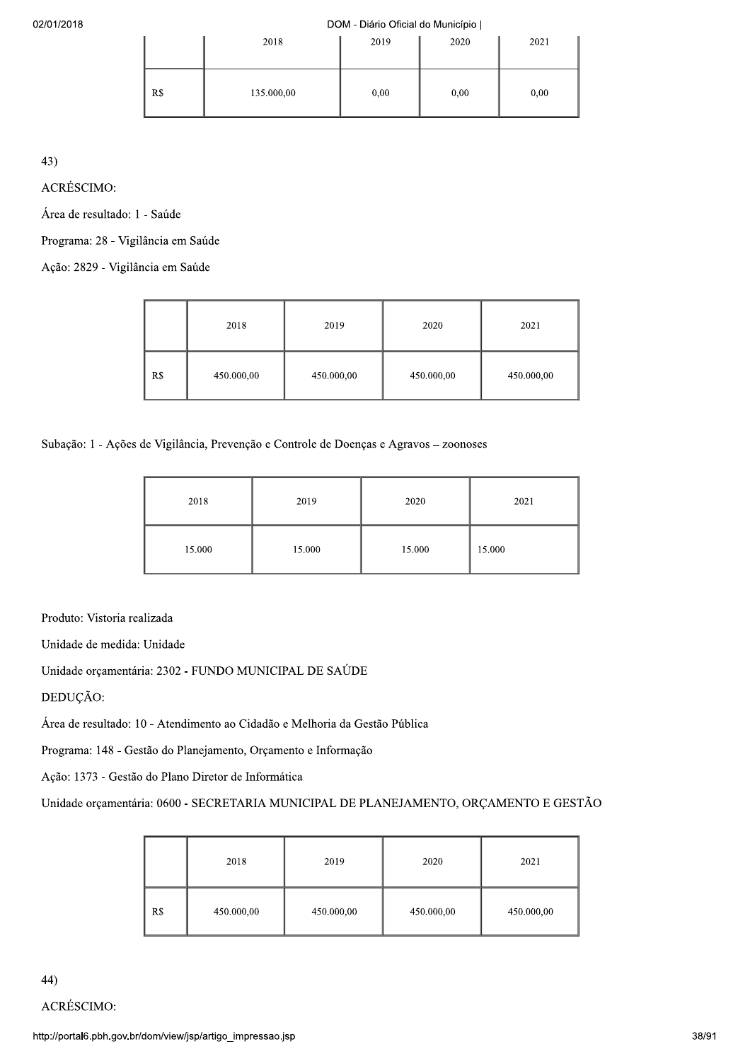| | 2018 | 2019 | 2020 | 2021 |
|---|---|---|---|---|
| R$ | 135.000,00 | 0,00 | 0,00 | 0,00 |

43)

ACRÉSCIMO:

Área de resultado: 1 - Saúde

Programa: 28 - Vigilância em Saúde

Ação: 2829 - Vigilância em Saúde

| | 2018 | 2019 | 2020 | 2021 |
|---|---|---|---|---|
| R$ | 450.000,00 | 450.000,00 | 450.000,00 | 450.000,00 |

Subação: 1 - Ações de Vigilância, Prevenção e Controle de Doenças e Agravos – zoonoses

| 2018 | 2019 | 2020 | 2021 |
|---|---|---|---|
| 15.000 | 15.000 | 15.000 | 15.000 |

Produto: Vistoria realizada

Unidade de medida: Unidade

Unidade orçamentária: 2302 - FUNDO MUNICIPAL DE SAÚDE

DEDUÇÃO:

Área de resultado: 10 - Atendimento ao Cidadão e Melhoria da Gestão Pública

Programa: 148 - Gestão do Planejamento, Orçamento e Informação

Ação: 1373 - Gestão do Plano Diretor de Informática

Unidade orçamentária: 0600 - SECRETARIA MUNICIPAL DE PLANEJAMENTO, ORÇAMENTO E GESTÃO

| | 2018 | 2019 | 2020 | 2021 |
|---|---|---|---|---|
| R$ | 450.000,00 | 450.000,00 | 450.000,00 | 450.000,00 |

44)

ACRÉSCIMO: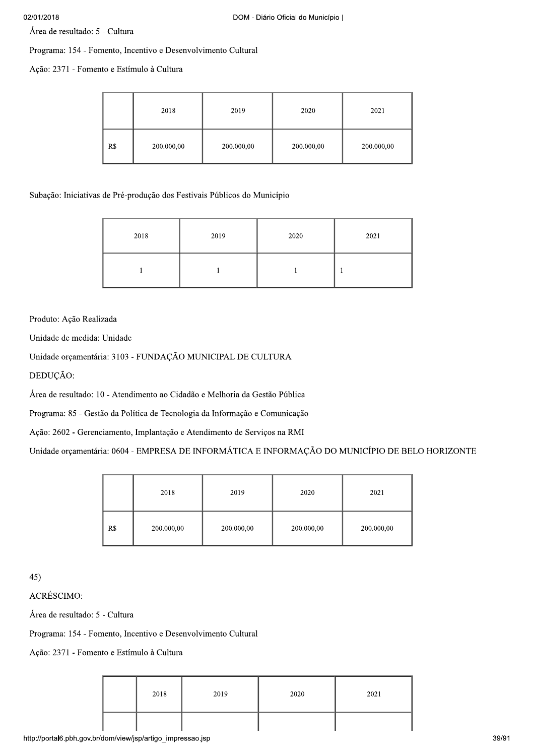Área de resultado: 5 - Cultura

Programa: 154 - Fomento, Incentivo e Desenvolvimento Cultural

Ação: 2371 - Fomento e Estímulo à Cultura

| | 2018 | 2019 | 2020 | 2021 |
|---|---|---|---|---|
| R$ | 200.000,00 | 200.000,00 | 200.000,00 | 200.000,00 |

Subação: Iniciativas de Pré-produção dos Festivais Públicos do Município

| 2018 | 2019 | 2020 | 2021 |
|---|---|---|---|
| 1 | 1 | 1 | 1 |

Produto: Ação Realizada

Unidade de medida: Unidade

Unidade orçamentária: 3103 - FUNDAÇÃO MUNICIPAL DE CULTURA

DEDUÇÃO:

Área de resultado: 10 - Atendimento ao Cidadão e Melhoria da Gestão Pública

Programa: 85 - Gestão da Política de Tecnologia da Informação e Comunicação

Ação: 2602 - Gerenciamento, Implantação e Atendimento de Serviços na RMI

Unidade orçamentária: 0604 - EMPRESA DE INFORMÁTICA E INFORMAÇÃO DO MUNICÍPIO DE BELO HORIZONTE

| | 2018 | 2019 | 2020 | 2021 |
|---|---|---|---|---|
| R$ | 200.000,00 | 200.000,00 | 200.000,00 | 200.000,00 |

45)

ACRÉSCIMO:

Área de resultado: 5 - Cultura

Programa: 154 - Fomento, Incentivo e Desenvolvimento Cultural

Ação: 2371 - Fomento e Estímulo à Cultura

| | 2018 | 2019 | 2020 | 2021 |
|---|---|---|---|---|
| | | | | |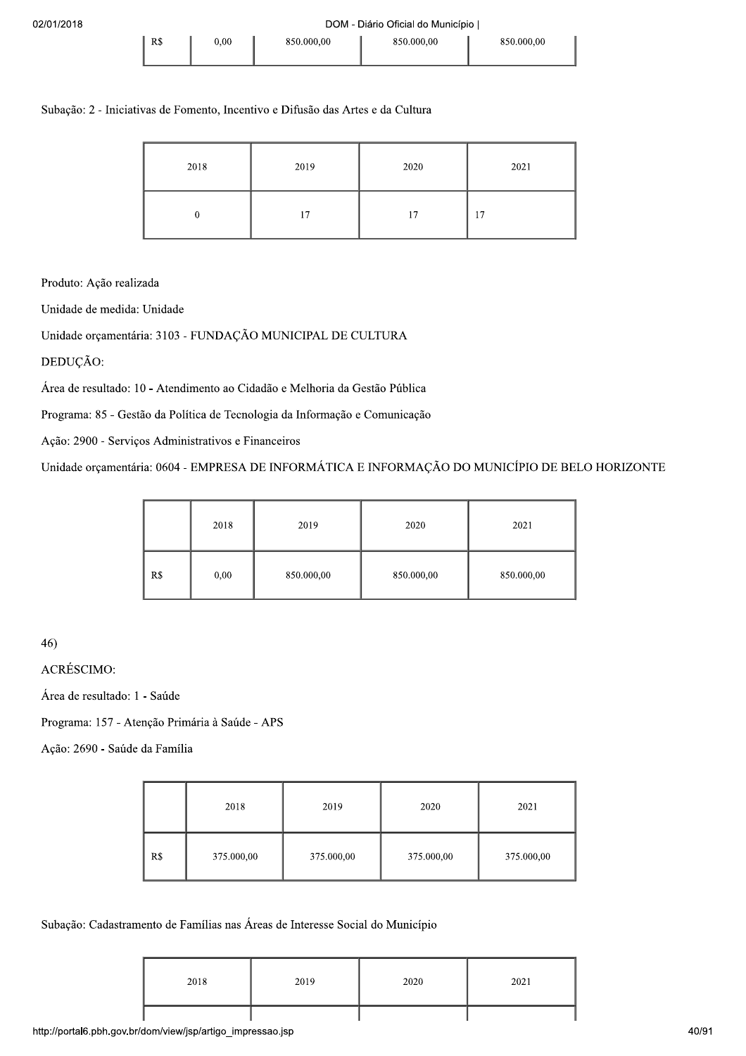| R$ | 0,00 | 850.000,00 | 850.000,00 | 850.000,00 |
|---|---|---|---|---|

Subação: 2 - Iniciativas de Fomento, Incentivo e Difusão das Artes e da Cultura

| 2018 | 2019 | 2020 | 2021 |
|---|---|---|---|
| 0 | 17 | 17 | 17 |

Produto: Ação realizada

Unidade de medida: Unidade

Unidade orçamentária: 3103 - FUNDAÇÃO MUNICIPAL DE CULTURA

DEDUÇÃO:

Área de resultado: 10 - Atendimento ao Cidadão e Melhoria da Gestão Pública

Programa: 85 - Gestão da Política de Tecnologia da Informação e Comunicação

Ação: 2900 - Serviços Administrativos e Financeiros

Unidade orçamentária: 0604 - EMPRESA DE INFORMÁTICA E INFORMAÇÃO DO MUNICÍPIO DE BELO HORIZONTE

| | 2018 | 2019 | 2020 | 2021 |
|---|---|---|---|---|
| R$ | 0,00 | 850.000,00 | 850.000,00 | 850.000,00 |

46)

ACRÉSCIMO:

Área de resultado: 1 - Saúde

Programa: 157 - Atenção Primária à Saúde - APS

Ação: 2690 - Saúde da Família

| | 2018 | 2019 | 2020 | 2021 |
|---|---|---|---|---|
| R$ | 375.000,00 | 375.000,00 | 375.000,00 | 375.000,00 |

Subação: Cadastramento de Famílias nas Áreas de Interesse Social do Município

| 2018 | 2019 | 2020 | 2021 |
|---|---|---|---|
| | | | |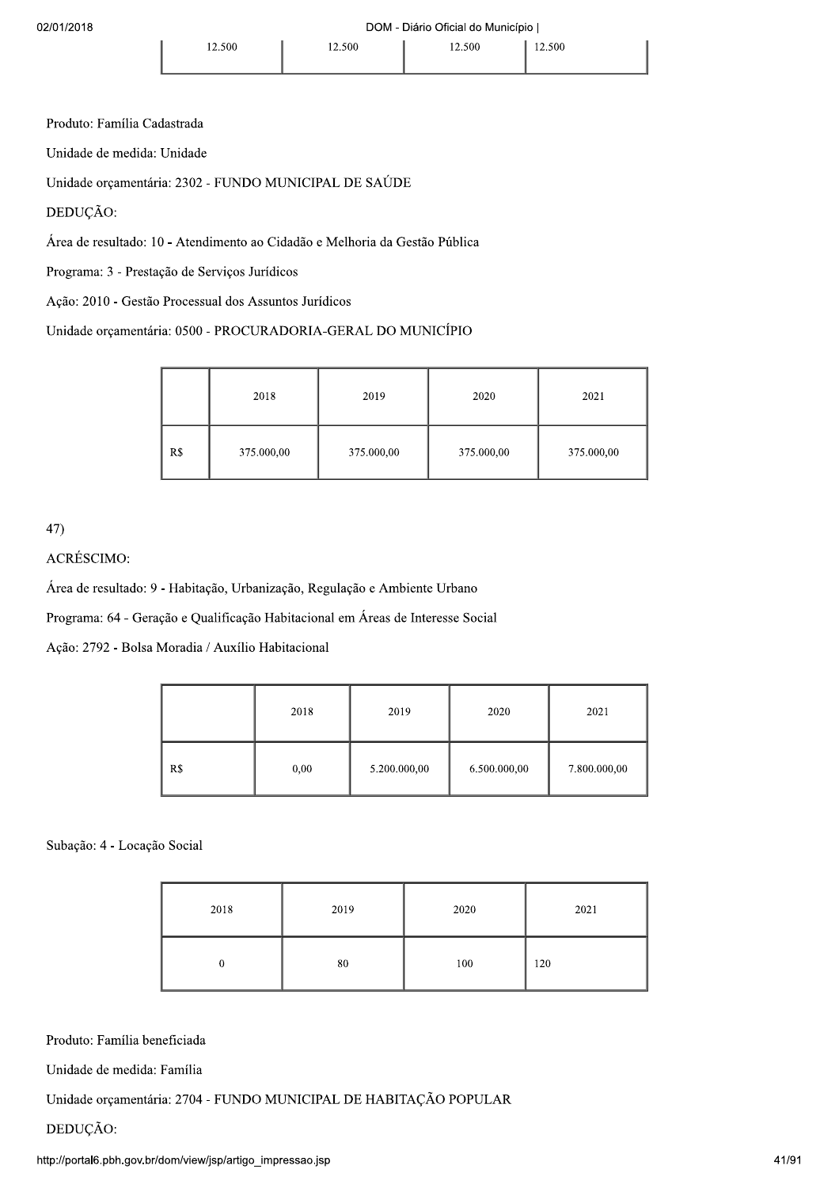| 12.500 | 12.500 | 12.500 | 12.500 |
|---|---|---|---|

Produto: Família Cadastrada

Unidade de medida: Unidade

Unidade orçamentária: 2302 - FUNDO MUNICIPAL DE SAÚDE

DEDUÇÃO:

Área de resultado: 10 - Atendimento ao Cidadão e Melhoria da Gestão Pública

Programa: 3 - Prestação de Serviços Jurídicos

Ação: 2010 - Gestão Processual dos Assuntos Jurídicos

Unidade orçamentária: 0500 - PROCURADORIA-GERAL DO MUNICÍPIO

| | 2018 | 2019 | 2020 | 2021 |
|---|---|---|---|---|
| R$ | 375.000,00 | 375.000,00 | 375.000,00 | 375.000,00 |

47)

ACRÉSCIMO:

Área de resultado: 9 - Habitação, Urbanização, Regulação e Ambiente Urbano

Programa: 64 - Geração e Qualificação Habitacional em Áreas de Interesse Social

Ação: 2792 - Bolsa Moradia / Auxílio Habitacional

| | 2018 | 2019 | 2020 | 2021 |
|---|---|---|---|---|
| R$ | 0,00 | 5.200.000,00 | 6.500.000,00 | 7.800.000,00 |

Subação: 4 - Locação Social

| 2018 | 2019 | 2020 | 2021 |
|---|---|---|---|
| 0 | 80 | 100 | 120 |

Produto: Família beneficiada

Unidade de medida: Família

Unidade orçamentária: 2704 - FUNDO MUNICIPAL DE HABITAÇÃO POPULAR

DEDUÇÃO: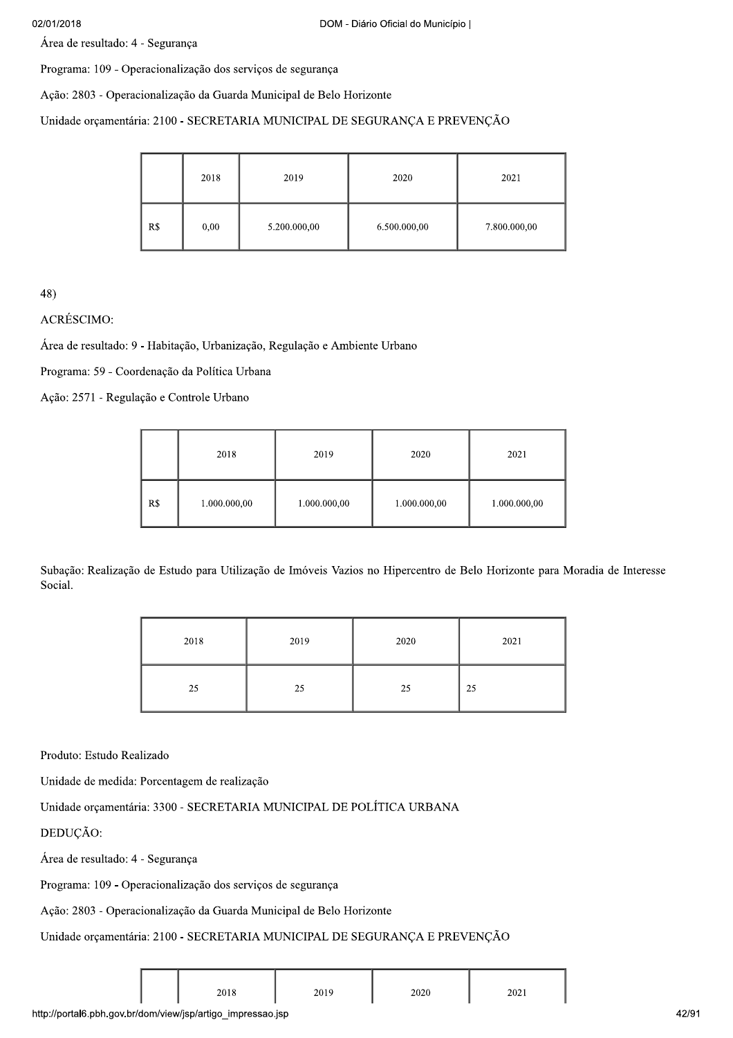Área de resultado: 4 - Segurança

Programa: 109 - Operacionalização dos serviços de segurança

Ação: 2803 - Operacionalização da Guarda Municipal de Belo Horizonte

Unidade orçamentária: 2100 - SECRETARIA MUNICIPAL DE SEGURANÇA E PREVENÇÃO

| | 2018 | 2019 | 2020 | 2021 |
|---|---|---|---|---|
| R$ | 0,00 | 5.200.000,00 | 6.500.000,00 | 7.800.000,00 |

48)

ACRÉSCIMO:

Área de resultado: 9 - Habitação, Urbanização, Regulação e Ambiente Urbano

Programa: 59 - Coordenação da Política Urbana

Ação: 2571 - Regulação e Controle Urbano

| | 2018 | 2019 | 2020 | 2021 |
|---|---|---|---|---|
| R$ | 1.000.000,00 | 1.000.000,00 | 1.000.000,00 | 1.000.000,00 |

Subação: Realização de Estudo para Utilização de Imóveis Vazios no Hipercentro de Belo Horizonte para Moradia de Interesse Social.

| 2018 | 2019 | 2020 | 2021 |
|---|---|---|---|
| 25 | 25 | 25 | 25 |

Produto: Estudo Realizado

Unidade de medida: Porcentagem de realização

Unidade orçamentária: 3300 - SECRETARIA MUNICIPAL DE POLÍTICA URBANA

DEDUÇÃO:

Área de resultado: 4 - Segurança

Programa: 109 - Operacionalização dos serviços de segurança

Ação: 2803 - Operacionalização da Guarda Municipal de Belo Horizonte

Unidade orçamentária: 2100 - SECRETARIA MUNICIPAL DE SEGURANÇA E PREVENÇÃO

| | 2018 | 2019 | 2020 | 2021 |
|---|---|---|---|---|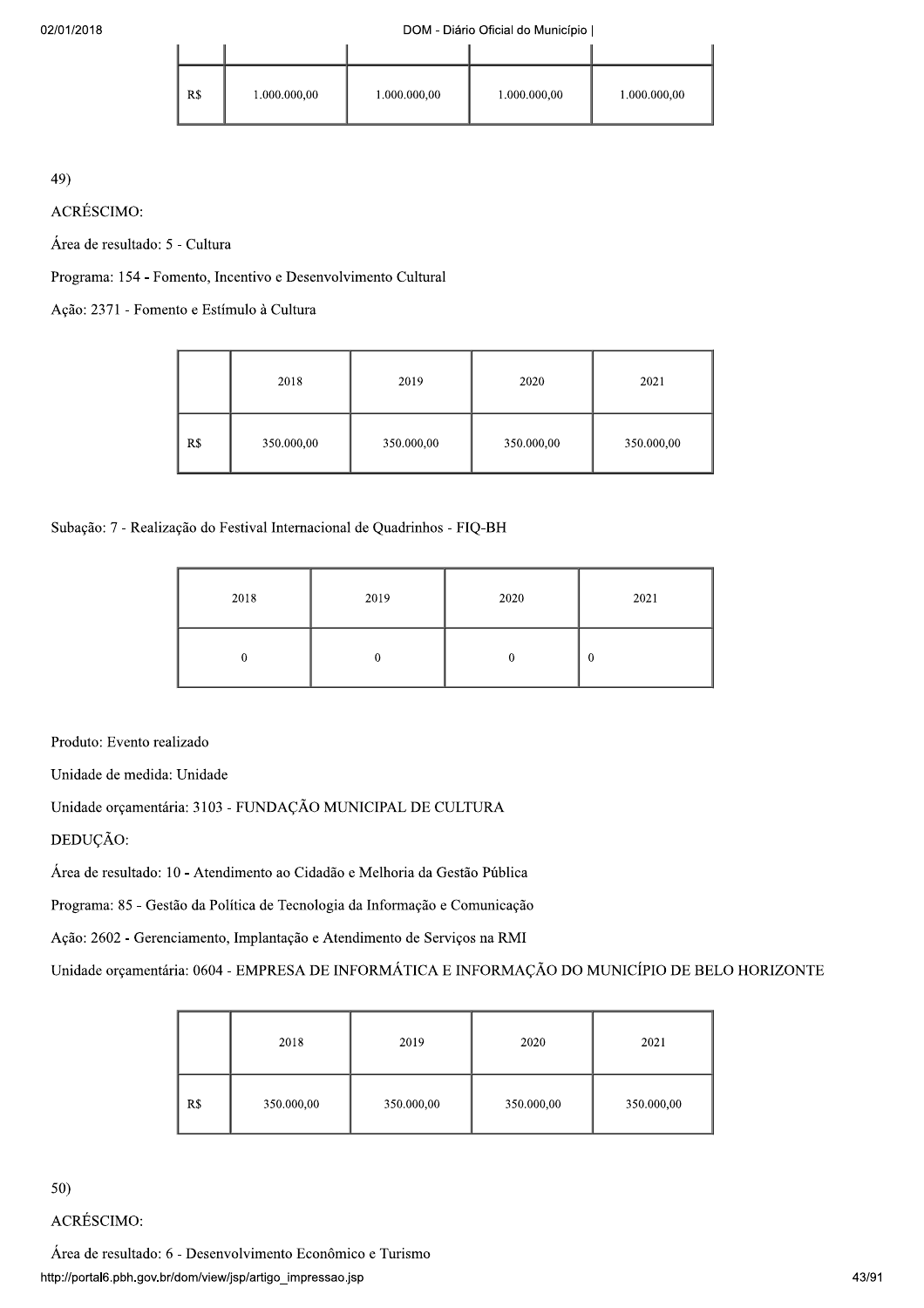| | | | | |
|---|---|---|---|---|
| R$ | 1.000.000,00 | 1.000.000,00 | 1.000.000,00 | 1.000.000,00 |

49)

ACRÉSCIMO:

Área de resultado: 5 - Cultura

Programa: 154 - Fomento, Incentivo e Desenvolvimento Cultural

Ação: 2371 - Fomento e Estímulo à Cultura

| | 2018 | 2019 | 2020 | 2021 |
|---|---|---|---|---|
| R$ | 350.000,00 | 350.000,00 | 350.000,00 | 350.000,00 |

Subação: 7 - Realização do Festival Internacional de Quadrinhos - FIQ-BH

| 2018 | 2019 | 2020 | 2021 |
|---|---|---|---|
| 0 | 0 | 0 | 0 |

Produto: Evento realizado

Unidade de medida: Unidade

Unidade orçamentária: 3103 - FUNDAÇÃO MUNICIPAL DE CULTURA

DEDUÇÃO:

Área de resultado: 10 - Atendimento ao Cidadão e Melhoria da Gestão Pública

Programa: 85 - Gestão da Política de Tecnologia da Informação e Comunicação

Ação: 2602 - Gerenciamento, Implantação e Atendimento de Serviços na RMI

Unidade orçamentária: 0604 - EMPRESA DE INFORMÁTICA E INFORMAÇÃO DO MUNICÍPIO DE BELO HORIZONTE

| | 2018 | 2019 | 2020 | 2021 |
|---|---|---|---|---|
| R$ | 350.000,00 | 350.000,00 | 350.000,00 | 350.000,00 |

50)

ACRÉSCIMO:

Área de resultado: 6 - Desenvolvimento Econômico e Turismo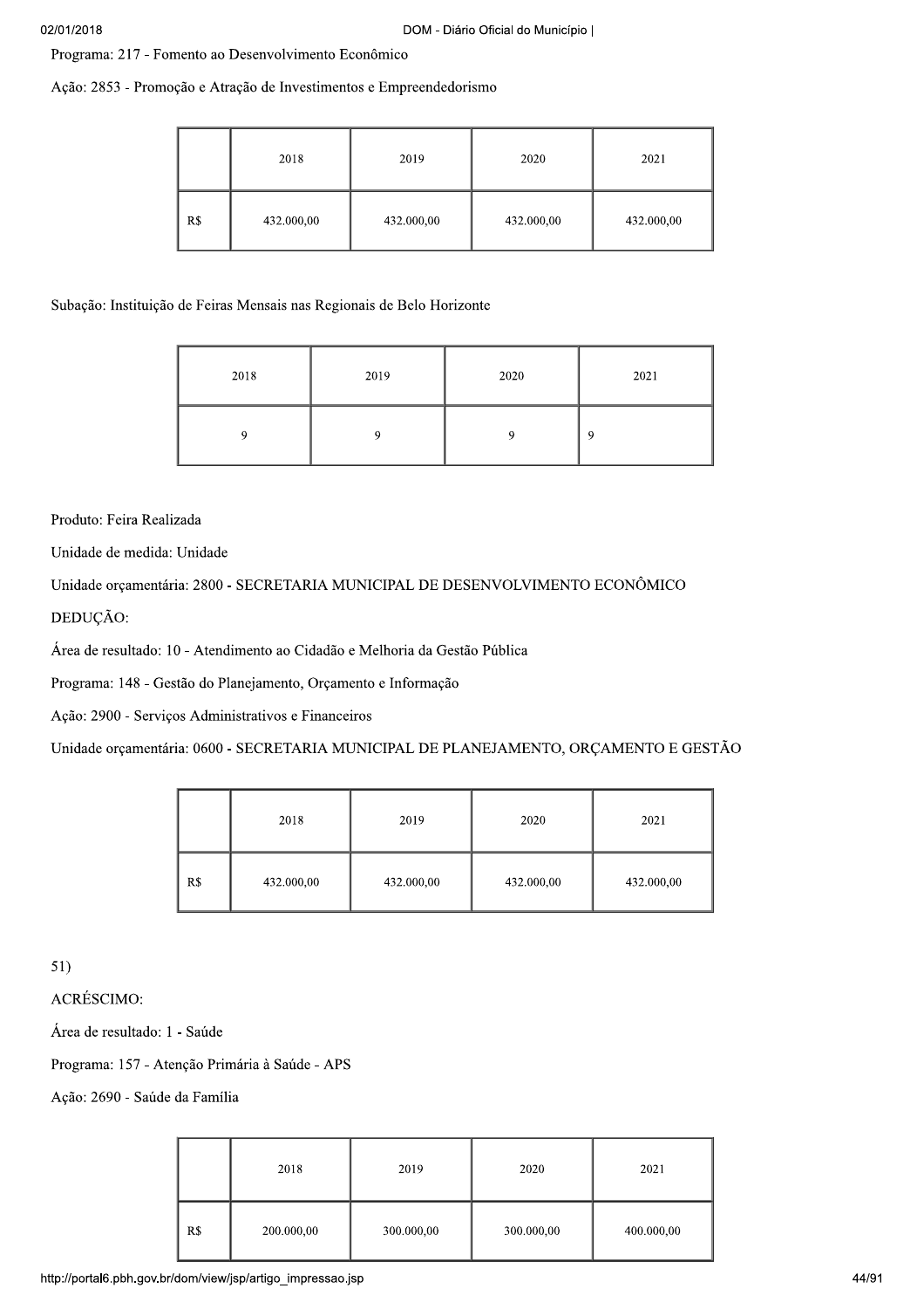Programa: 217 - Fomento ao Desenvolvimento Econômico

Ação: 2853 - Promoção e Atração de Investimentos e Empreendedorismo

| | 2018 | 2019 | 2020 | 2021 |
|---|---|---|---|---|
| R$ | 432.000,00 | 432.000,00 | 432.000,00 | 432.000,00 |

Subação: Instituição de Feiras Mensais nas Regionais de Belo Horizonte

| 2018 | 2019 | 2020 | 2021 |
|---|---|---|---|
| 9 | 9 | 9 | 9 |

Produto: Feira Realizada

Unidade de medida: Unidade

Unidade orçamentária: 2800 - SECRETARIA MUNICIPAL DE DESENVOLVIMENTO ECONÔMICO

DEDUÇÃO:

Área de resultado: 10 - Atendimento ao Cidadão e Melhoria da Gestão Pública

Programa: 148 - Gestão do Planejamento, Orçamento e Informação

Ação: 2900 - Serviços Administrativos e Financeiros

Unidade orçamentária: 0600 - SECRETARIA MUNICIPAL DE PLANEJAMENTO, ORÇAMENTO E GESTÃO

| | 2018 | 2019 | 2020 | 2021 |
|---|---|---|---|---|
| R$ | 432.000,00 | 432.000,00 | 432.000,00 | 432.000,00 |

51)

ACRÉSCIMO:

Área de resultado: 1 - Saúde

Programa: 157 - Atenção Primária à Saúde - APS

Ação: 2690 - Saúde da Família

| | 2018 | 2019 | 2020 | 2021 |
|---|---|---|---|---|
| R$ | 200.000,00 | 300.000,00 | 300.000,00 | 400.000,00 |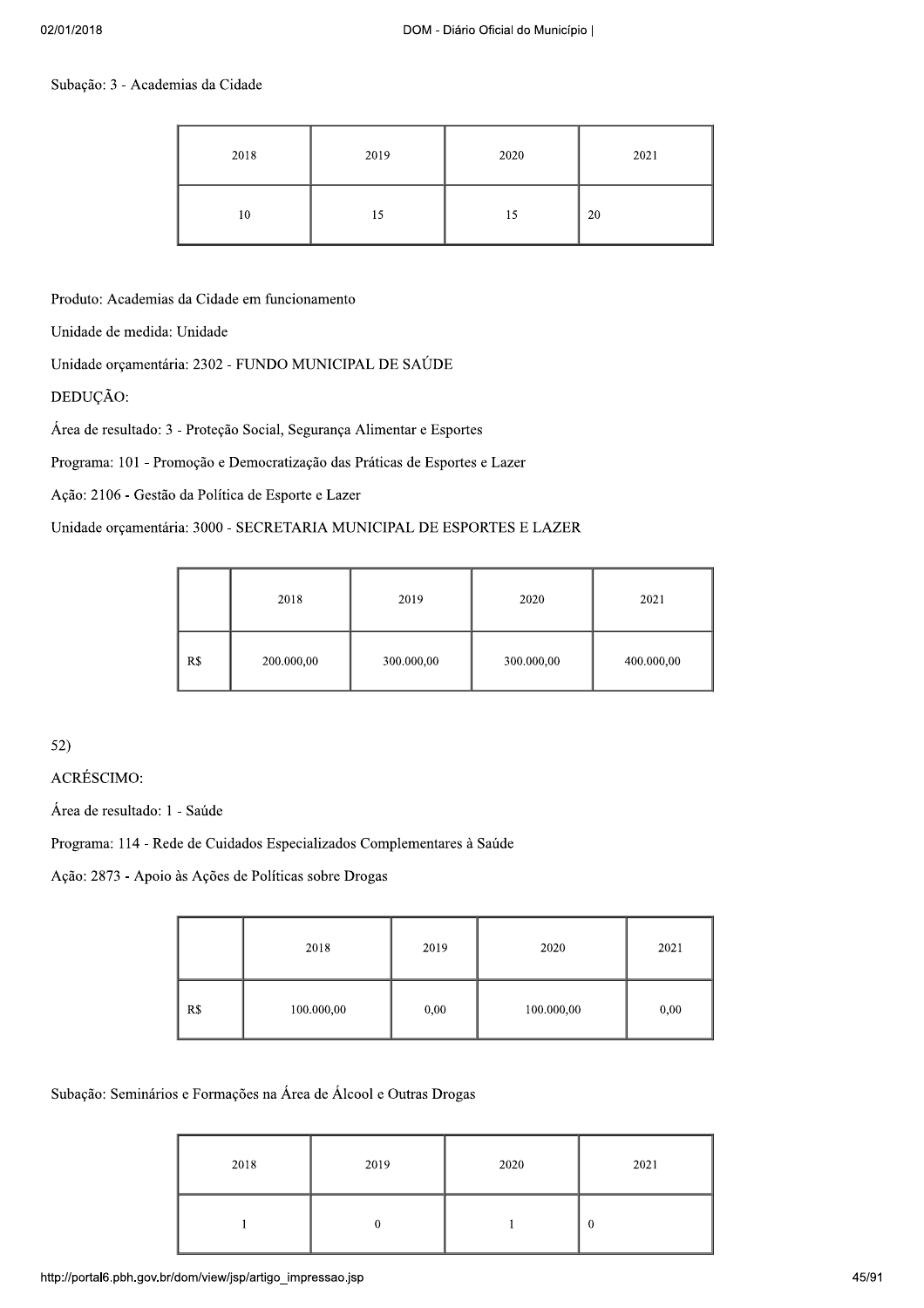Subação: 3 - Academias da Cidade

| 2018 | 2019 | 2020 | 2021 |
|---|---|---|---|
| 10 | 15 | 15 | 20 |

Produto: Academias da Cidade em funcionamento

Unidade de medida: Unidade

Unidade orçamentária: 2302 - FUNDO MUNICIPAL DE SAÚDE

DEDUÇÃO:

Área de resultado: 3 - Proteção Social, Segurança Alimentar e Esportes

Programa: 101 - Promoção e Democratização das Práticas de Esportes e Lazer

Ação: 2106 **-** Gestão da Política de Esporte e Lazer

Unidade orçamentária: 3000 - SECRETARIA MUNICIPAL DE ESPORTES E LAZER

| | 2018 | 2019 | 2020 | 2021 |
|---|---|---|---|---|
| R$ | 200.000,00 | 300.000,00 | 300.000,00 | 400.000,00 |

52)

ACRÉSCIMO:

Área de resultado: 1 - Saúde

Programa: 114 - Rede de Cuidados Especializados Complementares à Saúde

Ação: 2873 **-** Apoio às Ações de Políticas sobre Drogas

| | 2018 | 2019 | 2020 | 2021 |
|---|---|---|---|---|
| R$ | 100.000,00 | 0,00 | 100.000,00 | 0,00 |

Subação: Seminários e Formações na Área de Álcool e Outras Drogas

| 2018 | 2019 | 2020 | 2021 |
|---|---|---|---|
| 1 | 0 | 1 | 0 |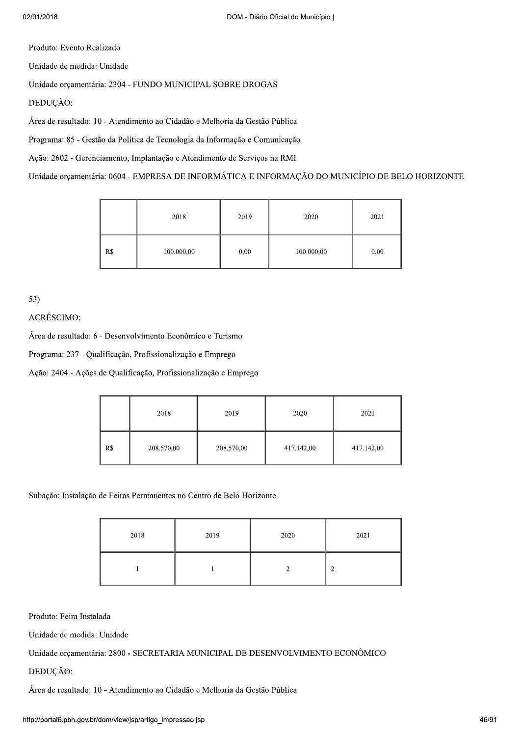Produto: Evento Realizado

Unidade de medida: Unidade

Unidade orçamentária: 2304 - FUNDO MUNICIPAL SOBRE DROGAS

DEDUÇÃO:

Área de resultado: 10 - Atendimento ao Cidadão e Melhoria da Gestão Pública

Programa: 85 - Gestão da Política de Tecnologia da Informação e Comunicação

Ação: 2602 - Gerenciamento, Implantação e Atendimento de Serviços na RMI

Unidade orçamentária: 0604 - EMPRESA DE INFORMÁTICA E INFORMAÇÃO DO MUNICÍPIO DE BELO HORIZONTE

| | 2018 | 2019 | 2020 | 2021 |
|---|---|---|---|---|
| R$ | 100.000,00 | 0,00 | 100.000,00 | 0,00 |

53)

ACRÉSCIMO:

Área de resultado: 6 - Desenvolvimento Econômico e Turismo

Programa: 237 - Qualificação, Profissionalização e Emprego

Ação: 2404 - Ações de Qualificação, Profissionalização e Emprego

| | 2018 | 2019 | 2020 | 2021 |
|---|---|---|---|---|
| R$ | 208.570,00 | 208.570,00 | 417.142,00 | 417.142,00 |

Subação: Instalação de Feiras Permanentes no Centro de Belo Horizonte

| 2018 | 2019 | 2020 | 2021 |
|---|---|---|---|
| 1 | 1 | 2 | 2 |

Produto: Feira Instalada

Unidade de medida: Unidade

Unidade orçamentária: 2800 - SECRETARIA MUNICIPAL DE DESENVOLVIMENTO ECONÔMICO

DEDUÇÃO:

Área de resultado: 10 - Atendimento ao Cidadão e Melhoria da Gestão Pública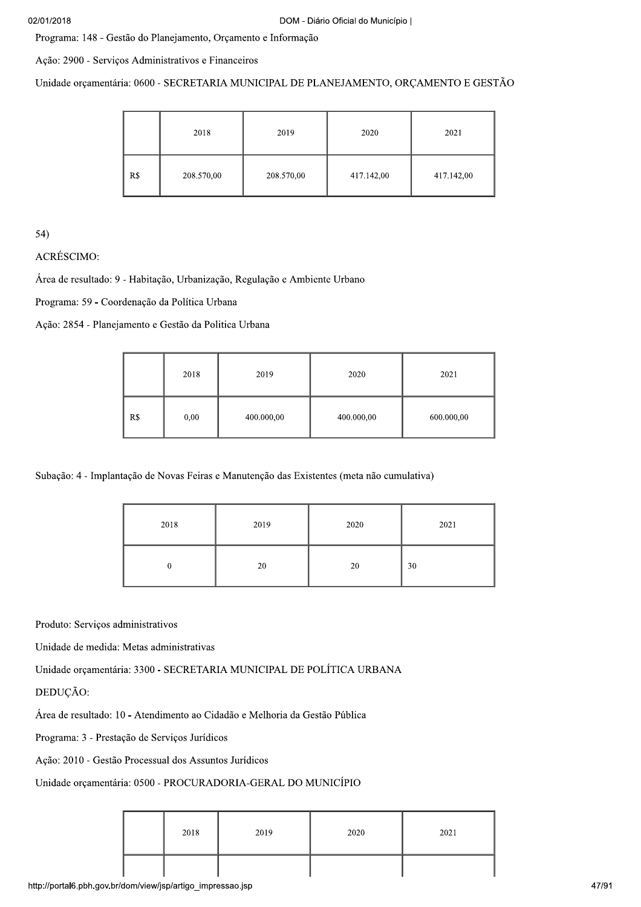Programa: 148 - Gestão do Planejamento, Orçamento e Informação

Ação: 2900 - Serviços Administrativos e Financeiros

Unidade orçamentária: 0600 - SECRETARIA MUNICIPAL DE PLANEJAMENTO, ORÇAMENTO E GESTÃO

| | 2018 | 2019 | 2020 | 2021 |
|---|---|---|---|---|
| R$ | 208.570,00 | 208.570,00 | 417.142,00 | 417.142,00 |

54)

ACRÉSCIMO:

Área de resultado: 9 - Habitação, Urbanização, Regulação e Ambiente Urbano

Programa: 59 - Coordenação da Política Urbana

Ação: 2854 - Planejamento e Gestão da Politica Urbana

| | 2018 | 2019 | 2020 | 2021 |
|---|---|---|---|---|
| R$ | 0,00 | 400.000,00 | 400.000,00 | 600.000,00 |

Subação: 4 - Implantação de Novas Feiras e Manutenção das Existentes (meta não cumulativa)

| 2018 | 2019 | 2020 | 2021 |
|---|---|---|---|
| 0 | 20 | 20 | 30 |

Produto: Serviços administrativos

Unidade de medida: Metas administrativas

Unidade orçamentária: 3300 - SECRETARIA MUNICIPAL DE POLÍTICA URBANA

DEDUÇÃO:

Área de resultado: 10 - Atendimento ao Cidadão e Melhoria da Gestão Pública

Programa: 3 - Prestação de Serviços Jurídicos

Ação: 2010 - Gestão Processual dos Assuntos Jurídicos

Unidade orçamentária: 0500 - PROCURADORIA-GERAL DO MUNICÍPIO

| | 2018 | 2019 | 2020 | 2021 |
|---|---|---|---|---|
| | | | | |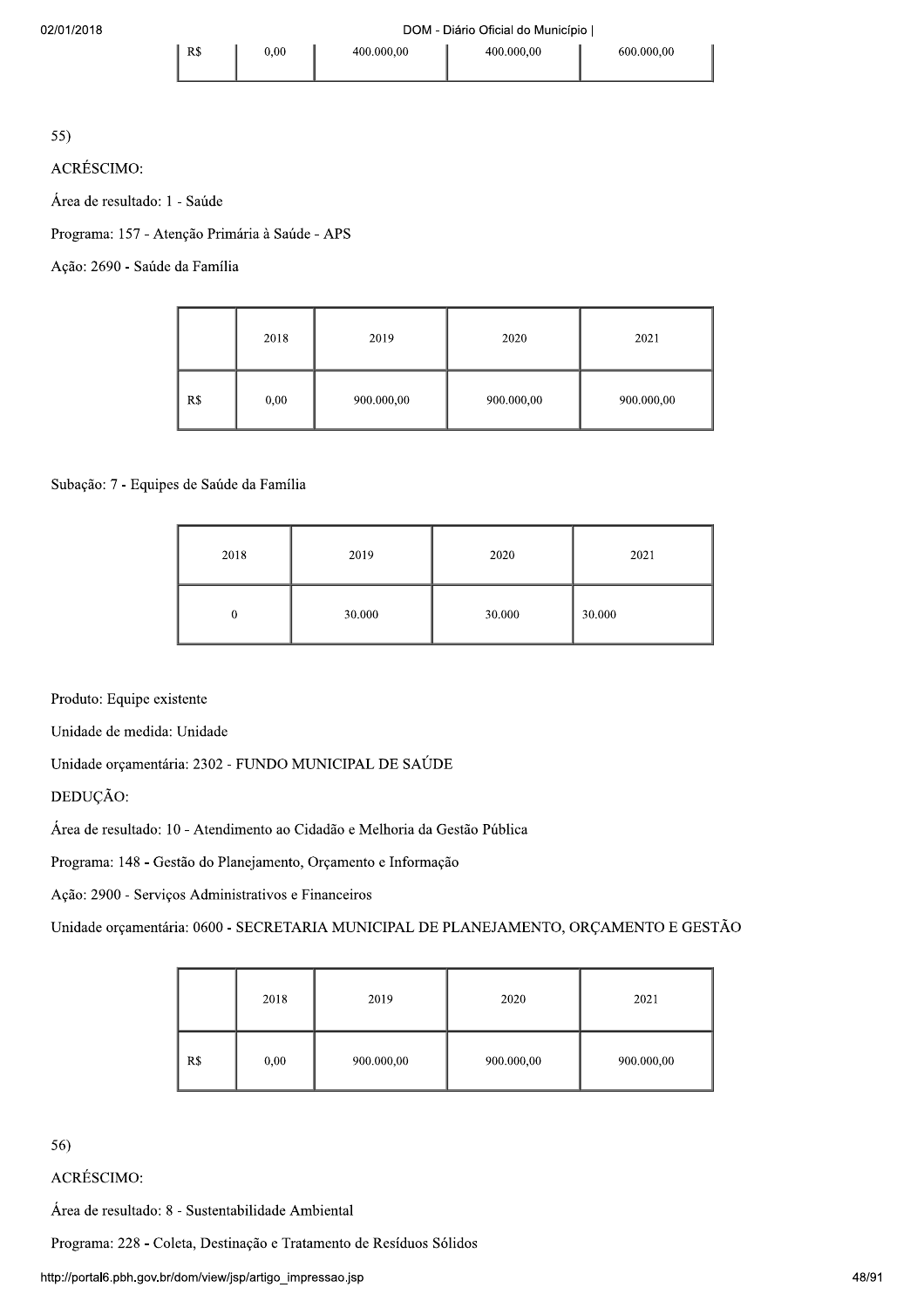| | | | | |
|---|---|---|---|---|
| R$ | 0,00 | 400.000,00 | 400.000,00 | 600.000,00 |

55)

ACRÉSCIMO:

Área de resultado: 1 - Saúde

Programa: 157 - Atenção Primária à Saúde - APS

Ação: 2690 - Saúde da Família

| | 2018 | 2019 | 2020 | 2021 |
|---|---|---|---|---|
| R$ | 0,00 | 900.000,00 | 900.000,00 | 900.000,00 |

Subação: 7 - Equipes de Saúde da Família

| 2018 | 2019 | 2020 | 2021 |
|---|---|---|---|
| 0 | 30.000 | 30.000 | 30.000 |

Produto: Equipe existente

Unidade de medida: Unidade

Unidade orçamentária: 2302 - FUNDO MUNICIPAL DE SAÚDE

DEDUÇÃO:

Área de resultado: 10 - Atendimento ao Cidadão e Melhoria da Gestão Pública

Programa: 148 - Gestão do Planejamento, Orçamento e Informação

Ação: 2900 - Serviços Administrativos e Financeiros

Unidade orçamentária: 0600 - SECRETARIA MUNICIPAL DE PLANEJAMENTO, ORÇAMENTO E GESTÃO

| | 2018 | 2019 | 2020 | 2021 |
|---|---|---|---|---|
| R$ | 0,00 | 900.000,00 | 900.000,00 | 900.000,00 |

56)

ACRÉSCIMO:

Área de resultado: 8 - Sustentabilidade Ambiental

Programa: 228 - Coleta, Destinação e Tratamento de Resíduos Sólidos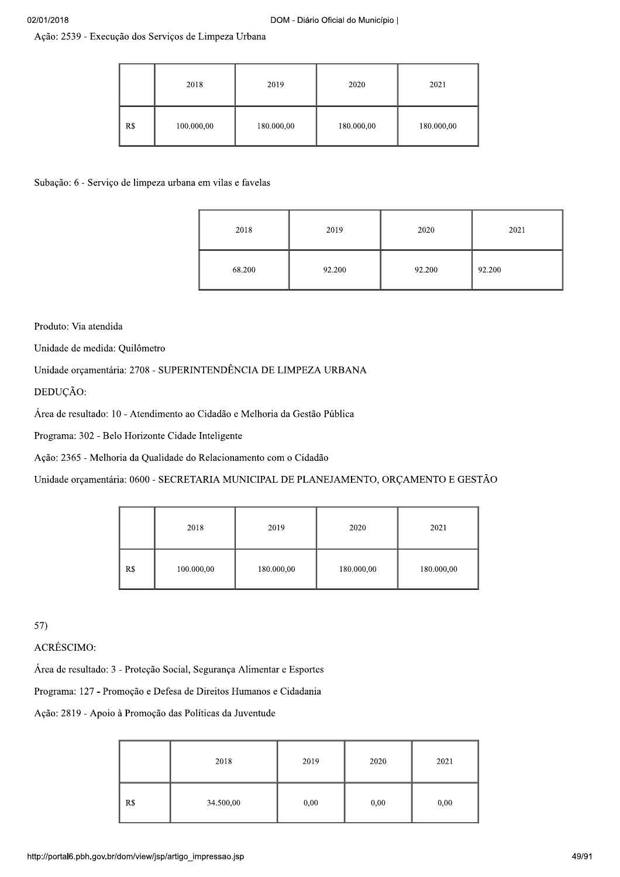Ação: 2539 - Execução dos Serviços de Limpeza Urbana

| | 2018 | 2019 | 2020 | 2021 |
|---|---|---|---|---|
| R$ | 100.000,00 | 180.000,00 | 180.000,00 | 180.000,00 |

Subação: 6 - Serviço de limpeza urbana em vilas e favelas

| 2018 | 2019 | 2020 | 2021 |
|---|---|---|---|
| 68.200 | 92.200 | 92.200 | 92.200 |

Produto: Via atendida

Unidade de medida: Quilômetro

Unidade orçamentária: 2708 - SUPERINTENDÊNCIA DE LIMPEZA URBANA

DEDUÇÃO:

Área de resultado: 10 - Atendimento ao Cidadão e Melhoria da Gestão Pública

Programa: 302 - Belo Horizonte Cidade Inteligente

Ação: 2365 - Melhoria da Qualidade do Relacionamento com o Cidadão

Unidade orçamentária: 0600 - SECRETARIA MUNICIPAL DE PLANEJAMENTO, ORÇAMENTO E GESTÃO

| | 2018 | 2019 | 2020 | 2021 |
|---|---|---|---|---|
| R$ | 100.000,00 | 180.000,00 | 180.000,00 | 180.000,00 |

57)

ACRÉSCIMO:

Área de resultado: 3 - Proteção Social, Segurança Alimentar e Esportes

Programa: 127 - Promoção e Defesa de Direitos Humanos e Cidadania

Ação: 2819 - Apoio à Promoção das Políticas da Juventude

| | 2018 | 2019 | 2020 | 2021 |
|---|---|---|---|---|
| R$ | 34.500,00 | 0,00 | 0,00 | 0,00 |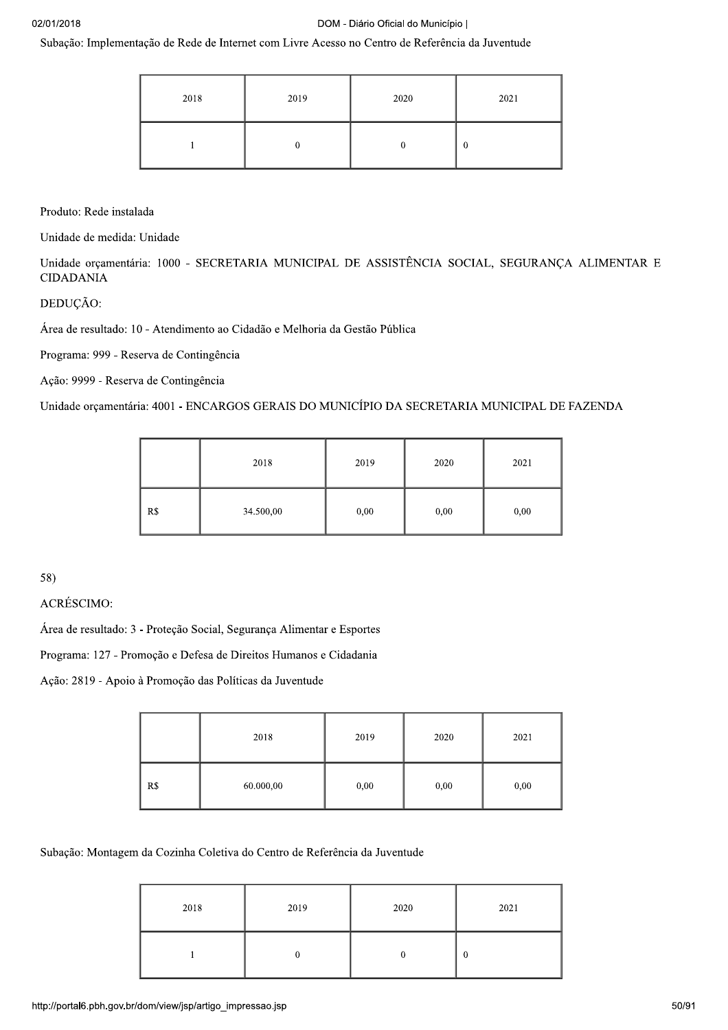Subação: Implementação de Rede de Internet com Livre Acesso no Centro de Referência da Juventude

| 2018 | 2019 | 2020 | 2021 |
|---|---|---|---|
| 1 | 0 | 0 | 0 |

Produto: Rede instalada

Unidade de medida: Unidade

Unidade orçamentária: 1000 - SECRETARIA MUNICIPAL DE ASSISTÊNCIA SOCIAL, SEGURANÇA ALIMENTAR E CIDADANIA

DEDUÇÃO:

Área de resultado: 10 - Atendimento ao Cidadão e Melhoria da Gestão Pública

Programa: 999 - Reserva de Contingência

Ação: 9999 - Reserva de Contingência

Unidade orçamentária: 4001 - ENCARGOS GERAIS DO MUNICÍPIO DA SECRETARIA MUNICIPAL DE FAZENDA

| | 2018 | 2019 | 2020 | 2021 |
|---|---|---|---|---|
| R$ | 34.500,00 | 0,00 | 0,00 | 0,00 |

58)

ACRÉSCIMO:

Área de resultado: 3 - Proteção Social, Segurança Alimentar e Esportes

Programa: 127 - Promoção e Defesa de Direitos Humanos e Cidadania

Ação: 2819 - Apoio à Promoção das Políticas da Juventude

| | 2018 | 2019 | 2020 | 2021 |
|---|---|---|---|---|
| R$ | 60.000,00 | 0,00 | 0,00 | 0,00 |

Subação: Montagem da Cozinha Coletiva do Centro de Referência da Juventude

| 2018 | 2019 | 2020 | 2021 |
|---|---|---|---|
| 1 | 0 | 0 | 0 |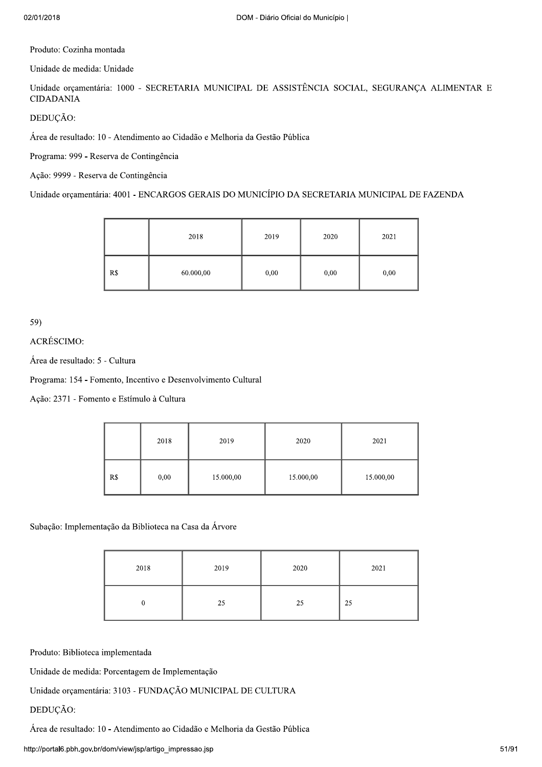Produto: Cozinha montada

Unidade de medida: Unidade

Unidade orçamentária: 1000 - SECRETARIA MUNICIPAL DE ASSISTÊNCIA SOCIAL, SEGURANÇA ALIMENTAR E CIDADANIA

DEDUÇÃO:

Área de resultado: 10 - Atendimento ao Cidadão e Melhoria da Gestão Pública

Programa: 999 - Reserva de Contingência

Ação: 9999 - Reserva de Contingência

Unidade orçamentária: 4001 - ENCARGOS GERAIS DO MUNICÍPIO DA SECRETARIA MUNICIPAL DE FAZENDA

| | 2018 | 2019 | 2020 | 2021 |
|---|---|---|---|---|
| R$ | 60.000,00 | 0,00 | 0,00 | 0,00 |

59)

ACRÉSCIMO:

Área de resultado: 5 - Cultura

Programa: 154 - Fomento, Incentivo e Desenvolvimento Cultural

Ação: 2371 - Fomento e Estímulo à Cultura

| | 2018 | 2019 | 2020 | 2021 |
|---|---|---|---|---|
| R$ | 0,00 | 15.000,00 | 15.000,00 | 15.000,00 |

Subação: Implementação da Biblioteca na Casa da Árvore

| 2018 | 2019 | 2020 | 2021 |
|---|---|---|---|
| 0 | 25 | 25 | 25 |

Produto: Biblioteca implementada

Unidade de medida: Porcentagem de Implementação

Unidade orçamentária: 3103 - FUNDAÇÃO MUNICIPAL DE CULTURA

DEDUÇÃO:

Área de resultado: 10 - Atendimento ao Cidadão e Melhoria da Gestão Pública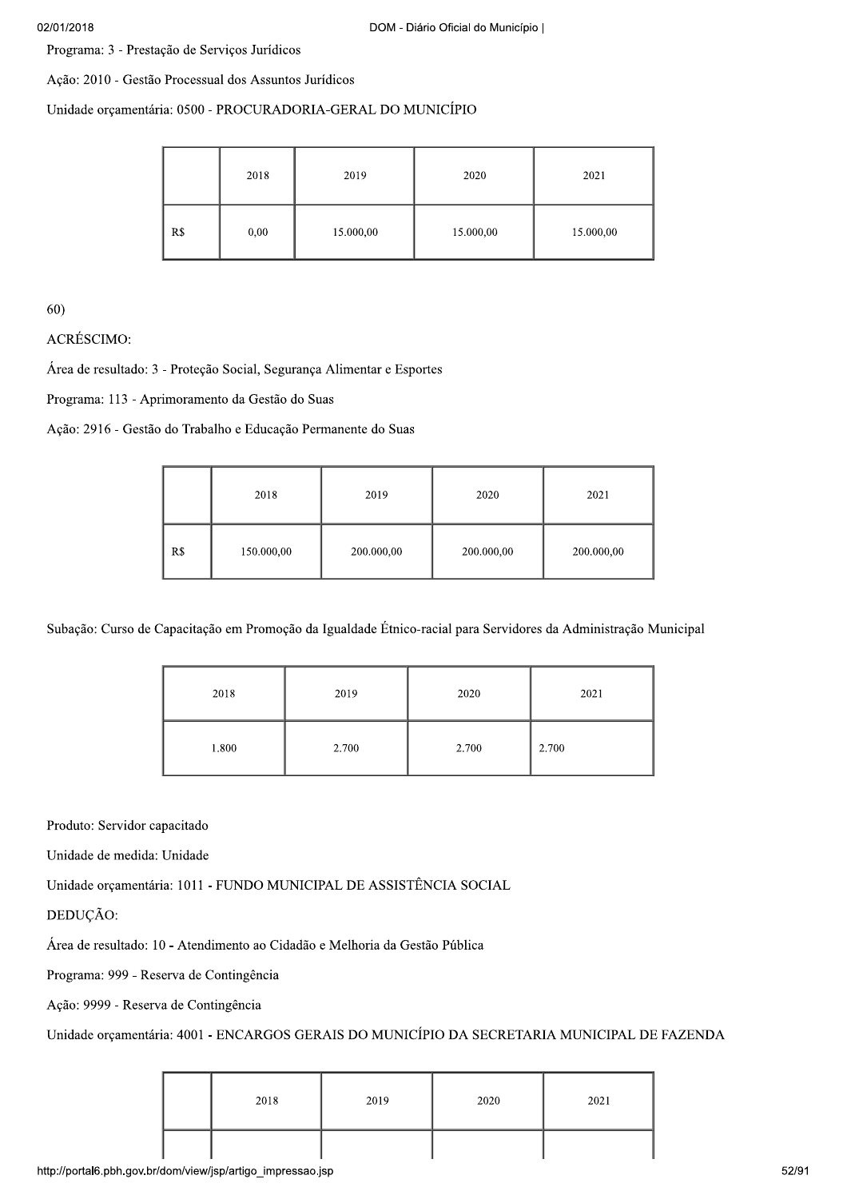Programa: 3 - Prestação de Serviços Jurídicos

Ação: 2010 - Gestão Processual dos Assuntos Jurídicos

Unidade orçamentária: 0500 - PROCURADORIA-GERAL DO MUNICÍPIO

| | 2018 | 2019 | 2020 | 2021 |
|---|---|---|---|---|
| R$ | 0,00 | 15.000,00 | 15.000,00 | 15.000,00 |

60)

ACRÉSCIMO:

Área de resultado: 3 - Proteção Social, Segurança Alimentar e Esportes

Programa: 113 - Aprimoramento da Gestão do Suas

Ação: 2916 - Gestão do Trabalho e Educação Permanente do Suas

| | 2018 | 2019 | 2020 | 2021 |
|---|---|---|---|---|
| R$ | 150.000,00 | 200.000,00 | 200.000,00 | 200.000,00 |

Subação: Curso de Capacitação em Promoção da Igualdade Étnico-racial para Servidores da Administração Municipal

| 2018 | 2019 | 2020 | 2021 |
|---|---|---|---|
| 1.800 | 2.700 | 2.700 | 2.700 |

Produto: Servidor capacitado

Unidade de medida: Unidade

Unidade orçamentária: 1011 - FUNDO MUNICIPAL DE ASSISTÊNCIA SOCIAL

DEDUÇÃO:

Área de resultado: 10 - Atendimento ao Cidadão e Melhoria da Gestão Pública

Programa: 999 - Reserva de Contingência

Ação: 9999 - Reserva de Contingência

Unidade orçamentária: 4001 - ENCARGOS GERAIS DO MUNICÍPIO DA SECRETARIA MUNICIPAL DE FAZENDA

| | 2018 | 2019 | 2020 | 2021 |
|---|---|---|---|---|
| | | | | |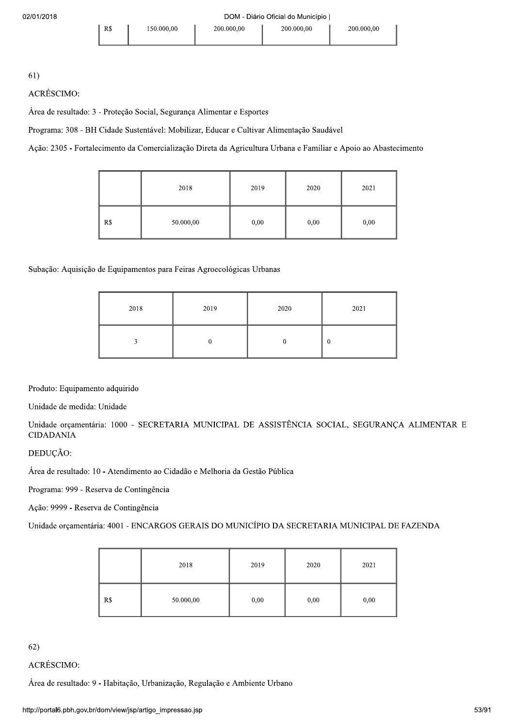| R$ | 150.000,00 | 200.000,00 | 200.000,00 | 200.000,00 |
|---|---|---|---|---|

61)

ACRÉSCIMO:

Área de resultado: 3 - Proteção Social, Segurança Alimentar e Esportes

Programa: 308 - BH Cidade Sustentável: Mobilizar, Educar e Cultivar Alimentação Saudável

Ação: 2305 - Fortalecimento da Comercialização Direta da Agricultura Urbana e Familiar e Apoio ao Abastecimento

| | 2018 | 2019 | 2020 | 2021 |
|---|---|---|---|---|
| R$ | 50.000,00 | 0,00 | 0,00 | 0,00 |

Subação: Aquisição de Equipamentos para Feiras Agroecológicas Urbanas

| 2018 | 2019 | 2020 | 2021 |
|---|---|---|---|
| 3 | 0 | 0 | 0 |

Produto: Equipamento adquirido

Unidade de medida: Unidade

Unidade orçamentária: 1000 - SECRETARIA MUNICIPAL DE ASSISTÊNCIA SOCIAL, SEGURANÇA ALIMENTAR E CIDADANIA

DEDUÇÃO:

Área de resultado: 10 - Atendimento ao Cidadão e Melhoria da Gestão Pública

Programa: 999 - Reserva de Contingência

Ação: 9999 - Reserva de Contingência

Unidade orçamentária: 4001 - ENCARGOS GERAIS DO MUNICÍPIO DA SECRETARIA MUNICIPAL DE FAZENDA

| | 2018 | 2019 | 2020 | 2021 |
|---|---|---|---|---|
| R$ | 50.000,00 | 0,00 | 0,00 | 0,00 |

62)

ACRÉSCIMO:

Área de resultado: 9 - Habitação, Urbanização, Regulação e Ambiente Urbano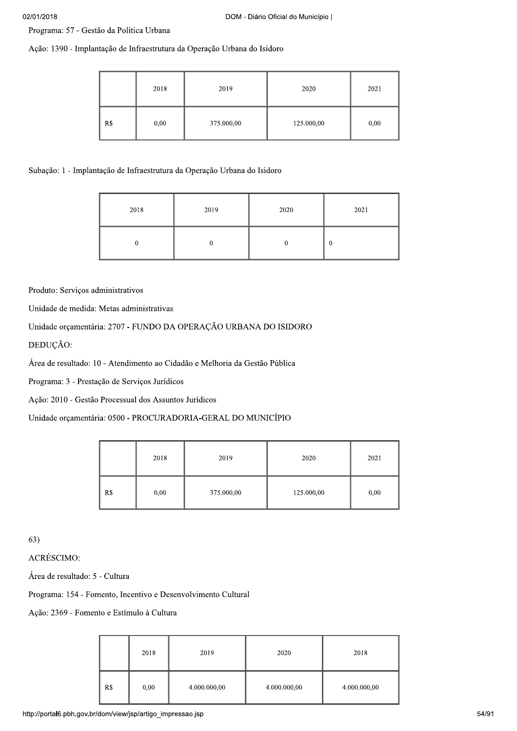Programa: 57 - Gestão da Política Urbana

Ação: 1390 - Implantação de Infraestrutura da Operação Urbana do Isidoro

| | 2018 | 2019 | 2020 | 2021 |
|---|---|---|---|---|
| R$ | 0,00 | 375.000,00 | 125.000,00 | 0,00 |

Subação: 1 - Implantação de Infraestrutura da Operação Urbana do Isidoro

| 2018 | 2019 | 2020 | 2021 |
|---|---|---|---|
| 0 | 0 | 0 | 0 |

Produto: Serviços administrativos

Unidade de medida: Metas administrativas

Unidade orçamentária: 2707 - FUNDO DA OPERAÇÃO URBANA DO ISIDORO

DEDUÇÃO:

Área de resultado: 10 - Atendimento ao Cidadão e Melhoria da Gestão Pública

Programa: 3 - Prestação de Serviços Jurídicos

Ação: 2010 - Gestão Processual dos Assuntos Jurídicos

Unidade orçamentária: 0500 - PROCURADORIA-GERAL DO MUNICÍPIO

| | 2018 | 2019 | 2020 | 2021 |
|---|---|---|---|---|
| R$ | 0,00 | 375.000,00 | 125.000,00 | 0,00 |

63)

ACRÉSCIMO:

Área de resultado: 5 - Cultura

Programa: 154 - Fomento, Incentivo e Desenvolvimento Cultural

Ação: 2369 - Fomento e Estímulo à Cultura

| | 2018 | 2019 | 2020 | 2018 |
|---|---|---|---|---|
| R$ | 0,00 | 4.000.000,00 | 4.000.000,00 | 4.000.000,00 |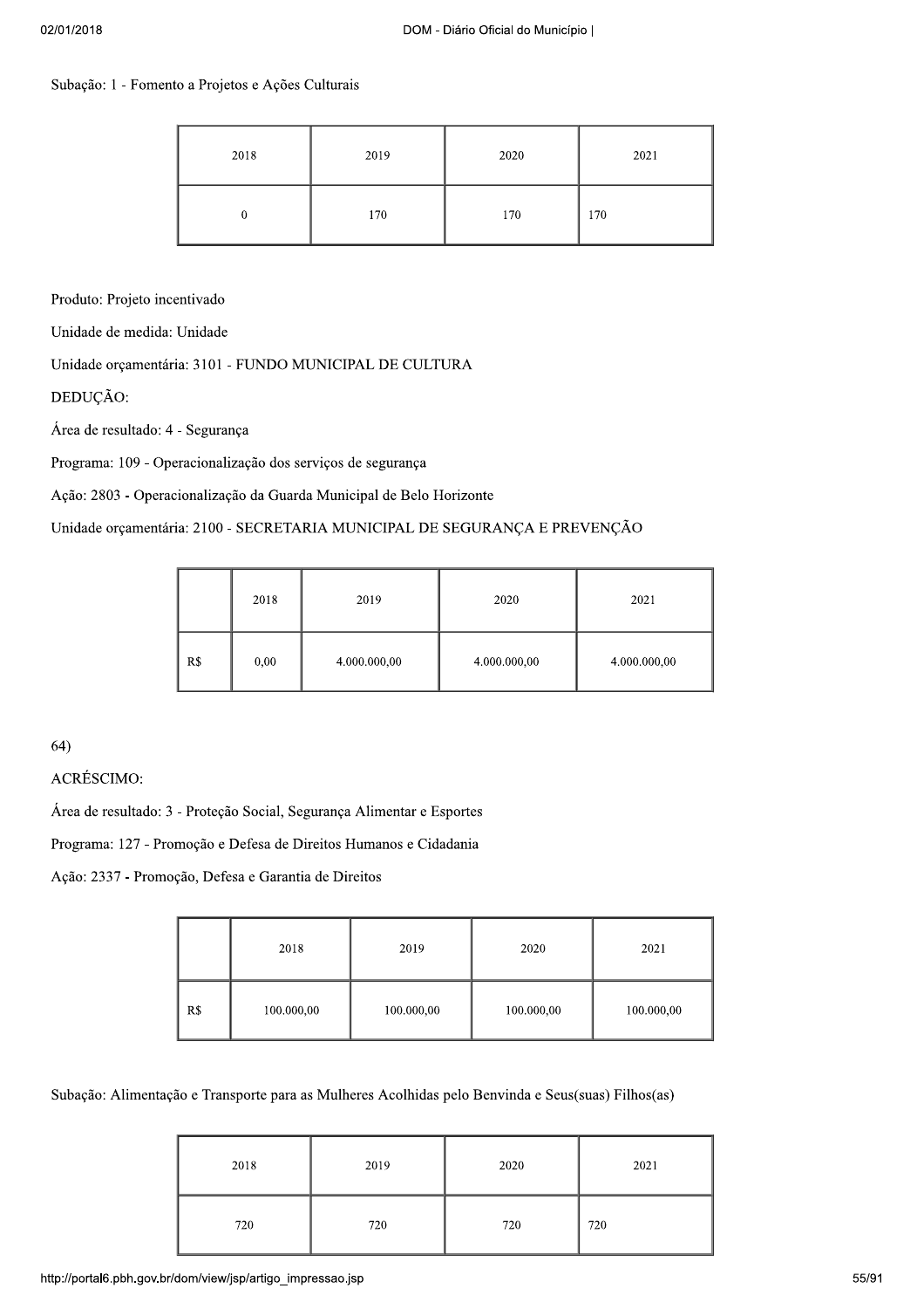Subação: 1 - Fomento a Projetos e Ações Culturais

| 2018 | 2019 | 2020 | 2021 |
| --- | --- | --- | --- |
| 0 | 170 | 170 | 170 |

Produto: Projeto incentivado

Unidade de medida: Unidade

Unidade orçamentária: 3101 - FUNDO MUNICIPAL DE CULTURA

DEDUÇÃO:

Área de resultado: 4 - Segurança

Programa: 109 - Operacionalização dos serviços de segurança

Ação: 2803 - Operacionalização da Guarda Municipal de Belo Horizonte

Unidade orçamentária: 2100 - SECRETARIA MUNICIPAL DE SEGURANÇA E PREVENÇÃO

| | 2018 | 2019 | 2020 | 2021 |
| --- | --- | --- | --- | --- |
| R$ | 0,00 | 4.000.000,00 | 4.000.000,00 | 4.000.000,00 |

64)

ACRÉSCIMO:

Área de resultado: 3 - Proteção Social, Segurança Alimentar e Esportes

Programa: 127 - Promoção e Defesa de Direitos Humanos e Cidadania

Ação: 2337 - Promoção, Defesa e Garantia de Direitos

| | 2018 | 2019 | 2020 | 2021 |
| --- | --- | --- | --- | --- |
| R$ | 100.000,00 | 100.000,00 | 100.000,00 | 100.000,00 |

Subação: Alimentação e Transporte para as Mulheres Acolhidas pelo Benvinda e Seus(suas) Filhos(as)

| 2018 | 2019 | 2020 | 2021 |
| --- | --- | --- | --- |
| 720 | 720 | 720 | 720 |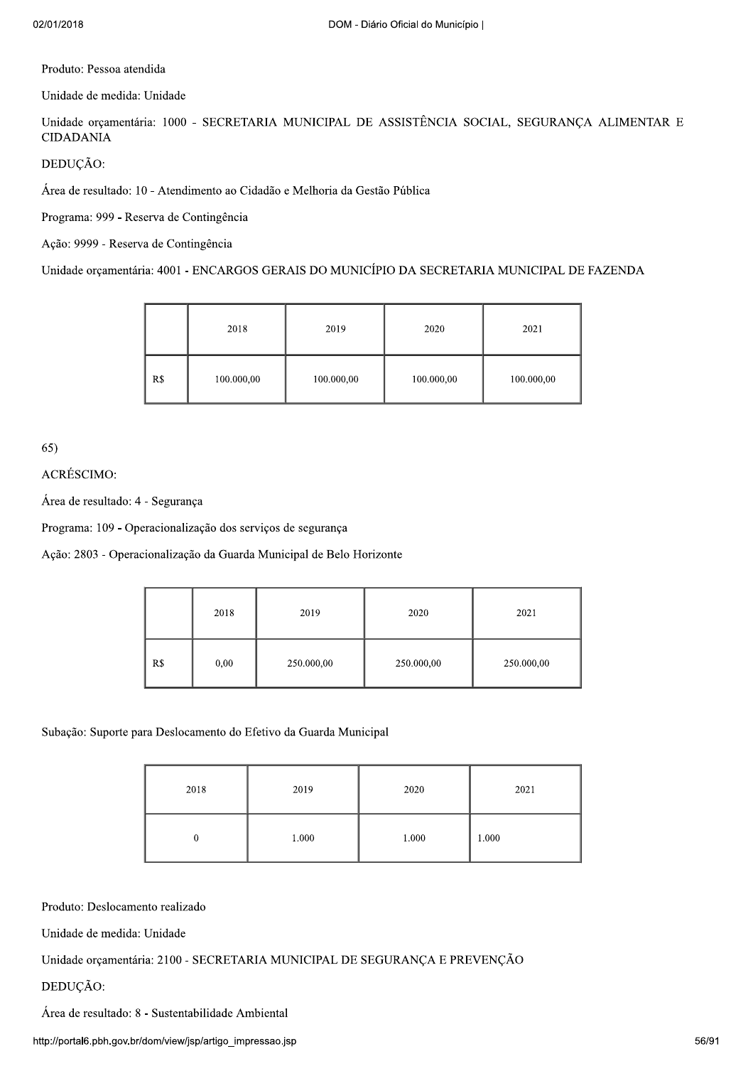Produto: Pessoa atendida

Unidade de medida: Unidade

Unidade orçamentária: 1000 - SECRETARIA MUNICIPAL DE ASSISTÊNCIA SOCIAL, SEGURANÇA ALIMENTAR E CIDADANIA

DEDUÇÃO:

Área de resultado: 10 - Atendimento ao Cidadão e Melhoria da Gestão Pública

Programa: 999 - Reserva de Contingência

Ação: 9999 - Reserva de Contingência

Unidade orçamentária: 4001 - ENCARGOS GERAIS DO MUNICÍPIO DA SECRETARIA MUNICIPAL DE FAZENDA

| | 2018 | 2019 | 2020 | 2021 |
|---|---|---|---|---|
| R$ | 100.000,00 | 100.000,00 | 100.000,00 | 100.000,00 |

65)

ACRÉSCIMO:

Área de resultado: 4 - Segurança

Programa: 109 - Operacionalização dos serviços de segurança

Ação: 2803 - Operacionalização da Guarda Municipal de Belo Horizonte

| | 2018 | 2019 | 2020 | 2021 |
|---|---|---|---|---|
| R$ | 0,00 | 250.000,00 | 250.000,00 | 250.000,00 |

Subação: Suporte para Deslocamento do Efetivo da Guarda Municipal

| 2018 | 2019 | 2020 | 2021 |
|---|---|---|---|
| 0 | 1.000 | 1.000 | 1.000 |

Produto: Deslocamento realizado

Unidade de medida: Unidade

Unidade orçamentária: 2100 - SECRETARIA MUNICIPAL DE SEGURANÇA E PREVENÇÃO

DEDUÇÃO:

Área de resultado: 8 - Sustentabilidade Ambiental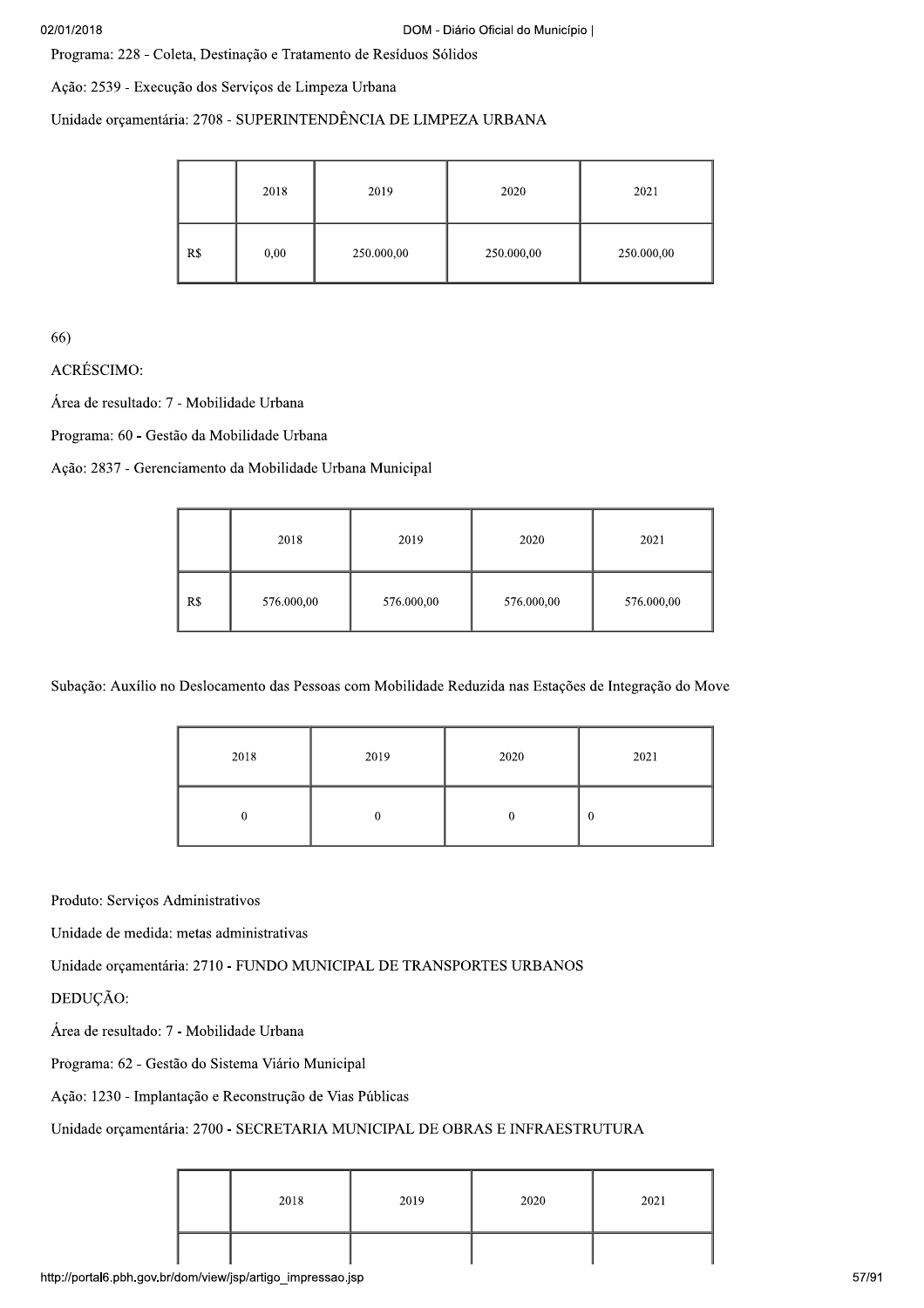Programa: 228 - Coleta, Destinação e Tratamento de Resíduos Sólidos

Ação: 2539 - Execução dos Serviços de Limpeza Urbana

Unidade orçamentária: 2708 - SUPERINTENDÊNCIA DE LIMPEZA URBANA

| | 2018 | 2019 | 2020 | 2021 |
|---|---|---|---|---|
| R$ | 0,00 | 250.000,00 | 250.000,00 | 250.000,00 |

66)

ACRÉSCIMO:

Área de resultado: 7 - Mobilidade Urbana

Programa: 60 - Gestão da Mobilidade Urbana

Ação: 2837 - Gerenciamento da Mobilidade Urbana Municipal

| | 2018 | 2019 | 2020 | 2021 |
|---|---|---|---|---|
| R$ | 576.000,00 | 576.000,00 | 576.000,00 | 576.000,00 |

Subação: Auxílio no Deslocamento das Pessoas com Mobilidade Reduzida nas Estações de Integração do Move

| 2018 | 2019 | 2020 | 2021 |
|---|---|---|---|
| 0 | 0 | 0 | 0 |

Produto: Serviços Administrativos

Unidade de medida: metas administrativas

Unidade orçamentária: 2710 - FUNDO MUNICIPAL DE TRANSPORTES URBANOS

DEDUÇÃO:

Área de resultado: 7 - Mobilidade Urbana

Programa: 62 - Gestão do Sistema Viário Municipal

Ação: 1230 - Implantação e Reconstrução de Vias Públicas

Unidade orçamentária: 2700 - SECRETARIA MUNICIPAL DE OBRAS E INFRAESTRUTURA

| | 2018 | 2019 | 2020 | 2021 |
|---|---|---|---|---|
| | | | | |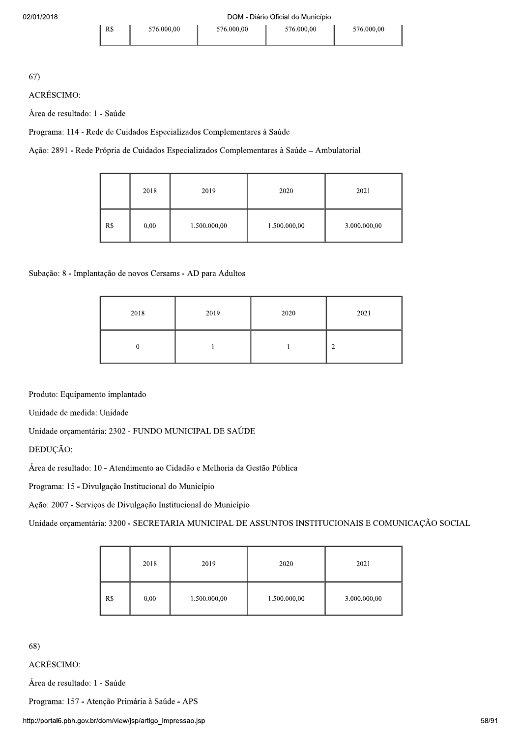| R$ | 576.000,00 | 576.000,00 | 576.000,00 | 576.000,00 |
|---|---|---|---|---|

67)

ACRÉSCIMO:

Área de resultado: 1 - Saúde

Programa: 114 - Rede de Cuidados Especializados Complementares à Saúde

Ação: 2891 - Rede Própria de Cuidados Especializados Complementares à Saúde – Ambulatorial

| | 2018 | 2019 | 2020 | 2021 |
|---|---|---|---|---|
| R$ | 0,00 | 1.500.000,00 | 1.500.000,00 | 3.000.000,00 |

Subação: 8 - Implantação de novos Cersams - AD para Adultos

| 2018 | 2019 | 2020 | 2021 |
|---|---|---|---|
| 0 | 1 | 1 | 2 |

Produto: Equipamento implantado

Unidade de medida: Unidade

Unidade orçamentária: 2302 - FUNDO MUNICIPAL DE SAÚDE

DEDUÇÃO:

Área de resultado: 10 - Atendimento ao Cidadão e Melhoria da Gestão Pública

Programa: 15 - Divulgação Institucional do Município

Ação: 2007 - Serviços de Divulgação Institucional do Município

Unidade orçamentária: 3200 - SECRETARIA MUNICIPAL DE ASSUNTOS INSTITUCIONAIS E COMUNICAÇÃO SOCIAL

| | 2018 | 2019 | 2020 | 2021 |
|---|---|---|---|---|
| R$ | 0,00 | 1.500.000,00 | 1.500.000,00 | 3.000.000,00 |

68)

ACRÉSCIMO:

Área de resultado: 1 - Saúde

Programa: 157 - Atenção Primária à Saúde - APS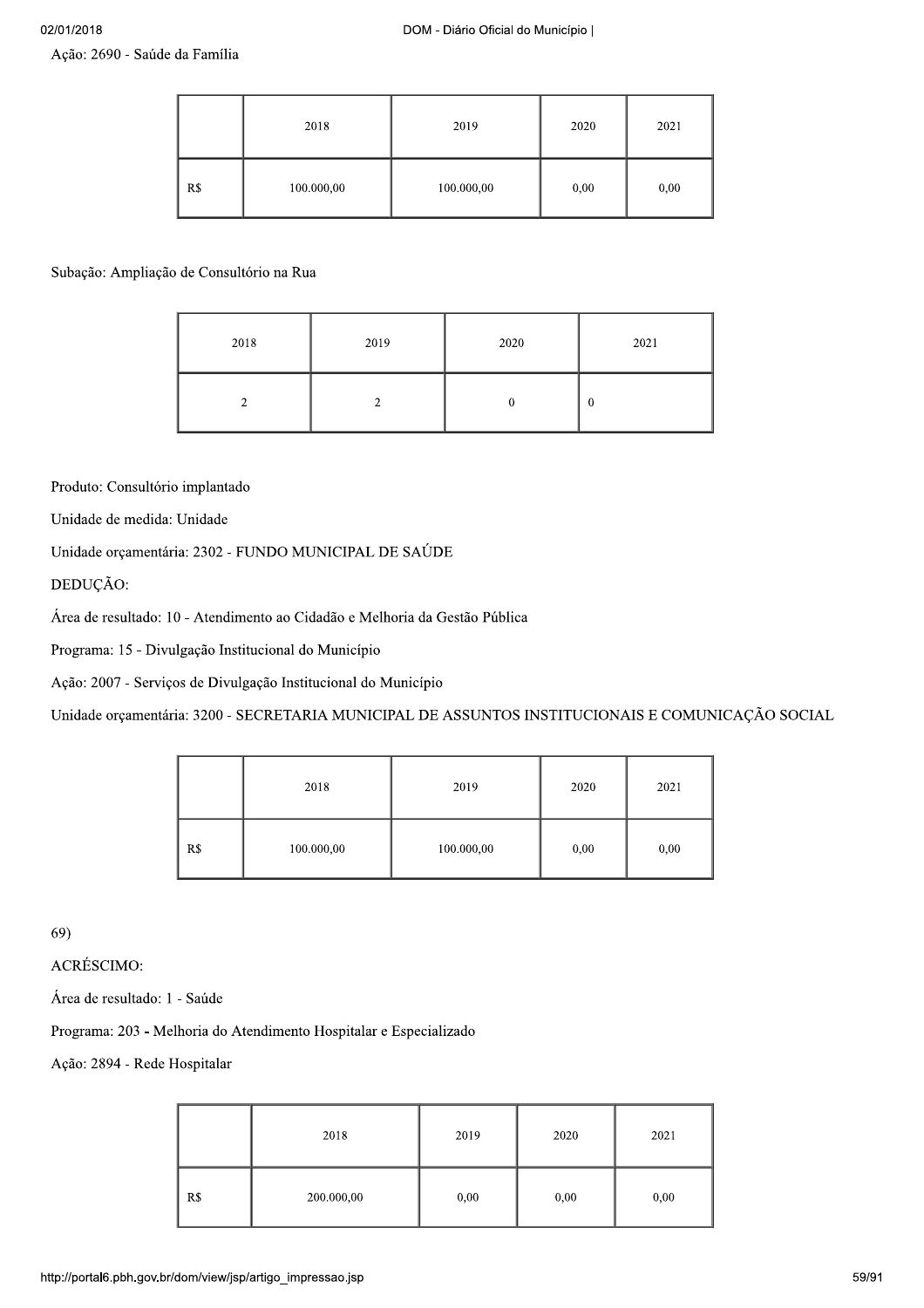Ação: 2690 - Saúde da Família

| | 2018 | 2019 | 2020 | 2021 |
|---|---|---|---|---|
| R$ | 100.000,00 | 100.000,00 | 0,00 | 0,00 |

Subação: Ampliação de Consultório na Rua

| 2018 | 2019 | 2020 | 2021 |
|---|---|---|---|
| 2 | 2 | 0 | 0 |

Produto: Consultório implantado

Unidade de medida: Unidade

Unidade orçamentária: 2302 - FUNDO MUNICIPAL DE SAÚDE

DEDUÇÃO:

Área de resultado: 10 - Atendimento ao Cidadão e Melhoria da Gestão Pública

Programa: 15 - Divulgação Institucional do Município

Ação: 2007 - Serviços de Divulgação Institucional do Município

Unidade orçamentária: 3200 - SECRETARIA MUNICIPAL DE ASSUNTOS INSTITUCIONAIS E COMUNICAÇÃO SOCIAL

| | 2018 | 2019 | 2020 | 2021 |
|---|---|---|---|---|
| R$ | 100.000,00 | 100.000,00 | 0,00 | 0,00 |

69)

ACRÉSCIMO:

Área de resultado: 1 - Saúde

Programa: 203 - Melhoria do Atendimento Hospitalar e Especializado

Ação: 2894 - Rede Hospitalar

| | 2018 | 2019 | 2020 | 2021 |
|---|---|---|---|---|
| R$ | 200.000,00 | 0,00 | 0,00 | 0,00 |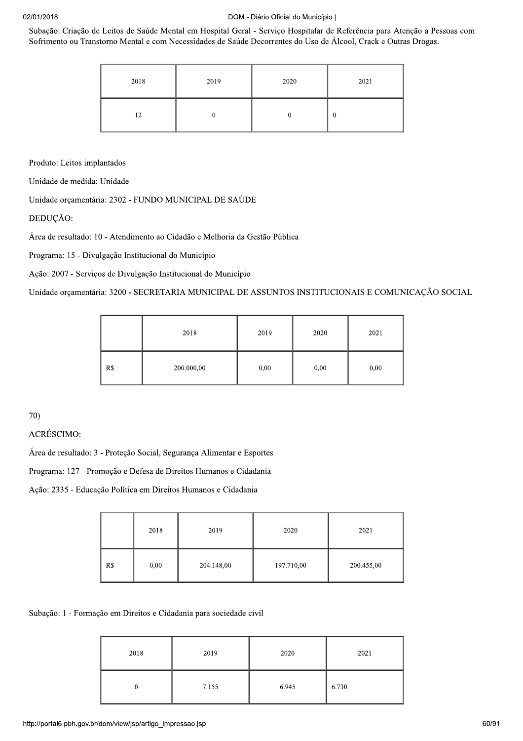Subação: Criação de Leitos de Saúde Mental em Hospital Geral - Serviço Hospitalar de Referência para Atenção a Pessoas com Sofrimento ou Transtorno Mental e com Necessidades de Saúde Decorrentes do Uso de Álcool, Crack e Outras Drogas.

| 2018 | 2019 | 2020 | 2021 |
|---|---|---|---|
| 12 | 0 | 0 | 0 |

Produto: Leitos implantados

Unidade de medida: Unidade

Unidade orçamentária: 2302 - FUNDO MUNICIPAL DE SAÚDE

DEDUÇÃO:

Área de resultado: 10 - Atendimento ao Cidadão e Melhoria da Gestão Pública

Programa: 15 - Divulgação Institucional do Município

Ação: 2007 - Serviços de Divulgação Institucional do Município

Unidade orçamentária: 3200 - SECRETARIA MUNICIPAL DE ASSUNTOS INSTITUCIONAIS E COMUNICAÇÃO SOCIAL

| | 2018 | 2019 | 2020 | 2021 |
|---|---|---|---|---|
| R$ | 200.000,00 | 0,00 | 0,00 | 0,00 |

70)

ACRÉSCIMO:

Área de resultado: 3 - Proteção Social, Segurança Alimentar e Esportes

Programa: 127 - Promoção e Defesa de Direitos Humanos e Cidadania

Ação: 2335 - Educação Política em Direitos Humanos e Cidadania

| | 2018 | 2019 | 2020 | 2021 |
|---|---|---|---|---|
| R$ | 0,00 | 204.148,00 | 197.710,00 | 200.455,00 |

Subação: 1 - Formação em Direitos e Cidadania para sociedade civil

| 2018 | 2019 | 2020 | 2021 |
|---|---|---|---|
| 0 | 7.155 | 6.945 | 6.730 |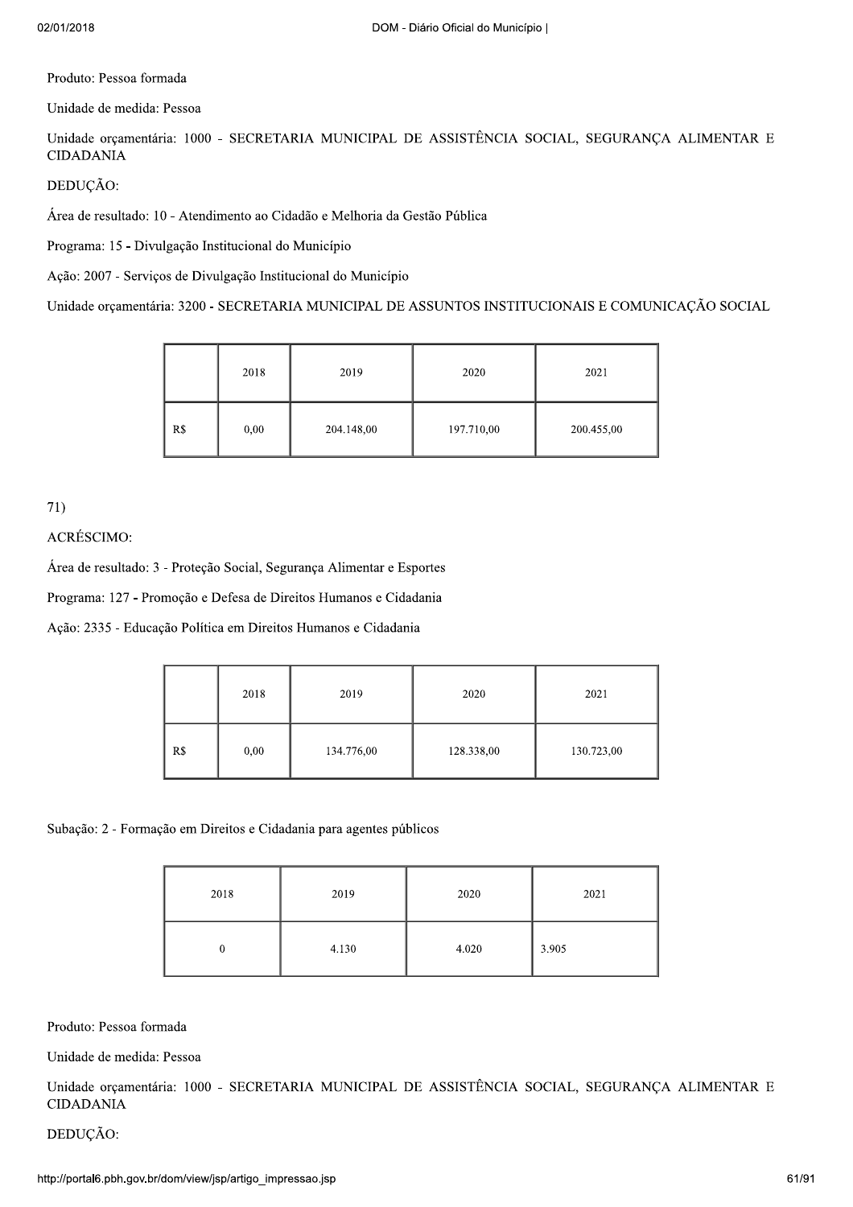Produto: Pessoa formada

Unidade de medida: Pessoa

Unidade orçamentária: 1000 - SECRETARIA MUNICIPAL DE ASSISTÊNCIA SOCIAL, SEGURANÇA ALIMENTAR E CIDADANIA

DEDUÇÃO:

Área de resultado: 10 - Atendimento ao Cidadão e Melhoria da Gestão Pública

Programa: 15 - Divulgação Institucional do Município

Ação: 2007 - Serviços de Divulgação Institucional do Município

Unidade orçamentária: 3200 - SECRETARIA MUNICIPAL DE ASSUNTOS INSTITUCIONAIS E COMUNICAÇÃO SOCIAL

| | 2018 | 2019 | 2020 | 2021 |
|---|---|---|---|---|
| R$ | 0,00 | 204.148,00 | 197.710,00 | 200.455,00 |

71)

ACRÉSCIMO:

Área de resultado: 3 - Proteção Social, Segurança Alimentar e Esportes

Programa: 127 - Promoção e Defesa de Direitos Humanos e Cidadania

Ação: 2335 - Educação Política em Direitos Humanos e Cidadania

| | 2018 | 2019 | 2020 | 2021 |
|---|---|---|---|---|
| R$ | 0,00 | 134.776,00 | 128.338,00 | 130.723,00 |

Subação: 2 - Formação em Direitos e Cidadania para agentes públicos

| 2018 | 2019 | 2020 | 2021 |
|---|---|---|---|
| 0 | 4.130 | 4.020 | 3.905 |

Produto: Pessoa formada

Unidade de medida: Pessoa

Unidade orçamentária: 1000 - SECRETARIA MUNICIPAL DE ASSISTÊNCIA SOCIAL, SEGURANÇA ALIMENTAR E CIDADANIA

DEDUÇÃO: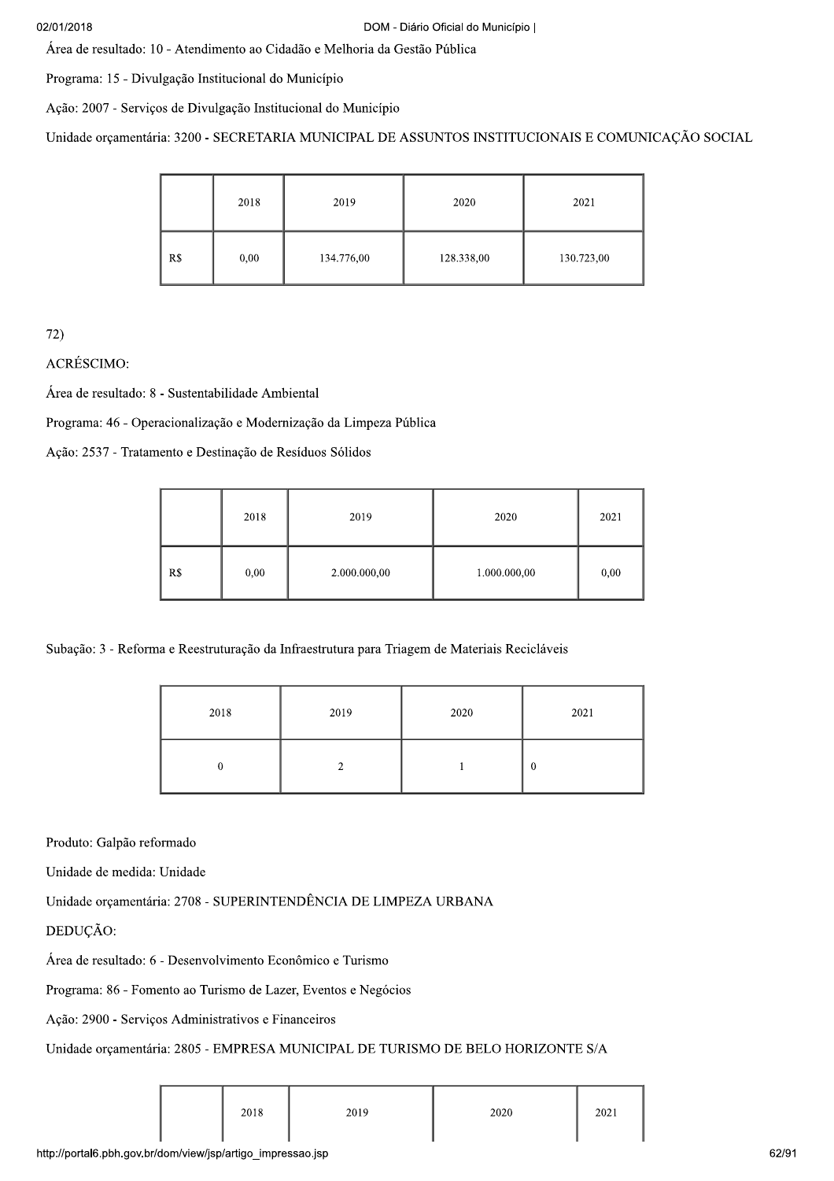Área de resultado: 10 - Atendimento ao Cidadão e Melhoria da Gestão Pública

Programa: 15 - Divulgação Institucional do Município

Ação: 2007 - Serviços de Divulgação Institucional do Município

Unidade orçamentária: 3200 - SECRETARIA MUNICIPAL DE ASSUNTOS INSTITUCIONAIS E COMUNICAÇÃO SOCIAL

| | 2018 | 2019 | 2020 | 2021 |
|---|---|---|---|---|
| R$ | 0,00 | 134.776,00 | 128.338,00 | 130.723,00 |

72)

ACRÉSCIMO:

Área de resultado: 8 - Sustentabilidade Ambiental

Programa: 46 - Operacionalização e Modernização da Limpeza Pública

Ação: 2537 - Tratamento e Destinação de Resíduos Sólidos

| | 2018 | 2019 | 2020 | 2021 |
|---|---|---|---|---|
| R$ | 0,00 | 2.000.000,00 | 1.000.000,00 | 0,00 |

Subação: 3 - Reforma e Reestruturação da Infraestrutura para Triagem de Materiais Recicláveis

| 2018 | 2019 | 2020 | 2021 |
|---|---|---|---|
| 0 | 2 | 1 | 0 |

Produto: Galpão reformado

Unidade de medida: Unidade

Unidade orçamentária: 2708 - SUPERINTENDÊNCIA DE LIMPEZA URBANA

DEDUÇÃO:

Área de resultado: 6 - Desenvolvimento Econômico e Turismo

Programa: 86 - Fomento ao Turismo de Lazer, Eventos e Negócios

Ação: 2900 - Serviços Administrativos e Financeiros

Unidade orçamentária: 2805 - EMPRESA MUNICIPAL DE TURISMO DE BELO HORIZONTE S/A

| | 2018 | 2019 | 2020 | 2021 |
|---|---|---|---|---|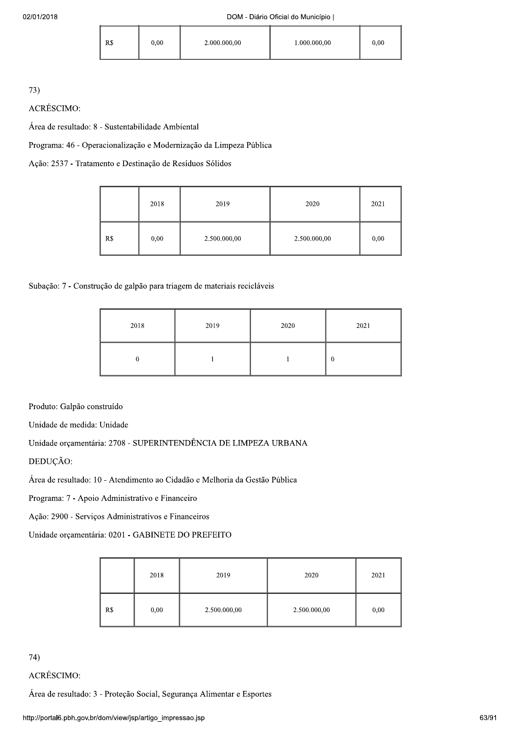| R$ | 0,00 | 2.000.000,00 | 1.000.000,00 | 0,00 |
|---|---|---|---|---|

73)

ACRÉSCIMO:

Área de resultado: 8 - Sustentabilidade Ambiental

Programa: 46 - Operacionalização e Modernização da Limpeza Pública

Ação: 2537 - Tratamento e Destinação de Resíduos Sólidos

| | 2018 | 2019 | 2020 | 2021 |
|---|---|---|---|---|
| R$ | 0,00 | 2.500.000,00 | 2.500.000,00 | 0,00 |

Subação: 7 - Construção de galpão para triagem de materiais recicláveis

| 2018 | 2019 | 2020 | 2021 |
|---|---|---|---|
| 0 | 1 | 1 | 0 |

Produto: Galpão construído

Unidade de medida: Unidade

Unidade orçamentária: 2708 - SUPERINTENDÊNCIA DE LIMPEZA URBANA

DEDUÇÃO:

Área de resultado: 10 - Atendimento ao Cidadão e Melhoria da Gestão Pública

Programa: 7 - Apoio Administrativo e Financeiro

Ação: 2900 - Serviços Administrativos e Financeiros

Unidade orçamentária: 0201 - GABINETE DO PREFEITO

| | 2018 | 2019 | 2020 | 2021 |
|---|---|---|---|---|
| R$ | 0,00 | 2.500.000,00 | 2.500.000,00 | 0,00 |

74)

ACRÉSCIMO:

Área de resultado: 3 - Proteção Social, Segurança Alimentar e Esportes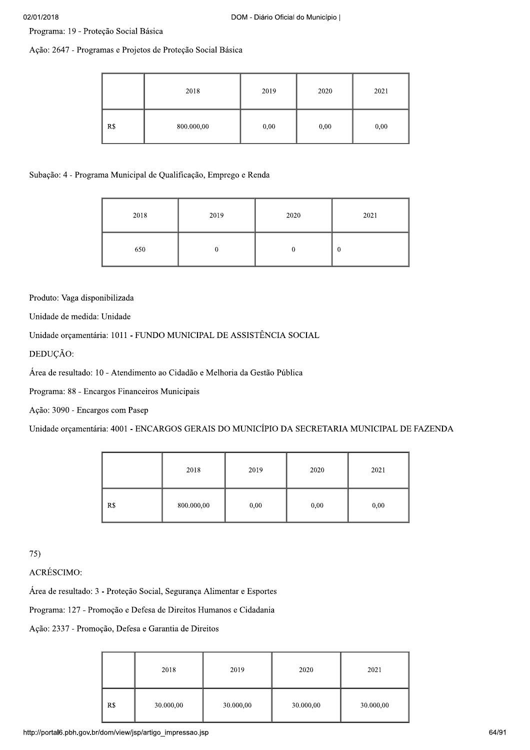Programa: 19 - Proteção Social Básica

Ação: 2647 - Programas e Projetos de Proteção Social Básica

| | 2018 | 2019 | 2020 | 2021 |
|---|---|---|---|---|
| R$ | 800.000,00 | 0,00 | 0,00 | 0,00 |

Subação: 4 - Programa Municipal de Qualificação, Emprego e Renda

| 2018 | 2019 | 2020 | 2021 |
|---|---|---|---|
| 650 | 0 | 0 | 0 |

Produto: Vaga disponibilizada

Unidade de medida: Unidade

Unidade orçamentária: 1011 - FUNDO MUNICIPAL DE ASSISTÊNCIA SOCIAL

DEDUÇÃO:

Área de resultado: 10 - Atendimento ao Cidadão e Melhoria da Gestão Pública

Programa: 88 - Encargos Financeiros Municipais

Ação: 3090 - Encargos com Pasep

Unidade orçamentária: 4001 - ENCARGOS GERAIS DO MUNICÍPIO DA SECRETARIA MUNICIPAL DE FAZENDA

| | 2018 | 2019 | 2020 | 2021 |
|---|---|---|---|---|
| R$ | 800.000,00 | 0,00 | 0,00 | 0,00 |

75)

ACRÉSCIMO:

Área de resultado: 3 - Proteção Social, Segurança Alimentar e Esportes

Programa: 127 - Promoção e Defesa de Direitos Humanos e Cidadania

Ação: 2337 - Promoção, Defesa e Garantia de Direitos

| | 2018 | 2019 | 2020 | 2021 |
|---|---|---|---|---|
| R$ | 30.000,00 | 30.000,00 | 30.000,00 | 30.000,00 |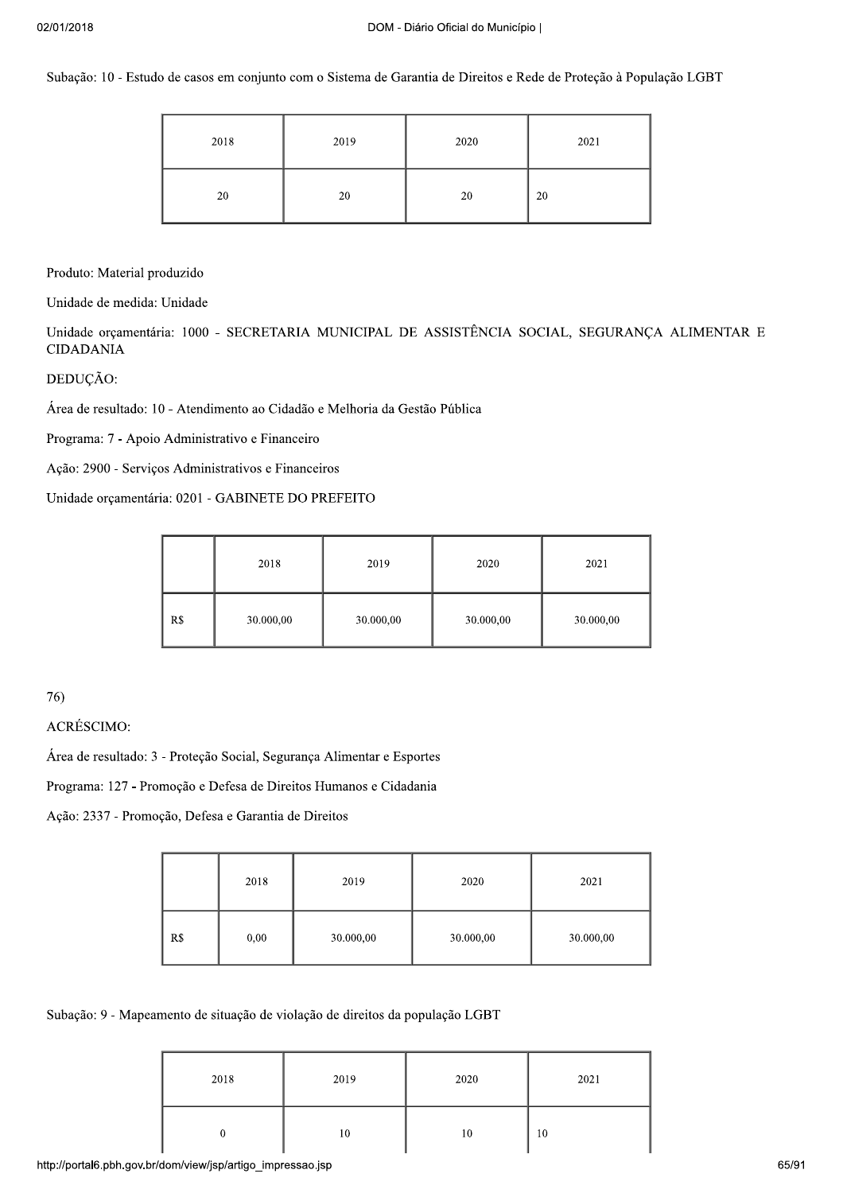Subação: 10 - Estudo de casos em conjunto com o Sistema de Garantia de Direitos e Rede de Proteção à População LGBT

| 2018 | 2019 | 2020 | 2021 |
|---|---|---|---|
| 20 | 20 | 20 | 20 |

Produto: Material produzido

Unidade de medida: Unidade

Unidade orçamentária: 1000 - SECRETARIA MUNICIPAL DE ASSISTÊNCIA SOCIAL, SEGURANÇA ALIMENTAR E CIDADANIA

DEDUÇÃO:

Área de resultado: 10 - Atendimento ao Cidadão e Melhoria da Gestão Pública

Programa: 7 - Apoio Administrativo e Financeiro

Ação: 2900 - Serviços Administrativos e Financeiros

Unidade orçamentária: 0201 - GABINETE DO PREFEITO

| | 2018 | 2019 | 2020 | 2021 |
|---|---|---|---|---|
| R$ | 30.000,00 | 30.000,00 | 30.000,00 | 30.000,00 |

76)

ACRÉSCIMO:

Área de resultado: 3 - Proteção Social, Segurança Alimentar e Esportes

Programa: 127 - Promoção e Defesa de Direitos Humanos e Cidadania

Ação: 2337 - Promoção, Defesa e Garantia de Direitos

| | 2018 | 2019 | 2020 | 2021 |
|---|---|---|---|---|
| R$ | 0,00 | 30.000,00 | 30.000,00 | 30.000,00 |

Subação: 9 - Mapeamento de situação de violação de direitos da população LGBT

| 2018 | 2019 | 2020 | 2021 |
|---|---|---|---|
| 0 | 10 | 10 | 10 |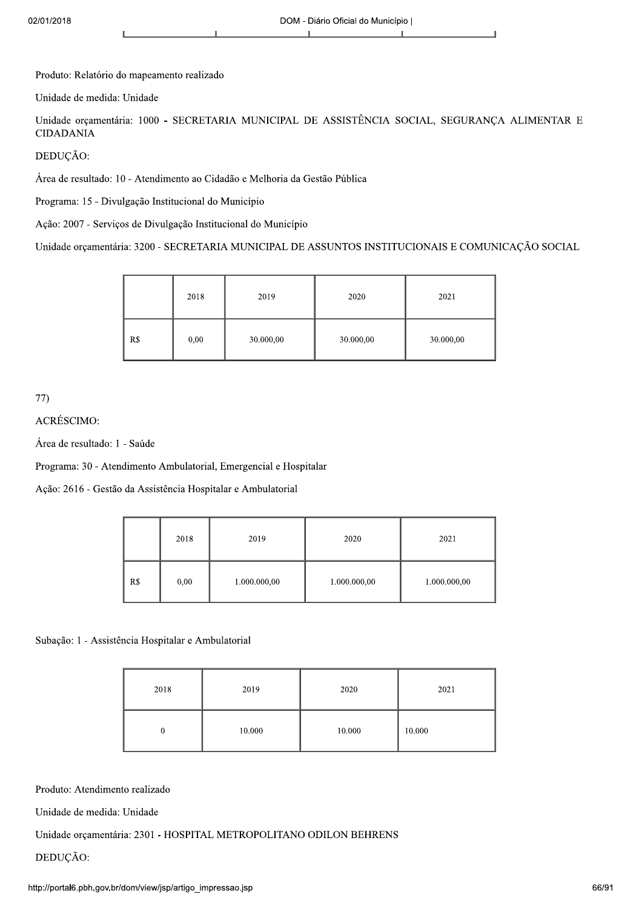Produto: Relatório do mapeamento realizado

Unidade de medida: Unidade

Unidade orçamentária: 1000 - SECRETARIA MUNICIPAL DE ASSISTÊNCIA SOCIAL, SEGURANÇA ALIMENTAR E CIDADANIA

DEDUÇÃO:

Área de resultado: 10 - Atendimento ao Cidadão e Melhoria da Gestão Pública

Programa: 15 - Divulgação Institucional do Município

Ação: 2007 - Serviços de Divulgação Institucional do Município

Unidade orçamentária: 3200 - SECRETARIA MUNICIPAL DE ASSUNTOS INSTITUCIONAIS E COMUNICAÇÃO SOCIAL

| | 2018 | 2019 | 2020 | 2021 |
|---|---|---|---|---|
| R$ | 0,00 | 30.000,00 | 30.000,00 | 30.000,00 |

77)

ACRÉSCIMO:

Área de resultado: 1 - Saúde

Programa: 30 - Atendimento Ambulatorial, Emergencial e Hospitalar

Ação: 2616 - Gestão da Assistência Hospitalar e Ambulatorial

| | 2018 | 2019 | 2020 | 2021 |
|---|---|---|---|---|
| R$ | 0,00 | 1.000.000,00 | 1.000.000,00 | 1.000.000,00 |

Subação: 1 - Assistência Hospitalar e Ambulatorial

| 2018 | 2019 | 2020 | 2021 |
|---|---|---|---|
| 0 | 10.000 | 10.000 | 10.000 |

Produto: Atendimento realizado

Unidade de medida: Unidade

Unidade orçamentária: 2301 - HOSPITAL METROPOLITANO ODILON BEHRENS

DEDUÇÃO: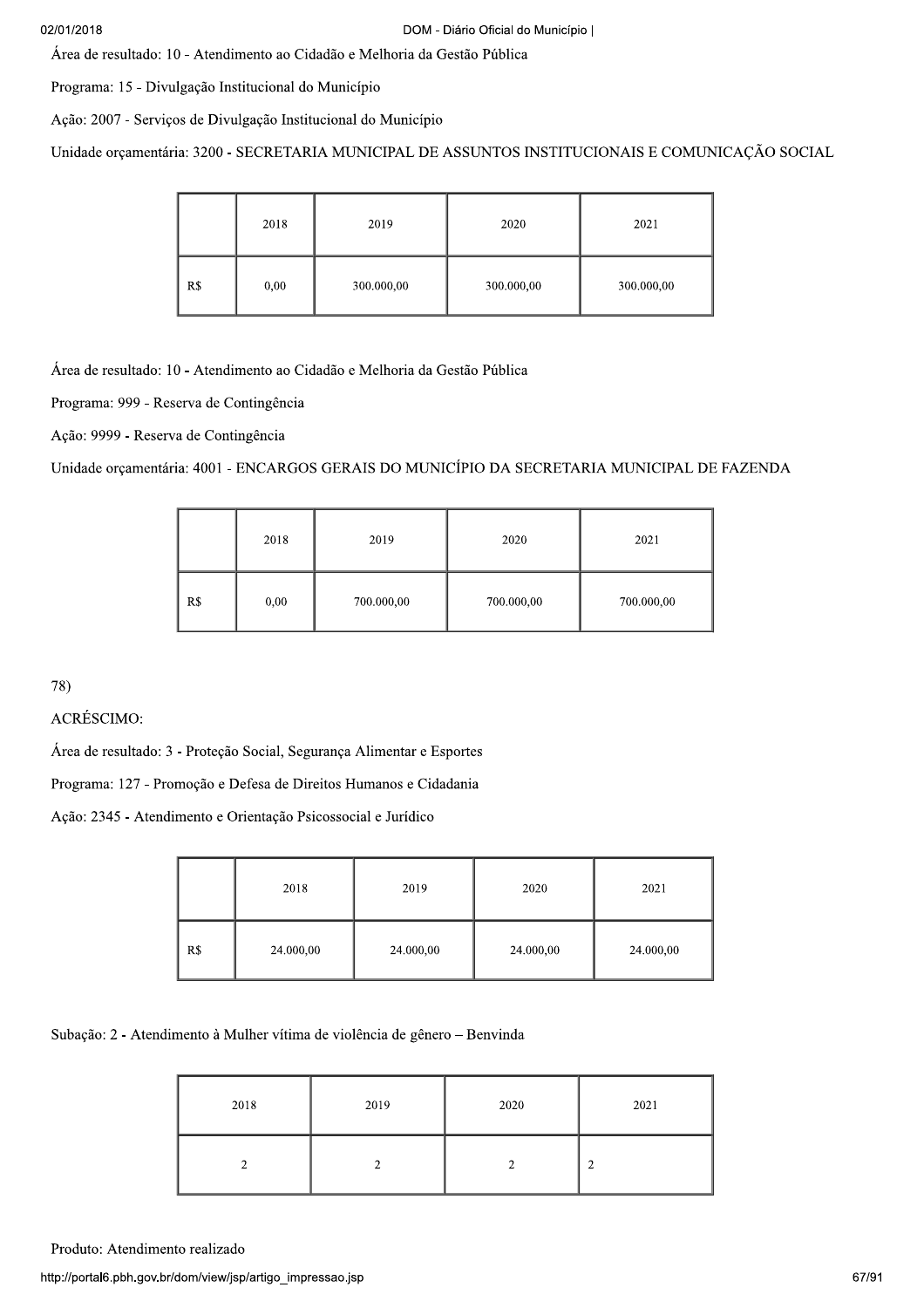Área de resultado: 10 - Atendimento ao Cidadão e Melhoria da Gestão Pública

Programa: 15 - Divulgação Institucional do Município

Ação: 2007 - Serviços de Divulgação Institucional do Município

Unidade orçamentária: 3200 - SECRETARIA MUNICIPAL DE ASSUNTOS INSTITUCIONAIS E COMUNICAÇÃO SOCIAL

| | 2018 | 2019 | 2020 | 2021 |
|---|---|---|---|---|
| R$ | 0,00 | 300.000,00 | 300.000,00 | 300.000,00 |

Área de resultado: 10 - Atendimento ao Cidadão e Melhoria da Gestão Pública

Programa: 999 - Reserva de Contingência

Ação: 9999 - Reserva de Contingência

Unidade orçamentária: 4001 - ENCARGOS GERAIS DO MUNICÍPIO DA SECRETARIA MUNICIPAL DE FAZENDA

| | 2018 | 2019 | 2020 | 2021 |
|---|---|---|---|---|
| R$ | 0,00 | 700.000,00 | 700.000,00 | 700.000,00 |

78)

ACRÉSCIMO:

Área de resultado: 3 - Proteção Social, Segurança Alimentar e Esportes

Programa: 127 - Promoção e Defesa de Direitos Humanos e Cidadania

Ação: 2345 - Atendimento e Orientação Psicossocial e Jurídico

| | 2018 | 2019 | 2020 | 2021 |
|---|---|---|---|---|
| R$ | 24.000,00 | 24.000,00 | 24.000,00 | 24.000,00 |

Subação: 2 - Atendimento à Mulher vítima de violência de gênero – Benvinda

| 2018 | 2019 | 2020 | 2021 |
|---|---|---|---|
| 2 | 2 | 2 | 2 |

Produto: Atendimento realizado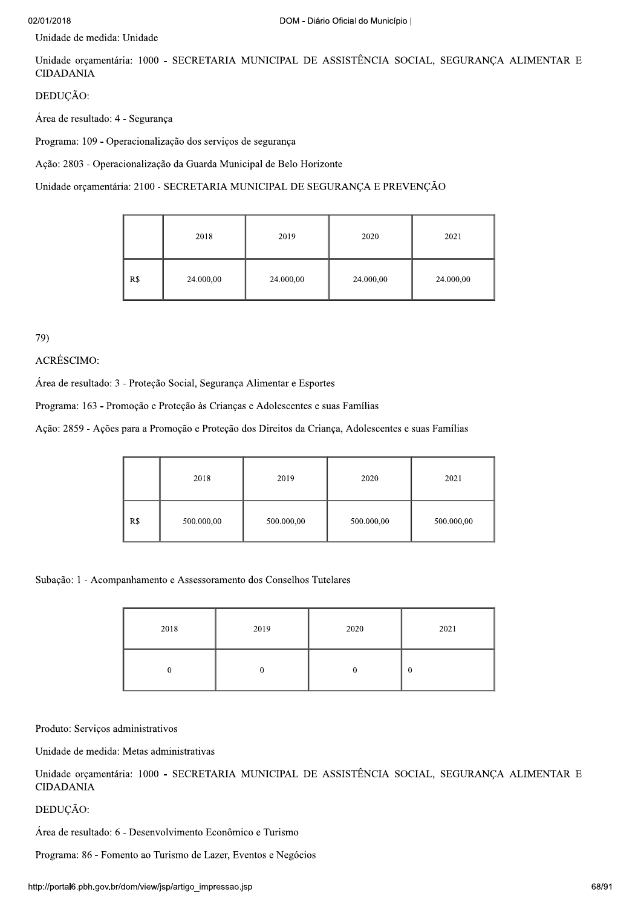Unidade de medida: Unidade

Unidade orçamentária: 1000 - SECRETARIA MUNICIPAL DE ASSISTÊNCIA SOCIAL, SEGURANÇA ALIMENTAR E CIDADANIA

DEDUÇÃO:

Área de resultado: 4 - Segurança

Programa: 109 - Operacionalização dos serviços de segurança

Ação: 2803 - Operacionalização da Guarda Municipal de Belo Horizonte

Unidade orçamentária: 2100 - SECRETARIA MUNICIPAL DE SEGURANÇA E PREVENÇÃO

| | 2018 | 2019 | 2020 | 2021 |
|---|---|---|---|---|
| R$ | 24.000,00 | 24.000,00 | 24.000,00 | 24.000,00 |

79)

ACRÉSCIMO:

Área de resultado: 3 - Proteção Social, Segurança Alimentar e Esportes

Programa: 163 - Promoção e Proteção às Crianças e Adolescentes e suas Famílias

Ação: 2859 - Ações para a Promoção e Proteção dos Direitos da Criança, Adolescentes e suas Famílias

| | 2018 | 2019 | 2020 | 2021 |
|---|---|---|---|---|
| R$ | 500.000,00 | 500.000,00 | 500.000,00 | 500.000,00 |

Subação: 1 - Acompanhamento e Assessoramento dos Conselhos Tutelares

| 2018 | 2019 | 2020 | 2021 |
|---|---|---|---|
| 0 | 0 | 0 | 0 |

Produto: Serviços administrativos

Unidade de medida: Metas administrativas

Unidade orçamentária: 1000 - SECRETARIA MUNICIPAL DE ASSISTÊNCIA SOCIAL, SEGURANÇA ALIMENTAR E CIDADANIA

DEDUÇÃO:

Área de resultado: 6 - Desenvolvimento Econômico e Turismo

Programa: 86 - Fomento ao Turismo de Lazer, Eventos e Negócios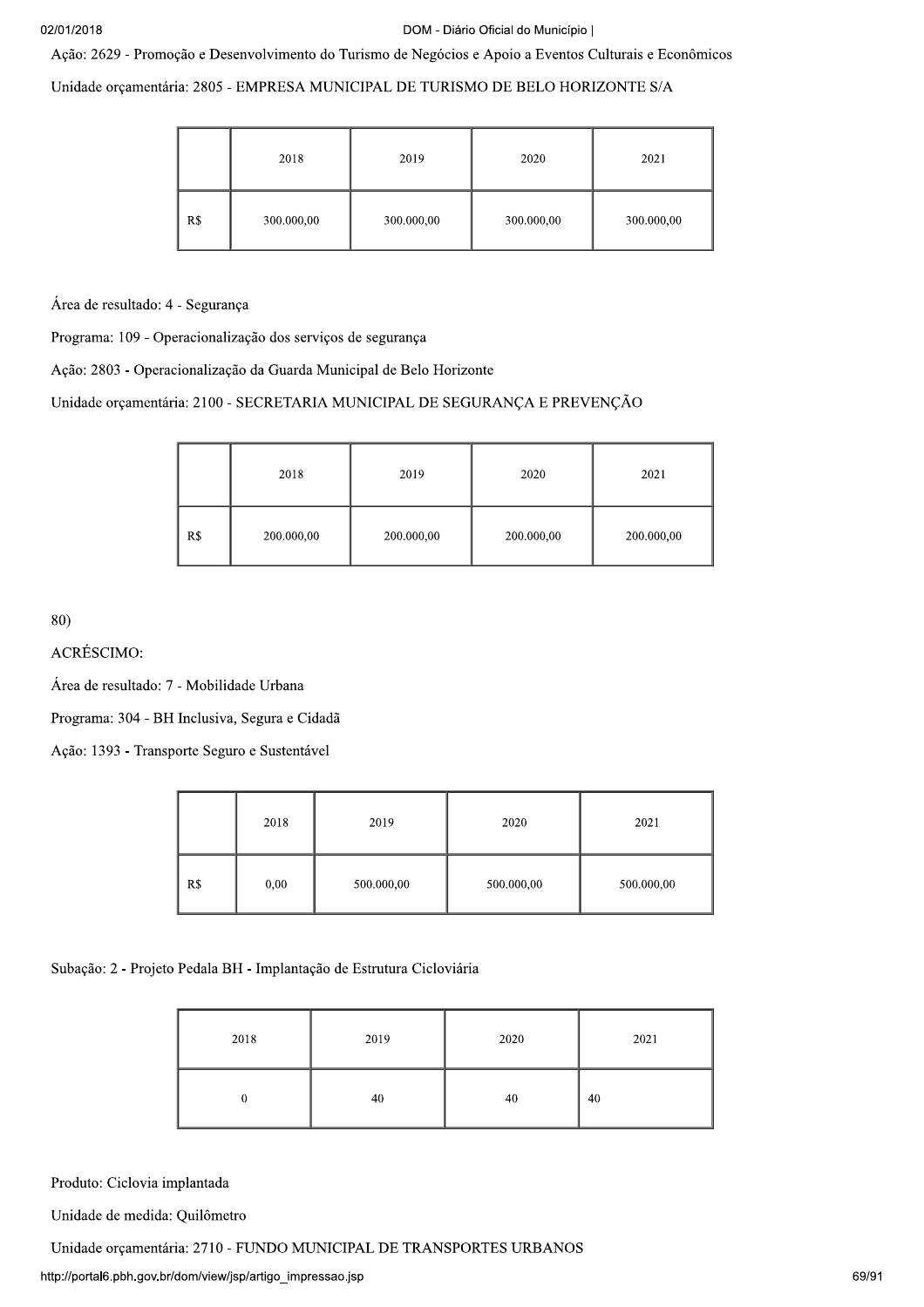Ação: 2629 - Promoção e Desenvolvimento do Turismo de Negócios e Apoio a Eventos Culturais e Econômicos

Unidade orçamentária: 2805 - EMPRESA MUNICIPAL DE TURISMO DE BELO HORIZONTE S/A

| | 2018 | 2019 | 2020 | 2021 |
|---|---|---|---|---|
| R$ | 300.000,00 | 300.000,00 | 300.000,00 | 300.000,00 |

Área de resultado: 4 - Segurança

Programa: 109 - Operacionalização dos serviços de segurança

Ação: 2803 - Operacionalização da Guarda Municipal de Belo Horizonte

Unidade orçamentária: 2100 - SECRETARIA MUNICIPAL DE SEGURANÇA E PREVENÇÃO

| | 2018 | 2019 | 2020 | 2021 |
|---|---|---|---|---|
| R$ | 200.000,00 | 200.000,00 | 200.000,00 | 200.000,00 |

80)

ACRÉSCIMO:

Área de resultado: 7 - Mobilidade Urbana

Programa: 304 - BH Inclusiva, Segura e Cidadã

Ação: 1393 - Transporte Seguro e Sustentável

| | 2018 | 2019 | 2020 | 2021 |
|---|---|---|---|---|
| R$ | 0,00 | 500.000,00 | 500.000,00 | 500.000,00 |

Subação: 2 - Projeto Pedala BH - Implantação de Estrutura Cicloviária

| 2018 | 2019 | 2020 | 2021 |
|---|---|---|---|
| 0 | 40 | 40 | 40 |

Produto: Ciclovia implantada

Unidade de medida: Quilômetro

Unidade orçamentária: 2710 - FUNDO MUNICIPAL DE TRANSPORTES URBANOS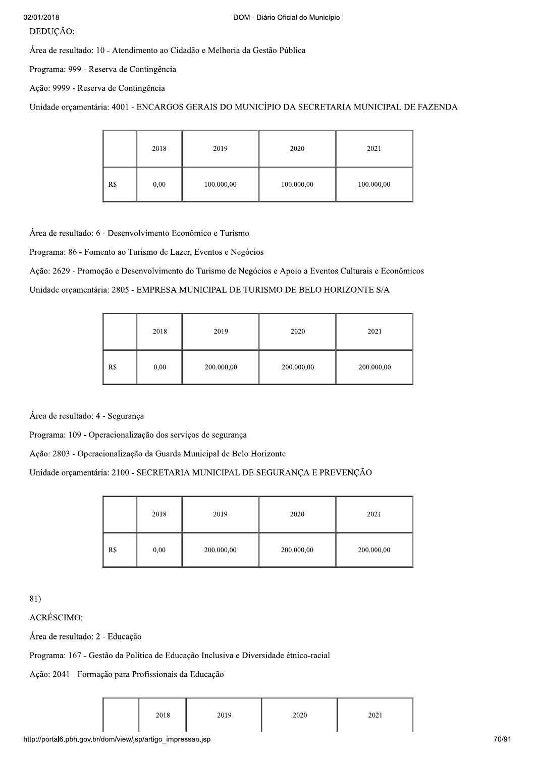DEDUÇÃO:

Área de resultado: 10 - Atendimento ao Cidadão e Melhoria da Gestão Pública

Programa: 999 - Reserva de Contingência

Ação: 9999 - Reserva de Contingência

Unidade orçamentária: 4001 - ENCARGOS GERAIS DO MUNICÍPIO DA SECRETARIA MUNICIPAL DE FAZENDA

| | 2018 | 2019 | 2020 | 2021 |
|---|---|---|---|---|
| R$ | 0,00 | 100.000,00 | 100.000,00 | 100.000,00 |

Área de resultado: 6 - Desenvolvimento Econômico e Turismo

Programa: 86 - Fomento ao Turismo de Lazer, Eventos e Negócios

Ação: 2629 - Promoção e Desenvolvimento do Turismo de Negócios e Apoio a Eventos Culturais e Econômicos

Unidade orçamentária: 2805 - EMPRESA MUNICIPAL DE TURISMO DE BELO HORIZONTE S/A

| | 2018 | 2019 | 2020 | 2021 |
|---|---|---|---|---|
| R$ | 0,00 | 200.000,00 | 200.000,00 | 200.000,00 |

Área de resultado: 4 - Segurança

Programa: 109 - Operacionalização dos serviços de segurança

Ação: 2803 - Operacionalização da Guarda Municipal de Belo Horizonte

Unidade orçamentária: 2100 - SECRETARIA MUNICIPAL DE SEGURANÇA E PREVENÇÃO

| | 2018 | 2019 | 2020 | 2021 |
|---|---|---|---|---|
| R$ | 0,00 | 200.000,00 | 200.000,00 | 200.000,00 |

81)

ACRÉSCIMO:

Área de resultado: 2 - Educação

Programa: 167 - Gestão da Política de Educação Inclusiva e Diversidade étnico-racial

Ação: 2041 - Formação para Profissionais da Educação

| | 2018 | 2019 | 2020 | 2021 |
|---|---|---|---|---|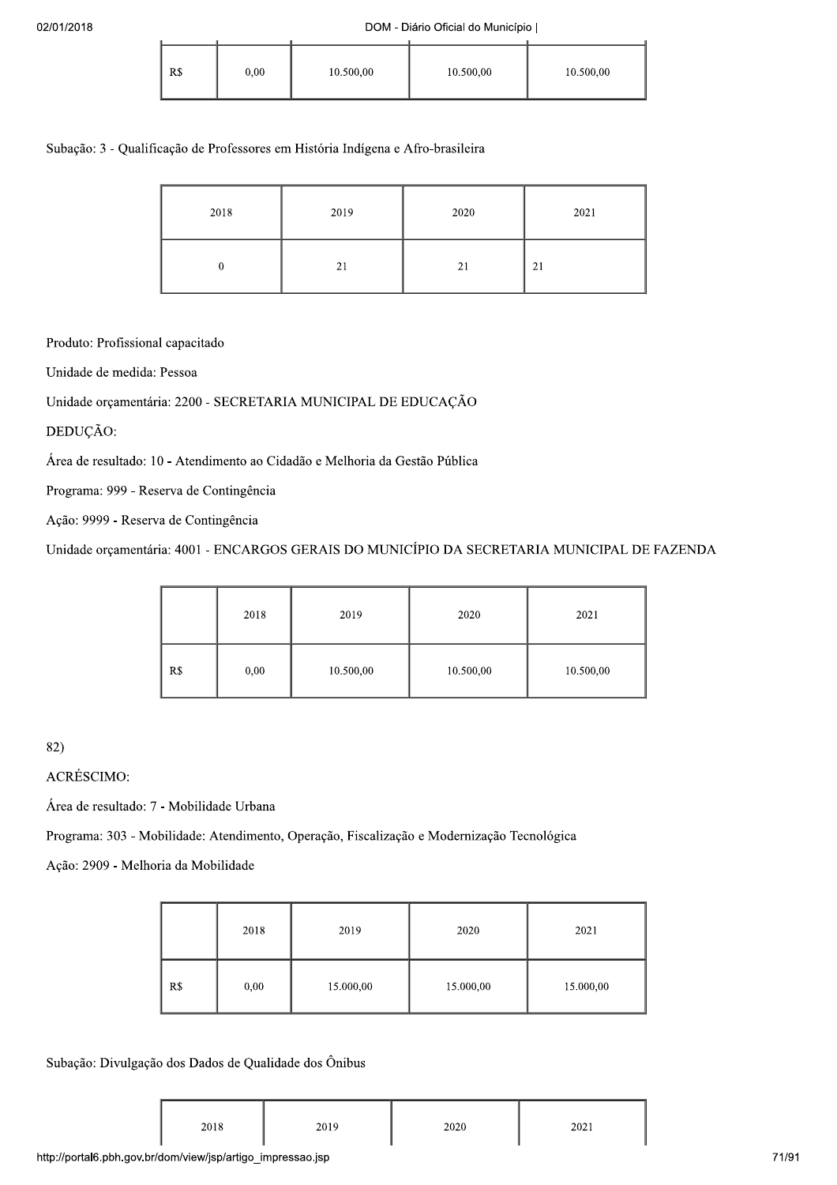| | | | | |
|---|---|---|---|---|
| R$ | 0,00 | 10.500,00 | 10.500,00 | 10.500,00 |

Subação: 3 - Qualificação de Professores em História Indígena e Afro-brasileira

| 2018 | 2019 | 2020 | 2021 |
|---|---|---|---|
| 0 | 21 | 21 | 21 |

Produto: Profissional capacitado

Unidade de medida: Pessoa

Unidade orçamentária: 2200 - SECRETARIA MUNICIPAL DE EDUCAÇÃO

DEDUÇÃO:

Área de resultado: 10 - Atendimento ao Cidadão e Melhoria da Gestão Pública

Programa: 999 - Reserva de Contingência

Ação: 9999 - Reserva de Contingência

Unidade orçamentária: 4001 - ENCARGOS GERAIS DO MUNICÍPIO DA SECRETARIA MUNICIPAL DE FAZENDA

| | 2018 | 2019 | 2020 | 2021 |
|---|---|---|---|---|
| R$ | 0,00 | 10.500,00 | 10.500,00 | 10.500,00 |

82)

ACRÉSCIMO:

Área de resultado: 7 - Mobilidade Urbana

Programa: 303 - Mobilidade: Atendimento, Operação, Fiscalização e Modernização Tecnológica

Ação: 2909 - Melhoria da Mobilidade

| | 2018 | 2019 | 2020 | 2021 |
|---|---|---|---|---|
| R$ | 0,00 | 15.000,00 | 15.000,00 | 15.000,00 |

Subação: Divulgação dos Dados de Qualidade dos Ônibus

| 2018 | 2019 | 2020 | 2021 |
|---|---|---|---|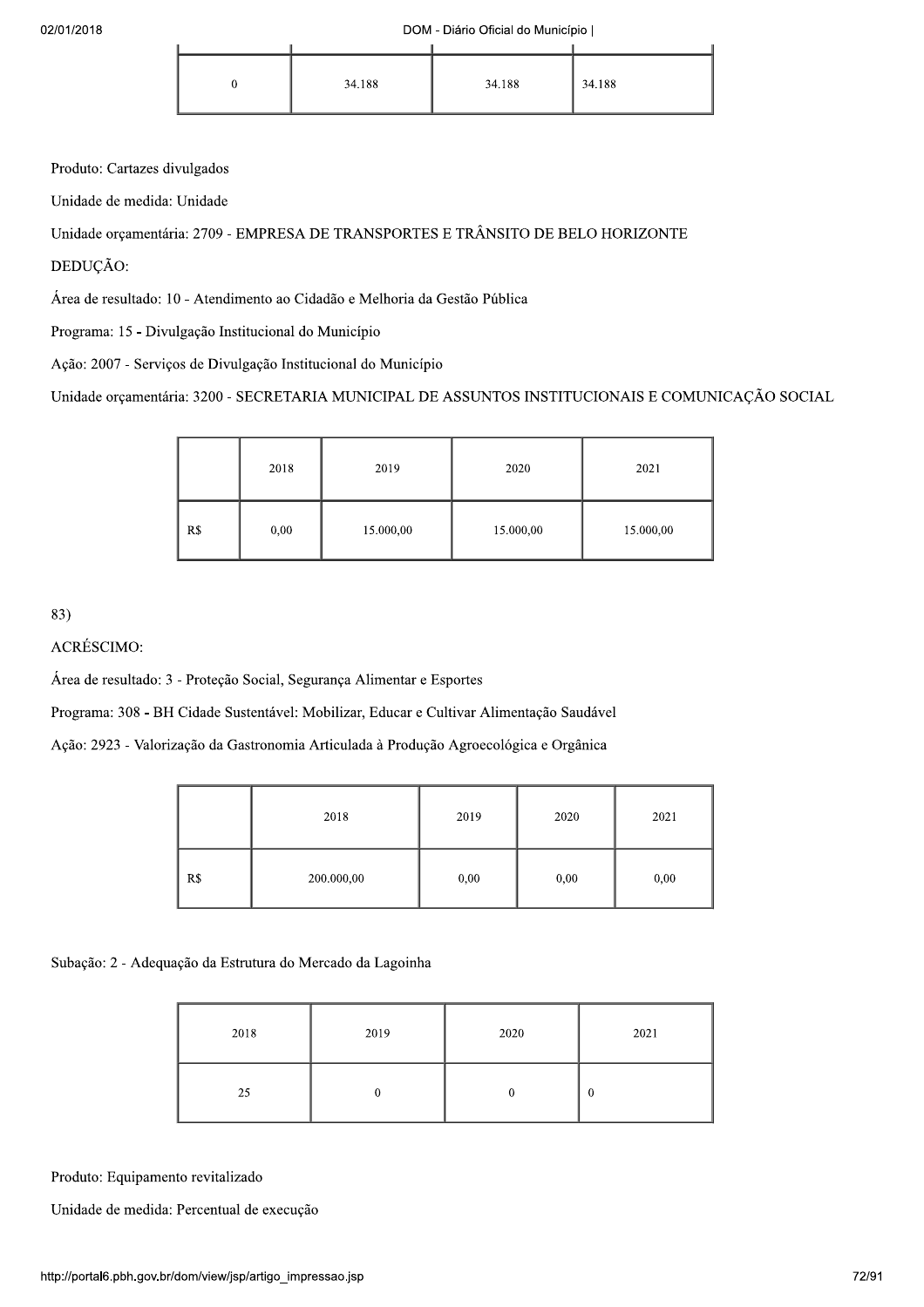| 0 | 34.188 | 34.188 | 34.188 |
|---|---|---|---|

Produto: Cartazes divulgados

Unidade de medida: Unidade

Unidade orçamentária: 2709 - EMPRESA DE TRANSPORTES E TRÂNSITO DE BELO HORIZONTE

DEDUÇÃO:

Área de resultado: 10 - Atendimento ao Cidadão e Melhoria da Gestão Pública

Programa: 15 - Divulgação Institucional do Município

Ação: 2007 - Serviços de Divulgação Institucional do Município

Unidade orçamentária: 3200 - SECRETARIA MUNICIPAL DE ASSUNTOS INSTITUCIONAIS E COMUNICAÇÃO SOCIAL

| | 2018 | 2019 | 2020 | 2021 |
|---|---|---|---|---|
| R$ | 0,00 | 15.000,00 | 15.000,00 | 15.000,00 |

83)

ACRÉSCIMO:

Área de resultado: 3 - Proteção Social, Segurança Alimentar e Esportes

Programa: 308 - BH Cidade Sustentável: Mobilizar, Educar e Cultivar Alimentação Saudável

Ação: 2923 - Valorização da Gastronomia Articulada à Produção Agroecológica e Orgânica

| | 2018 | 2019 | 2020 | 2021 |
|---|---|---|---|---|
| R$ | 200.000,00 | 0,00 | 0,00 | 0,00 |

Subação: 2 - Adequação da Estrutura do Mercado da Lagoinha

| 2018 | 2019 | 2020 | 2021 |
|---|---|---|---|
| 25 | 0 | 0 | 0 |

Produto: Equipamento revitalizado

Unidade de medida: Percentual de execução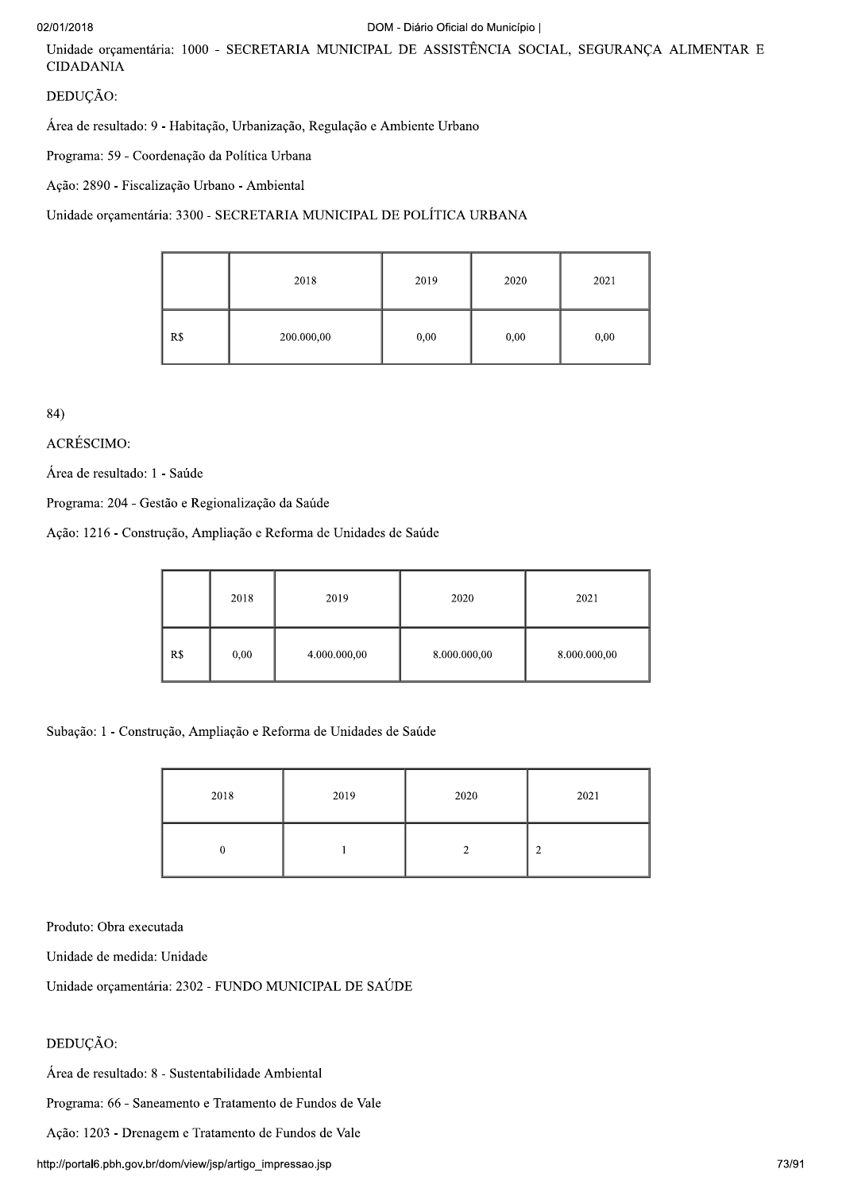Unidade orçamentária: 1000 - SECRETARIA MUNICIPAL DE ASSISTÊNCIA SOCIAL, SEGURANÇA ALIMENTAR E CIDADANIA

DEDUÇÃO:

Área de resultado: 9 - Habitação, Urbanização, Regulação e Ambiente Urbano

Programa: 59 - Coordenação da Política Urbana

Ação: 2890 - Fiscalização Urbano - Ambiental

Unidade orçamentária: 3300 - SECRETARIA MUNICIPAL DE POLÍTICA URBANA

| | 2018 | 2019 | 2020 | 2021 |
|---|---|---|---|---|
| R$ | 200.000,00 | 0,00 | 0,00 | 0,00 |

84)

ACRÉSCIMO:

Área de resultado: 1 - Saúde

Programa: 204 - Gestão e Regionalização da Saúde

Ação: 1216 - Construção, Ampliação e Reforma de Unidades de Saúde

| | 2018 | 2019 | 2020 | 2021 |
|---|---|---|---|---|
| R$ | 0,00 | 4.000.000,00 | 8.000.000,00 | 8.000.000,00 |

Subação: 1 - Construção, Ampliação e Reforma de Unidades de Saúde

| 2018 | 2019 | 2020 | 2021 |
|---|---|---|---|
| 0 | 1 | 2 | 2 |

Produto: Obra executada

Unidade de medida: Unidade

Unidade orçamentária: 2302 - FUNDO MUNICIPAL DE SAÚDE

DEDUÇÃO:

Área de resultado: 8 - Sustentabilidade Ambiental

Programa: 66 - Saneamento e Tratamento de Fundos de Vale

Ação: 1203 - Drenagem e Tratamento de Fundos de Vale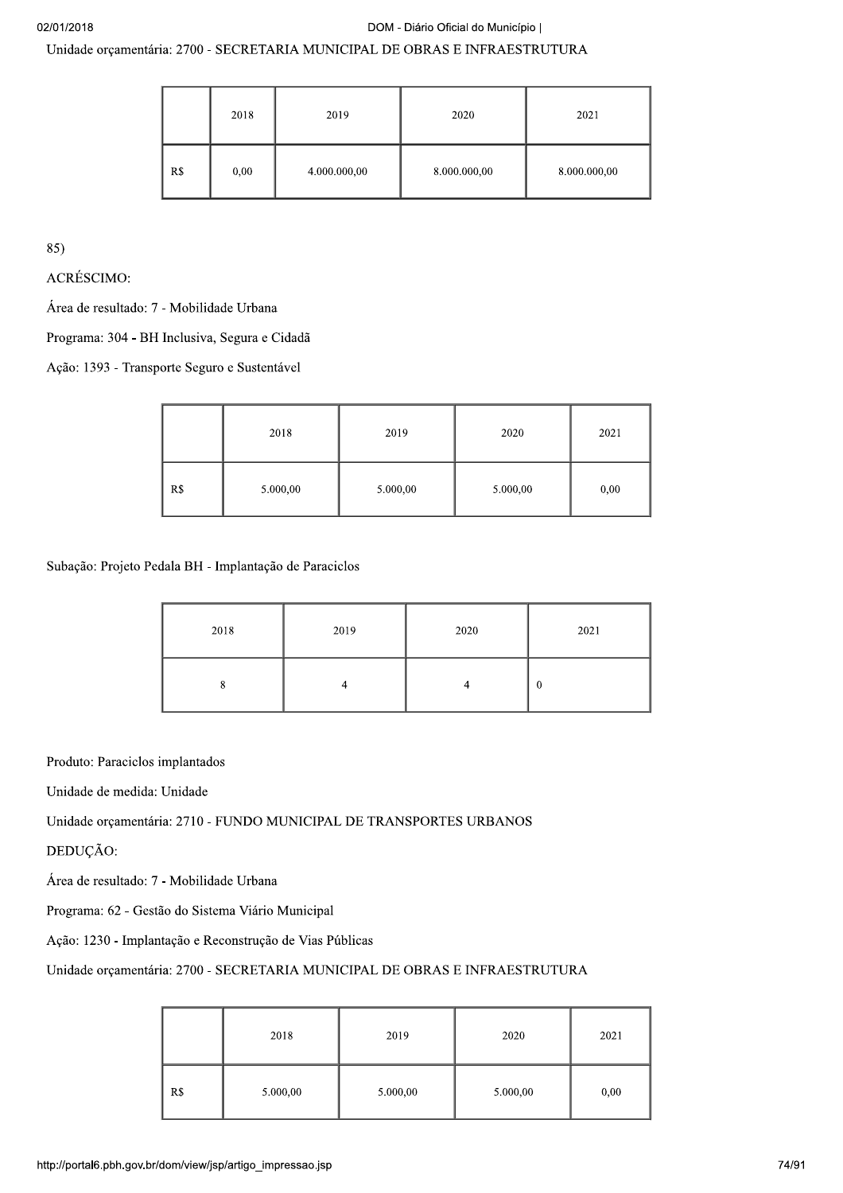Unidade orçamentária: 2700 - SECRETARIA MUNICIPAL DE OBRAS E INFRAESTRUTURA

| | 2018 | 2019 | 2020 | 2021 |
|---|---|---|---|---|
| R$ | 0,00 | 4.000.000,00 | 8.000.000,00 | 8.000.000,00 |

85)

ACRÉSCIMO:

Área de resultado: 7 - Mobilidade Urbana

Programa: 304 - BH Inclusiva, Segura e Cidadã

Ação: 1393 - Transporte Seguro e Sustentável

| | 2018 | 2019 | 2020 | 2021 |
|---|---|---|---|---|
| R$ | 5.000,00 | 5.000,00 | 5.000,00 | 0,00 |

Subação: Projeto Pedala BH - Implantação de Paraciclos

| 2018 | 2019 | 2020 | 2021 |
|---|---|---|---|
| 8 | 4 | 4 | 0 |

Produto: Paraciclos implantados

Unidade de medida: Unidade

Unidade orçamentária: 2710 - FUNDO MUNICIPAL DE TRANSPORTES URBANOS

DEDUÇÃO:

Área de resultado: 7 - Mobilidade Urbana

Programa: 62 - Gestão do Sistema Viário Municipal

Ação: 1230 - Implantação e Reconstrução de Vias Públicas

Unidade orçamentária: 2700 - SECRETARIA MUNICIPAL DE OBRAS E INFRAESTRUTURA

| | 2018 | 2019 | 2020 | 2021 |
|---|---|---|---|---|
| R$ | 5.000,00 | 5.000,00 | 5.000,00 | 0,00 |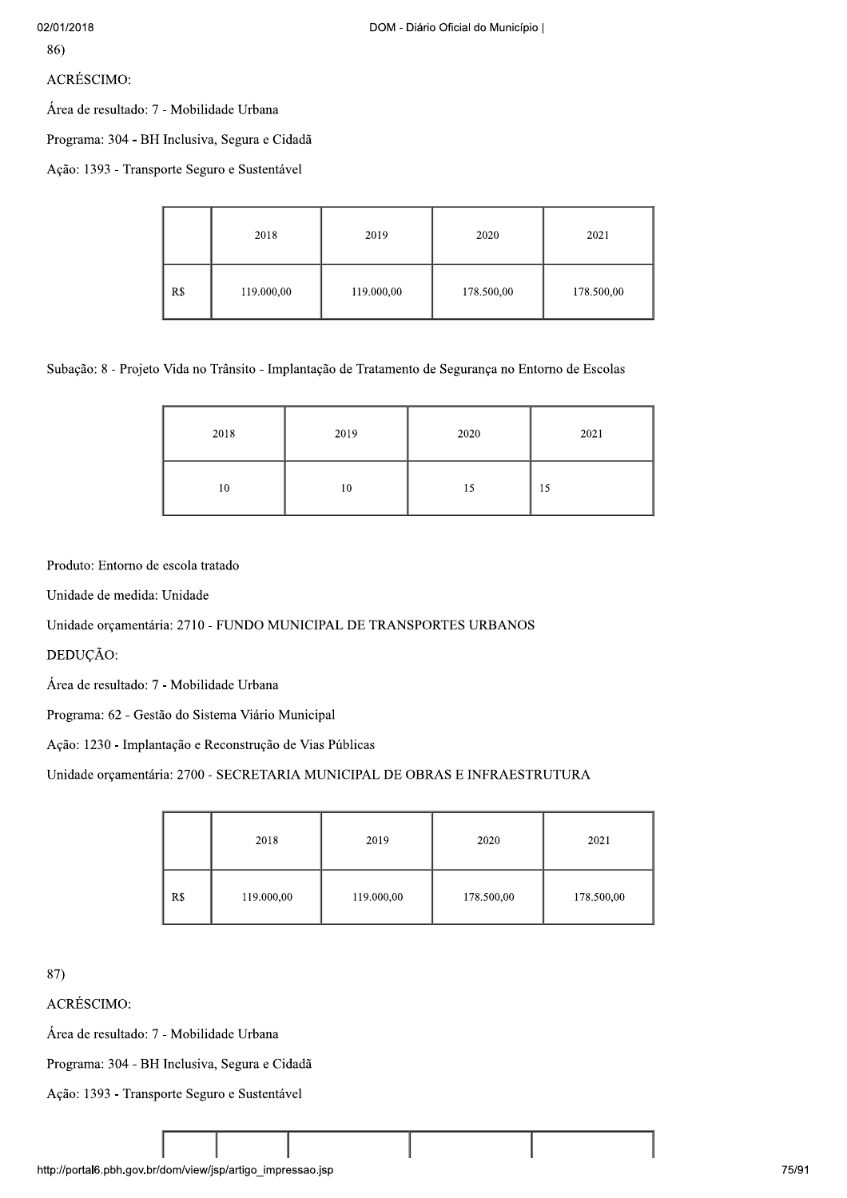86)

ACRÉSCIMO:

Área de resultado: 7 - Mobilidade Urbana

Programa: 304 - BH Inclusiva, Segura e Cidadã

Ação: 1393 - Transporte Seguro e Sustentável

| | 2018 | 2019 | 2020 | 2021 |
|---|---|---|---|---|
| R$ | 119.000,00 | 119.000,00 | 178.500,00 | 178.500,00 |

Subação: 8 - Projeto Vida no Trânsito - Implantação de Tratamento de Segurança no Entorno de Escolas

| 2018 | 2019 | 2020 | 2021 |
|---|---|---|---|
| 10 | 10 | 15 | 15 |

Produto: Entorno de escola tratado

Unidade de medida: Unidade

Unidade orçamentária: 2710 - FUNDO MUNICIPAL DE TRANSPORTES URBANOS

DEDUÇÃO:

Área de resultado: 7 - Mobilidade Urbana

Programa: 62 - Gestão do Sistema Viário Municipal

Ação: 1230 - Implantação e Reconstrução de Vias Públicas

Unidade orçamentária: 2700 - SECRETARIA MUNICIPAL DE OBRAS E INFRAESTRUTURA

| | 2018 | 2019 | 2020 | 2021 |
|---|---|---|---|---|
| R$ | 119.000,00 | 119.000,00 | 178.500,00 | 178.500,00 |

87)

ACRÉSCIMO:

Área de resultado: 7 - Mobilidade Urbana

Programa: 304 - BH Inclusiva, Segura e Cidadã

Ação: 1393 - Transporte Seguro e Sustentável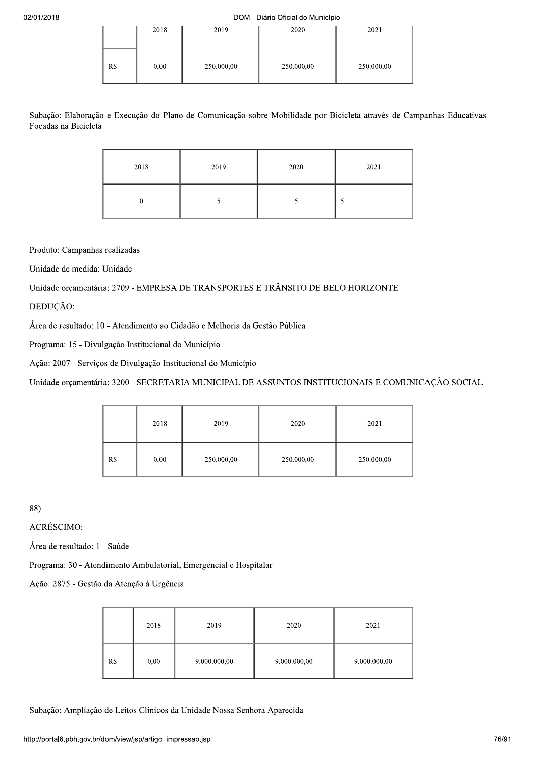| | 2018 | 2019 | 2020 | 2021 |
|---|---|---|---|---|
| R$ | 0,00 | 250.000,00 | 250.000,00 | 250.000,00 |

Subação: Elaboração e Execução do Plano de Comunicação sobre Mobilidade por Bicicleta através de Campanhas Educativas Focadas na Bicicleta

| 2018 | 2019 | 2020 | 2021 |
|---|---|---|---|
| 0 | 5 | 5 | 5 |

Produto: Campanhas realizadas

Unidade de medida: Unidade

Unidade orçamentária: 2709 - EMPRESA DE TRANSPORTES E TRÂNSITO DE BELO HORIZONTE

DEDUÇÃO:

Área de resultado: 10 - Atendimento ao Cidadão e Melhoria da Gestão Pública

Programa: 15 - Divulgação Institucional do Município

Ação: 2007 - Serviços de Divulgação Institucional do Município

Unidade orçamentária: 3200 - SECRETARIA MUNICIPAL DE ASSUNTOS INSTITUCIONAIS E COMUNICAÇÃO SOCIAL

| | 2018 | 2019 | 2020 | 2021 |
|---|---|---|---|---|
| R$ | 0,00 | 250.000,00 | 250.000,00 | 250.000,00 |

88)

ACRÉSCIMO:

Área de resultado: 1 - Saúde

Programa: 30 - Atendimento Ambulatorial, Emergencial e Hospitalar

Ação: 2875 - Gestão da Atenção à Urgência

| | 2018 | 2019 | 2020 | 2021 |
|---|---|---|---|---|
| R$ | 0,00 | 9.000.000,00 | 9.000.000,00 | 9.000.000,00 |

Subação: Ampliação de Leitos Clínicos da Unidade Nossa Senhora Aparecida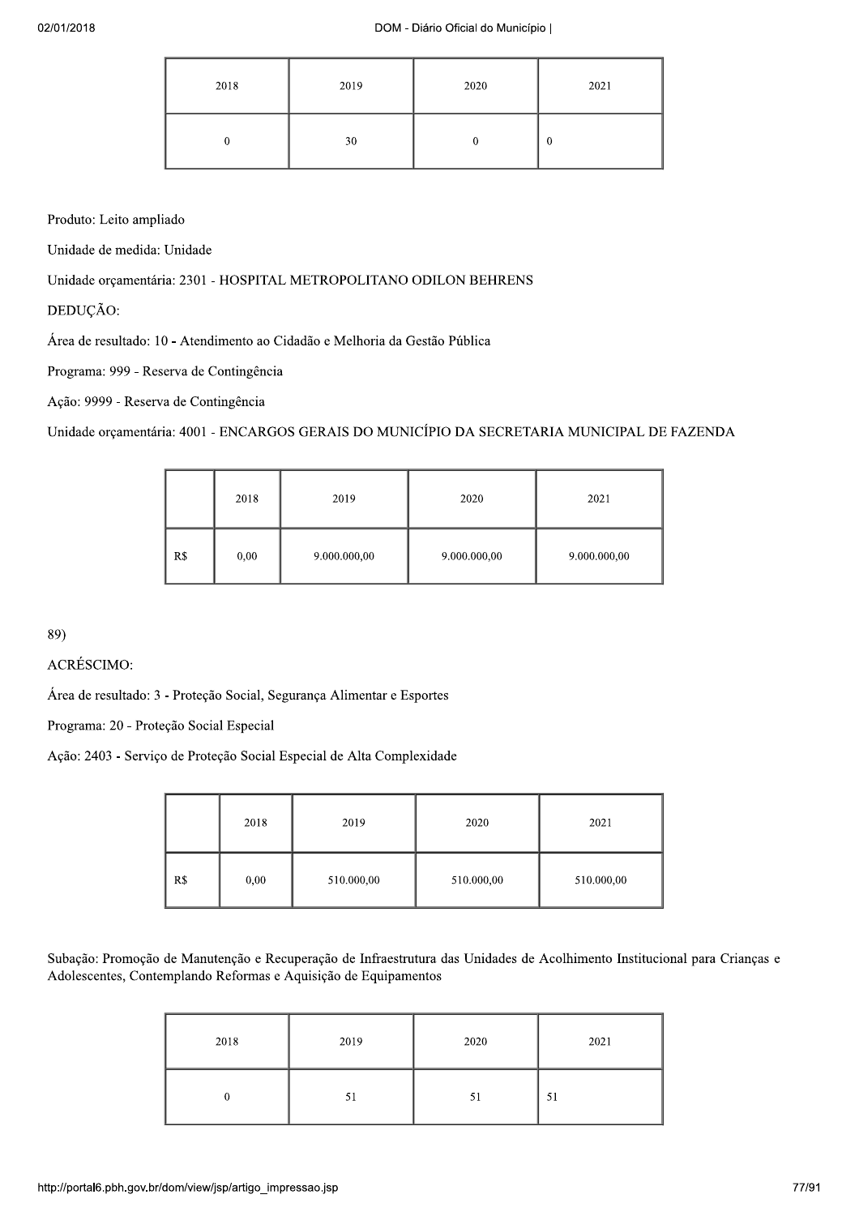| 2018 | 2019 | 2020 | 2021 |
|---|---|---|---|
| 0 | 30 | 0 | 0 |

Produto: Leito ampliado

Unidade de medida: Unidade

Unidade orçamentária: 2301 - HOSPITAL METROPOLITANO ODILON BEHRENS

DEDUÇÃO:

Área de resultado: 10 - Atendimento ao Cidadão e Melhoria da Gestão Pública

Programa: 999 - Reserva de Contingência

Ação: 9999 - Reserva de Contingência

Unidade orçamentária: 4001 - ENCARGOS GERAIS DO MUNICÍPIO DA SECRETARIA MUNICIPAL DE FAZENDA

| | 2018 | 2019 | 2020 | 2021 |
|---|---|---|---|---|
| R$ | 0,00 | 9.000.000,00 | 9.000.000,00 | 9.000.000,00 |

89)

ACRÉSCIMO:

Área de resultado: 3 - Proteção Social, Segurança Alimentar e Esportes

Programa: 20 - Proteção Social Especial

Ação: 2403 - Serviço de Proteção Social Especial de Alta Complexidade

| | 2018 | 2019 | 2020 | 2021 |
|---|---|---|---|---|
| R$ | 0,00 | 510.000,00 | 510.000,00 | 510.000,00 |

Subação: Promoção de Manutenção e Recuperação de Infraestrutura das Unidades de Acolhimento Institucional para Crianças e Adolescentes, Contemplando Reformas e Aquisição de Equipamentos

| 2018 | 2019 | 2020 | 2021 |
|---|---|---|---|
| 0 | 51 | 51 | 51 |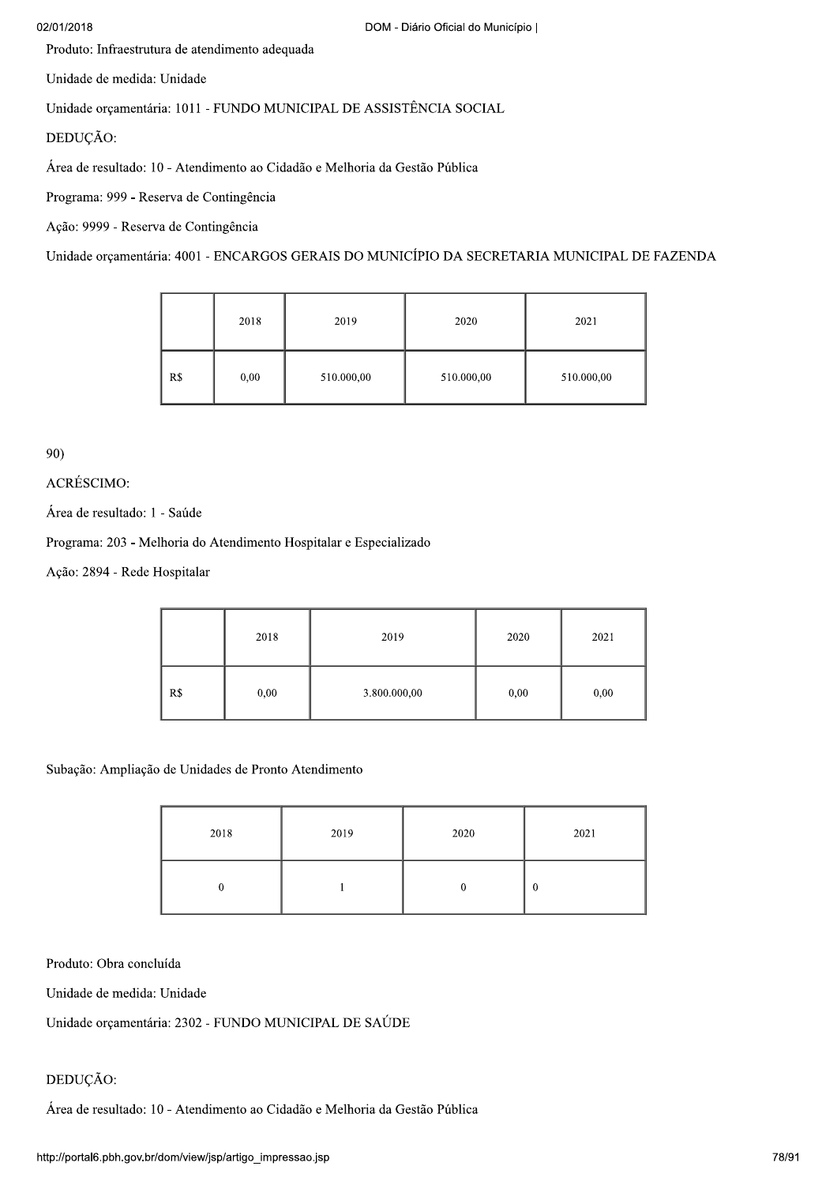Produto: Infraestrutura de atendimento adequada

Unidade de medida: Unidade

Unidade orçamentária: 1011 - FUNDO MUNICIPAL DE ASSISTÊNCIA SOCIAL

DEDUÇÃO:

Área de resultado: 10 - Atendimento ao Cidadão e Melhoria da Gestão Pública

Programa: 999 - Reserva de Contingência

Ação: 9999 - Reserva de Contingência

Unidade orçamentária: 4001 - ENCARGOS GERAIS DO MUNICÍPIO DA SECRETARIA MUNICIPAL DE FAZENDA

| | 2018 | 2019 | 2020 | 2021 |
|---|---|---|---|---|
| R$ | 0,00 | 510.000,00 | 510.000,00 | 510.000,00 |

90)

ACRÉSCIMO:

Área de resultado: 1 - Saúde

Programa: 203 - Melhoria do Atendimento Hospitalar e Especializado

Ação: 2894 - Rede Hospitalar

| | 2018 | 2019 | 2020 | 2021 |
|---|---|---|---|---|
| R$ | 0,00 | 3.800.000,00 | 0,00 | 0,00 |

Subação: Ampliação de Unidades de Pronto Atendimento

| 2018 | 2019 | 2020 | 2021 |
|---|---|---|---|
| 0 | 1 | 0 | 0 |

Produto: Obra concluída

Unidade de medida: Unidade

Unidade orçamentária: 2302 - FUNDO MUNICIPAL DE SAÚDE

DEDUÇÃO:

Área de resultado: 10 - Atendimento ao Cidadão e Melhoria da Gestão Pública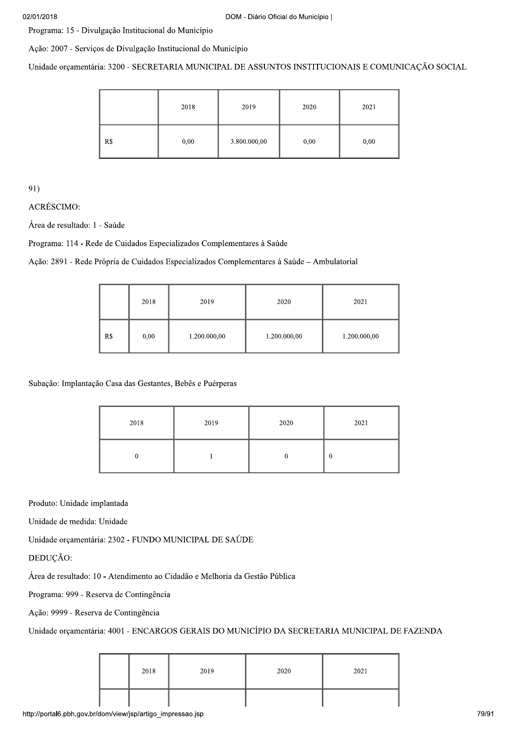Programa: 15 - Divulgação Institucional do Município

Ação: 2007 - Serviços de Divulgação Institucional do Município

Unidade orçamentária: 3200 - SECRETARIA MUNICIPAL DE ASSUNTOS INSTITUCIONAIS E COMUNICAÇÃO SOCIAL

| | 2018 | 2019 | 2020 | 2021 |
|---|---|---|---|---|
| R$ | 0,00 | 3.800.000,00 | 0,00 | 0,00 |

91)

ACRÉSCIMO:

Área de resultado: 1 - Saúde

Programa: 114 - Rede de Cuidados Especializados Complementares à Saúde

Ação: 2891 - Rede Própria de Cuidados Especializados Complementares à Saúde – Ambulatorial

| | 2018 | 2019 | 2020 | 2021 |
|---|---|---|---|---|
| R$ | 0,00 | 1.200.000,00 | 1.200.000,00 | 1.200.000,00 |

Subação: Implantação Casa das Gestantes, Bebês e Puérperas

| 2018 | 2019 | 2020 | 2021 |
|---|---|---|---|
| 0 | 1 | 0 | 0 |

Produto: Unidade implantada

Unidade de medida: Unidade

Unidade orçamentária: 2302 - FUNDO MUNICIPAL DE SAÚDE

DEDUÇÃO:

Área de resultado: 10 - Atendimento ao Cidadão e Melhoria da Gestão Pública

Programa: 999 - Reserva de Contingência

Ação: 9999 - Reserva de Contingência

Unidade orçamentária: 4001 - ENCARGOS GERAIS DO MUNICÍPIO DA SECRETARIA MUNICIPAL DE FAZENDA

| | 2018 | 2019 | 2020 | 2021 |
|---|---|---|---|---|
| | | | | |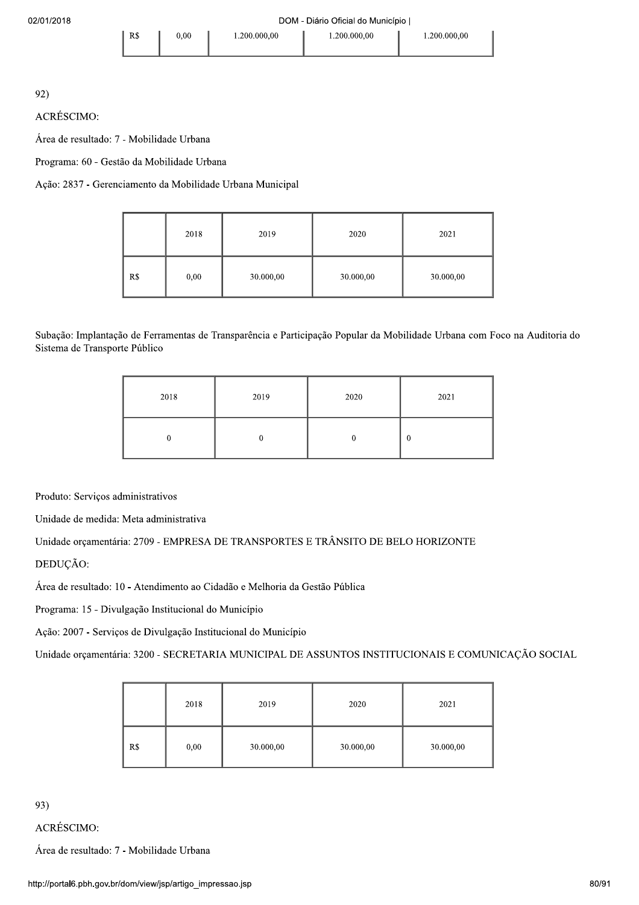| R$ | 0,00 | 1.200.000,00 | 1.200.000,00 | 1.200.000,00 |
|---|---|---|---|---|

92)

ACRÉSCIMO:

Área de resultado: 7 - Mobilidade Urbana

Programa: 60 - Gestão da Mobilidade Urbana

Ação: 2837 - Gerenciamento da Mobilidade Urbana Municipal

| | 2018 | 2019 | 2020 | 2021 |
|---|---|---|---|---|
| R$ | 0,00 | 30.000,00 | 30.000,00 | 30.000,00 |

Subação: Implantação de Ferramentas de Transparência e Participação Popular da Mobilidade Urbana com Foco na Auditoria do Sistema de Transporte Público

| 2018 | 2019 | 2020 | 2021 |
|---|---|---|---|
| 0 | 0 | 0 | 0 |

Produto: Serviços administrativos

Unidade de medida: Meta administrativa

Unidade orçamentária: 2709 - EMPRESA DE TRANSPORTES E TRÂNSITO DE BELO HORIZONTE

DEDUÇÃO:

Área de resultado: 10 - Atendimento ao Cidadão e Melhoria da Gestão Pública

Programa: 15 - Divulgação Institucional do Município

Ação: 2007 - Serviços de Divulgação Institucional do Município

Unidade orçamentária: 3200 - SECRETARIA MUNICIPAL DE ASSUNTOS INSTITUCIONAIS E COMUNICAÇÃO SOCIAL

| | 2018 | 2019 | 2020 | 2021 |
|---|---|---|---|---|
| R$ | 0,00 | 30.000,00 | 30.000,00 | 30.000,00 |

93)

ACRÉSCIMO:

Área de resultado: 7 - Mobilidade Urbana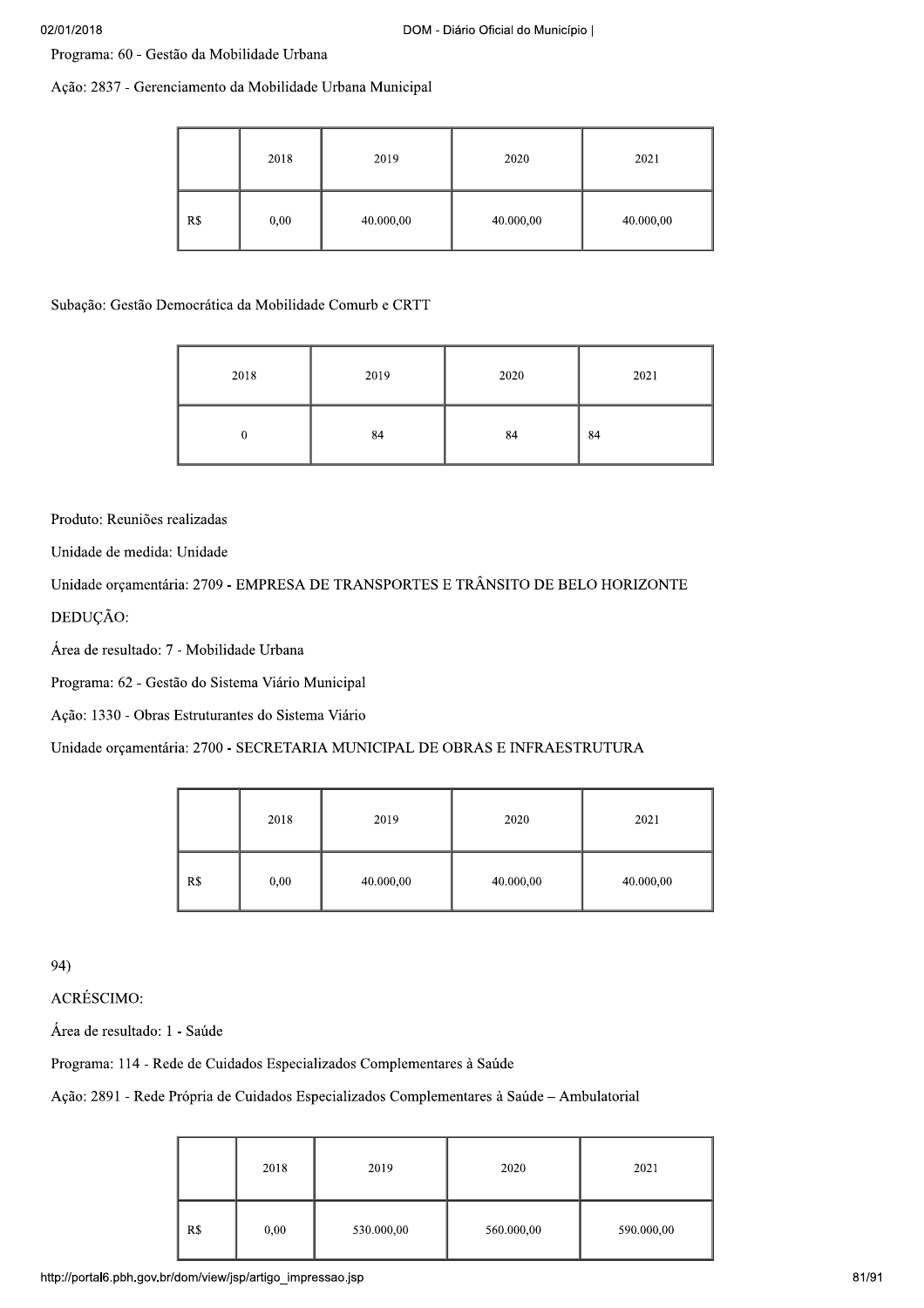Programa: 60 - Gestão da Mobilidade Urbana

Ação: 2837 - Gerenciamento da Mobilidade Urbana Municipal

| | 2018 | 2019 | 2020 | 2021 |
|---|---|---|---|---|
| R$ | 0,00 | 40.000,00 | 40.000,00 | 40.000,00 |

Subação: Gestão Democrática da Mobilidade Comurb e CRTT

| 2018 | 2019 | 2020 | 2021 |
|---|---|---|---|
| 0 | 84 | 84 | 84 |

Produto: Reuniões realizadas

Unidade de medida: Unidade

Unidade orçamentária: 2709 - EMPRESA DE TRANSPORTES E TRÂNSITO DE BELO HORIZONTE

DEDUÇÃO:

Área de resultado: 7 - Mobilidade Urbana

Programa: 62 - Gestão do Sistema Viário Municipal

Ação: 1330 - Obras Estruturantes do Sistema Viário

Unidade orçamentária: 2700 - SECRETARIA MUNICIPAL DE OBRAS E INFRAESTRUTURA

| | 2018 | 2019 | 2020 | 2021 |
|---|---|---|---|---|
| R$ | 0,00 | 40.000,00 | 40.000,00 | 40.000,00 |

94)

ACRÉSCIMO:

Área de resultado: 1 - Saúde

Programa: 114 - Rede de Cuidados Especializados Complementares à Saúde

Ação: 2891 - Rede Própria de Cuidados Especializados Complementares à Saúde – Ambulatorial

| | 2018 | 2019 | 2020 | 2021 |
|---|---|---|---|---|
| R$ | 0,00 | 530.000,00 | 560.000,00 | 590.000,00 |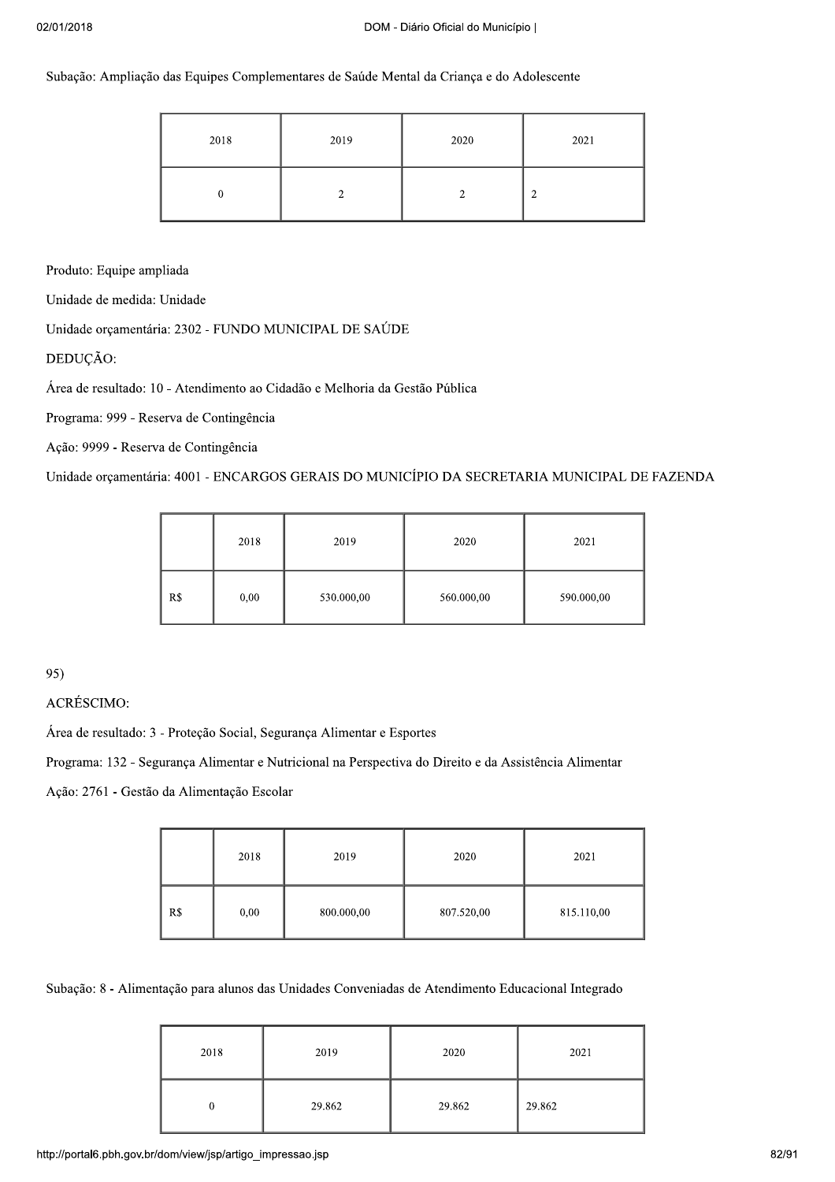Subação: Ampliação das Equipes Complementares de Saúde Mental da Criança e do Adolescente

| 2018 | 2019 | 2020 | 2021 |
|---|---|---|---|
| 0 | 2 | 2 | 2 |

Produto: Equipe ampliada

Unidade de medida: Unidade

Unidade orçamentária: 2302 - FUNDO MUNICIPAL DE SAÚDE

DEDUÇÃO:

Área de resultado: 10 - Atendimento ao Cidadão e Melhoria da Gestão Pública

Programa: 999 - Reserva de Contingência

Ação: 9999 - Reserva de Contingência

Unidade orçamentária: 4001 - ENCARGOS GERAIS DO MUNICÍPIO DA SECRETARIA MUNICIPAL DE FAZENDA

| | 2018 | 2019 | 2020 | 2021 |
|---|---|---|---|---|
| R$ | 0,00 | 530.000,00 | 560.000,00 | 590.000,00 |

95)

ACRÉSCIMO:

Área de resultado: 3 - Proteção Social, Segurança Alimentar e Esportes

Programa: 132 - Segurança Alimentar e Nutricional na Perspectiva do Direito e da Assistência Alimentar

Ação: 2761 - Gestão da Alimentação Escolar

| | 2018 | 2019 | 2020 | 2021 |
|---|---|---|---|---|
| R$ | 0,00 | 800.000,00 | 807.520,00 | 815.110,00 |

Subação: 8 - Alimentação para alunos das Unidades Conveniadas de Atendimento Educacional Integrado

| 2018 | 2019 | 2020 | 2021 |
|---|---|---|---|
| 0 | 29.862 | 29.862 | 29.862 |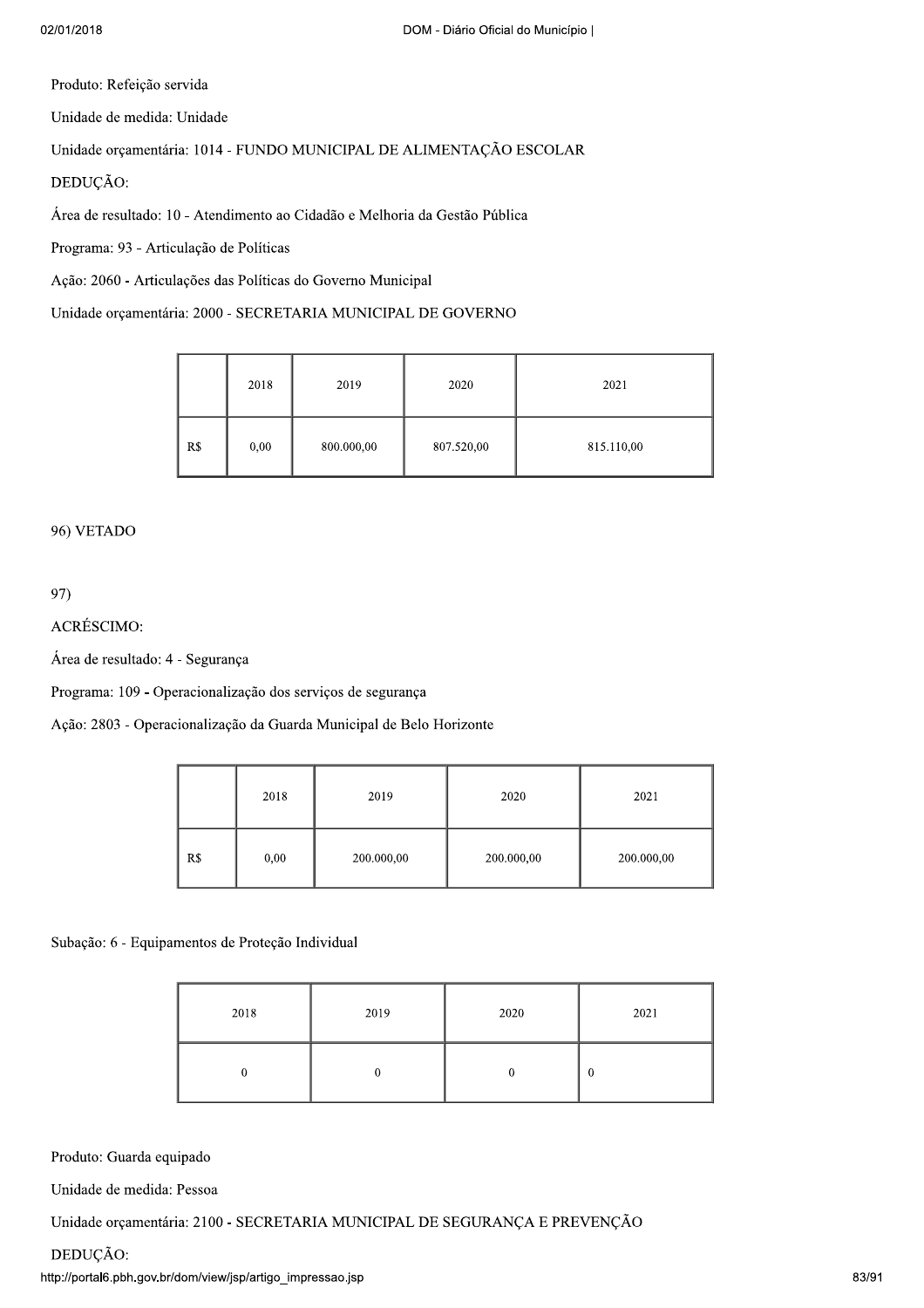Produto: Refeição servida

Unidade de medida: Unidade

Unidade orçamentária: 1014 - FUNDO MUNICIPAL DE ALIMENTAÇÃO ESCOLAR

DEDUÇÃO:

Área de resultado: 10 - Atendimento ao Cidadão e Melhoria da Gestão Pública

Programa: 93 - Articulação de Políticas

Ação: 2060 - Articulações das Políticas do Governo Municipal

Unidade orçamentária: 2000 - SECRETARIA MUNICIPAL DE GOVERNO

| | 2018 | 2019 | 2020 | 2021 |
|---|---|---|---|---|
| R$ | 0,00 | 800.000,00 | 807.520,00 | 815.110,00 |

96) VETADO

97)

ACRÉSCIMO:

Área de resultado: 4 - Segurança

Programa: 109 - Operacionalização dos serviços de segurança

Ação: 2803 - Operacionalização da Guarda Municipal de Belo Horizonte

| | 2018 | 2019 | 2020 | 2021 |
|---|---|---|---|---|
| R$ | 0,00 | 200.000,00 | 200.000,00 | 200.000,00 |

Subação: 6 - Equipamentos de Proteção Individual

| 2018 | 2019 | 2020 | 2021 |
|---|---|---|---|
| 0 | 0 | 0 | 0 |

Produto: Guarda equipado

Unidade de medida: Pessoa

Unidade orçamentária: 2100 - SECRETARIA MUNICIPAL DE SEGURANÇA E PREVENÇÃO

DEDUÇÃO: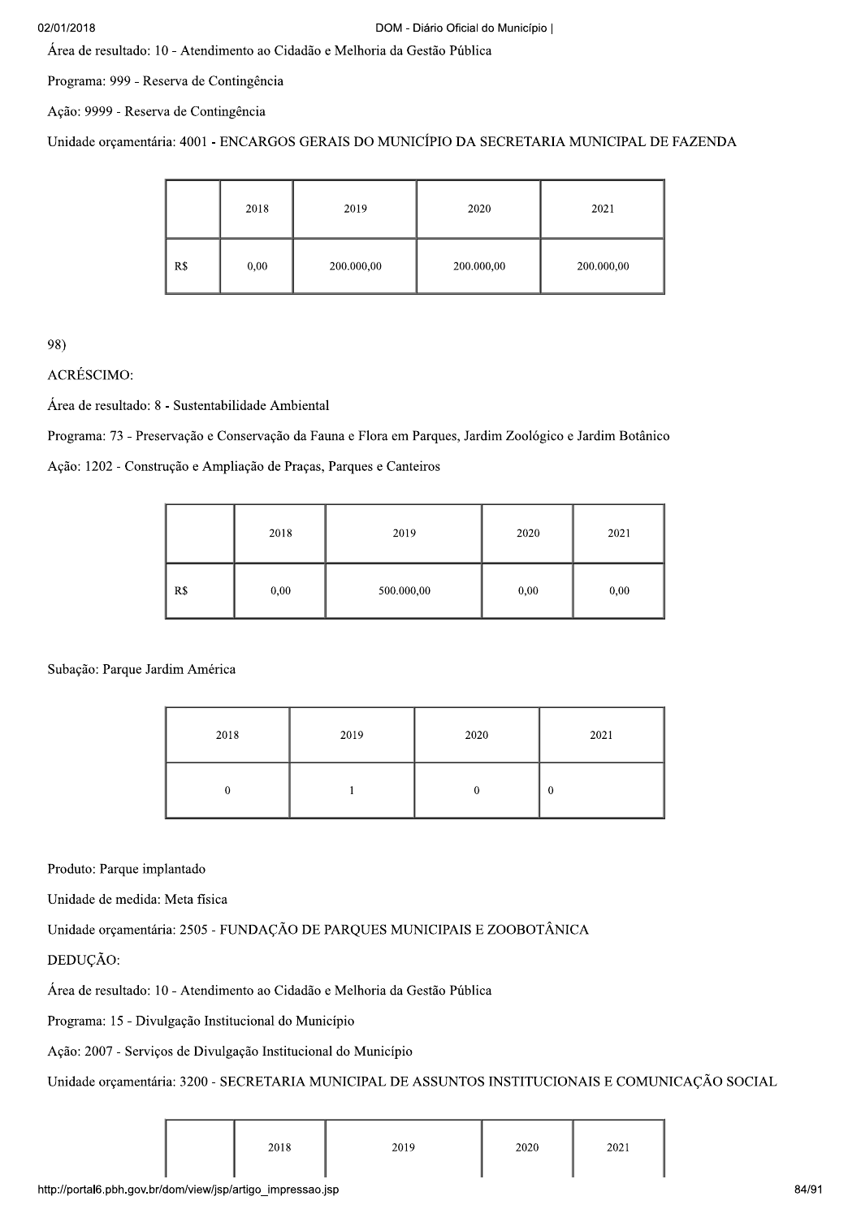Área de resultado: 10 - Atendimento ao Cidadão e Melhoria da Gestão Pública

Programa: 999 - Reserva de Contingência

Ação: 9999 - Reserva de Contingência

Unidade orçamentária: 4001 - ENCARGOS GERAIS DO MUNICÍPIO DA SECRETARIA MUNICIPAL DE FAZENDA

| | 2018 | 2019 | 2020 | 2021 |
|---|---|---|---|---|
| R$ | 0,00 | 200.000,00 | 200.000,00 | 200.000,00 |

98)

ACRÉSCIMO:

Área de resultado: 8 - Sustentabilidade Ambiental

Programa: 73 - Preservação e Conservação da Fauna e Flora em Parques, Jardim Zoológico e Jardim Botânico

Ação: 1202 - Construção e Ampliação de Praças, Parques e Canteiros

| | 2018 | 2019 | 2020 | 2021 |
|---|---|---|---|---|
| R$ | 0,00 | 500.000,00 | 0,00 | 0,00 |

Subação: Parque Jardim América

| 2018 | 2019 | 2020 | 2021 |
|---|---|---|---|
| 0 | 1 | 0 | 0 |

Produto: Parque implantado

Unidade de medida: Meta física

Unidade orçamentária: 2505 - FUNDAÇÃO DE PARQUES MUNICIPAIS E ZOOBOTÂNICA

DEDUÇÃO:

Área de resultado: 10 - Atendimento ao Cidadão e Melhoria da Gestão Pública

Programa: 15 - Divulgação Institucional do Município

Ação: 2007 - Serviços de Divulgação Institucional do Município

Unidade orçamentária: 3200 - SECRETARIA MUNICIPAL DE ASSUNTOS INSTITUCIONAIS E COMUNICAÇÃO SOCIAL

| | 2018 | 2019 | 2020 | 2021 |
|---|---|---|---|---|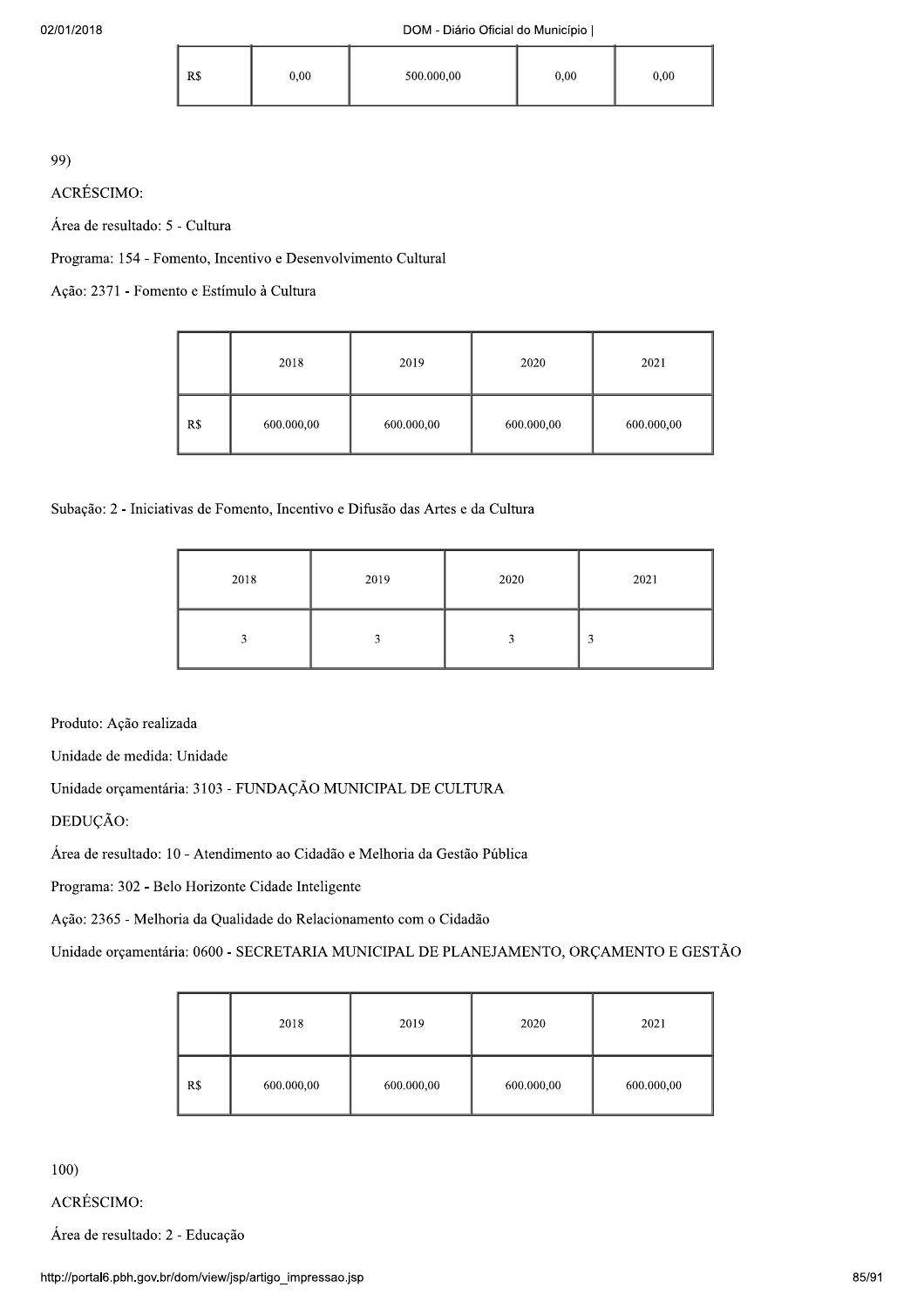| R$ | 0,00 | 500.000,00 | 0,00 | 0,00 |
|---|---|---|---|---|

99)

ACRÉSCIMO:

Área de resultado: 5 - Cultura

Programa: 154 - Fomento, Incentivo e Desenvolvimento Cultural

Ação: 2371 - Fomento e Estímulo à Cultura

| | 2018 | 2019 | 2020 | 2021 |
|---|---|---|---|---|
| R$ | 600.000,00 | 600.000,00 | 600.000,00 | 600.000,00 |

Subação: 2 - Iniciativas de Fomento, Incentivo e Difusão das Artes e da Cultura

| 2018 | 2019 | 2020 | 2021 |
|---|---|---|---|
| 3 | 3 | 3 | 3 |

Produto: Ação realizada

Unidade de medida: Unidade

Unidade orçamentária: 3103 - FUNDAÇÃO MUNICIPAL DE CULTURA

DEDUÇÃO:

Área de resultado: 10 - Atendimento ao Cidadão e Melhoria da Gestão Pública

Programa: 302 - Belo Horizonte Cidade Inteligente

Ação: 2365 - Melhoria da Qualidade do Relacionamento com o Cidadão

Unidade orçamentária: 0600 - SECRETARIA MUNICIPAL DE PLANEJAMENTO, ORÇAMENTO E GESTÃO

| | 2018 | 2019 | 2020 | 2021 |
|---|---|---|---|---|
| R$ | 600.000,00 | 600.000,00 | 600.000,00 | 600.000,00 |

100)

ACRÉSCIMO:

Área de resultado: 2 - Educação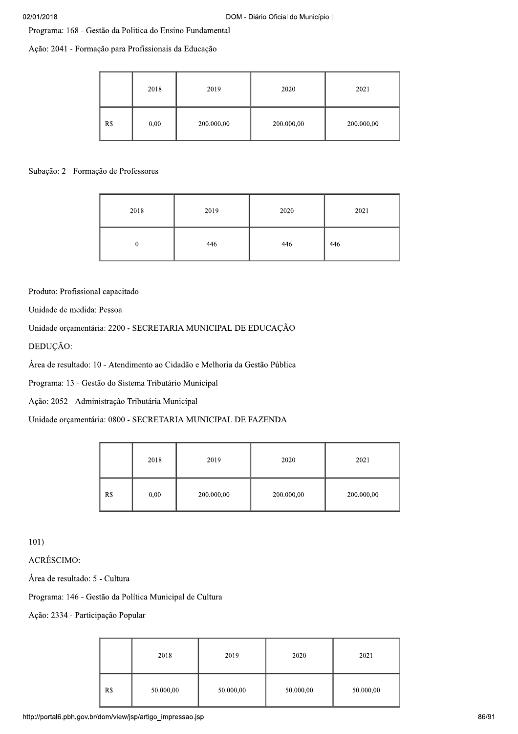Programa: 168 - Gestão da Politica do Ensino Fundamental

Ação: 2041 - Formação para Profissionais da Educação

| | 2018 | 2019 | 2020 | 2021 |
|---|---|---|---|---|
| R$ | 0,00 | 200.000,00 | 200.000,00 | 200.000,00 |

Subação: 2 - Formação de Professores

| 2018 | 2019 | 2020 | 2021 |
|---|---|---|---|
| 0 | 446 | 446 | 446 |

Produto: Profissional capacitado

Unidade de medida: Pessoa

Unidade orçamentária: 2200 - SECRETARIA MUNICIPAL DE EDUCAÇÃO

DEDUÇÃO:

Área de resultado: 10 - Atendimento ao Cidadão e Melhoria da Gestão Pública

Programa: 13 - Gestão do Sistema Tributário Municipal

Ação: 2052 - Administração Tributária Municipal

Unidade orçamentária: 0800 - SECRETARIA MUNICIPAL DE FAZENDA

| | 2018 | 2019 | 2020 | 2021 |
|---|---|---|---|---|
| R$ | 0,00 | 200.000,00 | 200.000,00 | 200.000,00 |

101)

ACRÉSCIMO:

Área de resultado: 5 - Cultura

Programa: 146 - Gestão da Política Municipal de Cultura

Ação: 2334 - Participação Popular

| | 2018 | 2019 | 2020 | 2021 |
|---|---|---|---|---|
| R$ | 50.000,00 | 50.000,00 | 50.000,00 | 50.000,00 |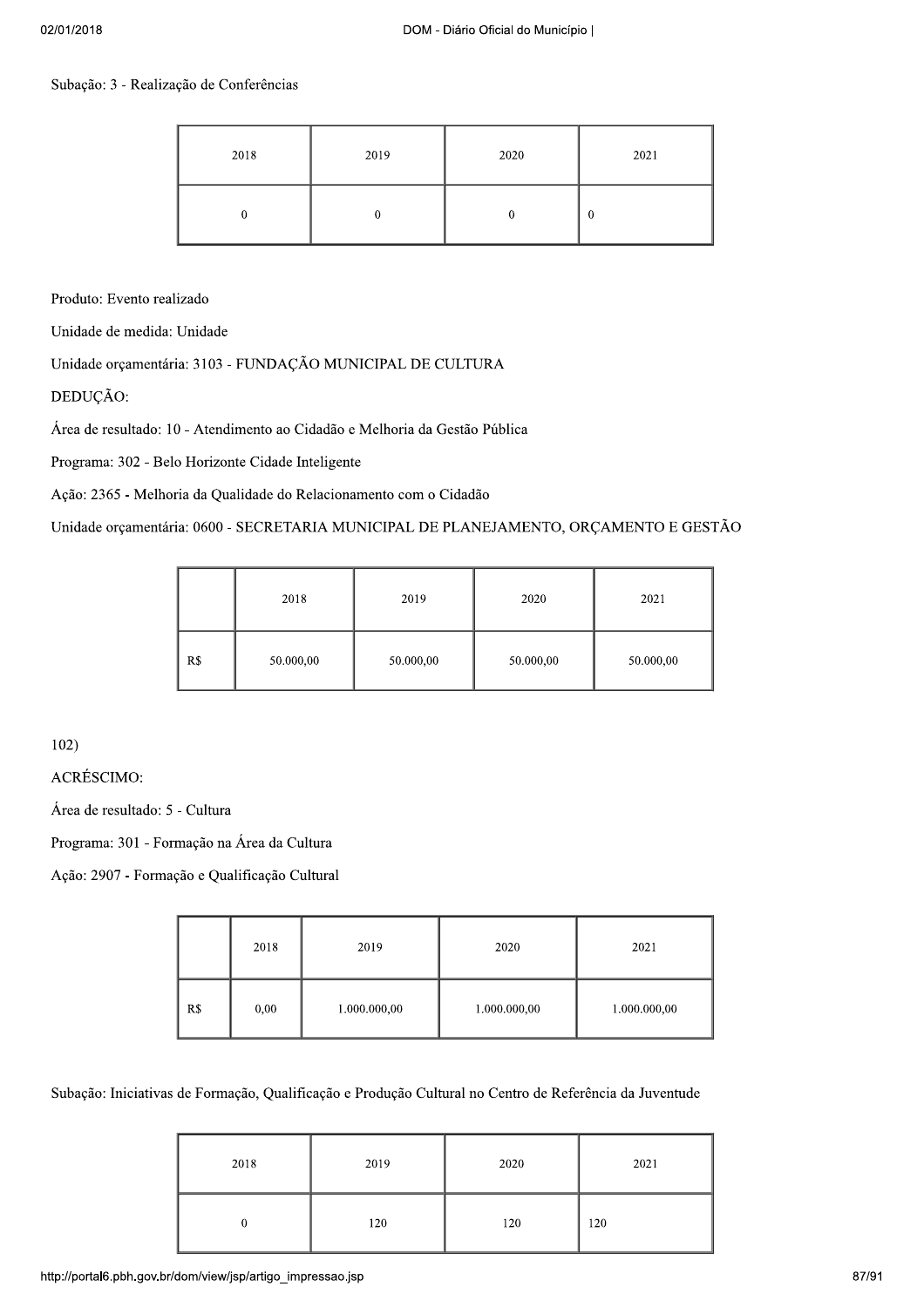Subação: 3 - Realização de Conferências

| 2018 | 2019 | 2020 | 2021 |
|---|---|---|---|
| 0 | 0 | 0 | 0 |

Produto: Evento realizado

Unidade de medida: Unidade

Unidade orçamentária: 3103 - FUNDAÇÃO MUNICIPAL DE CULTURA

DEDUÇÃO:

Área de resultado: 10 - Atendimento ao Cidadão e Melhoria da Gestão Pública

Programa: 302 - Belo Horizonte Cidade Inteligente

Ação: 2365 - Melhoria da Qualidade do Relacionamento com o Cidadão

Unidade orçamentária: 0600 - SECRETARIA MUNICIPAL DE PLANEJAMENTO, ORÇAMENTO E GESTÃO

| | 2018 | 2019 | 2020 | 2021 |
|---|---|---|---|---|
| R$ | 50.000,00 | 50.000,00 | 50.000,00 | 50.000,00 |

102)

ACRÉSCIMO:

Área de resultado: 5 - Cultura

Programa: 301 - Formação na Área da Cultura

Ação: 2907 - Formação e Qualificação Cultural

| | 2018 | 2019 | 2020 | 2021 |
|---|---|---|---|---|
| R$ | 0,00 | 1.000.000,00 | 1.000.000,00 | 1.000.000,00 |

Subação: Iniciativas de Formação, Qualificação e Produção Cultural no Centro de Referência da Juventude

| 2018 | 2019 | 2020 | 2021 |
|---|---|---|---|
| 0 | 120 | 120 | 120 |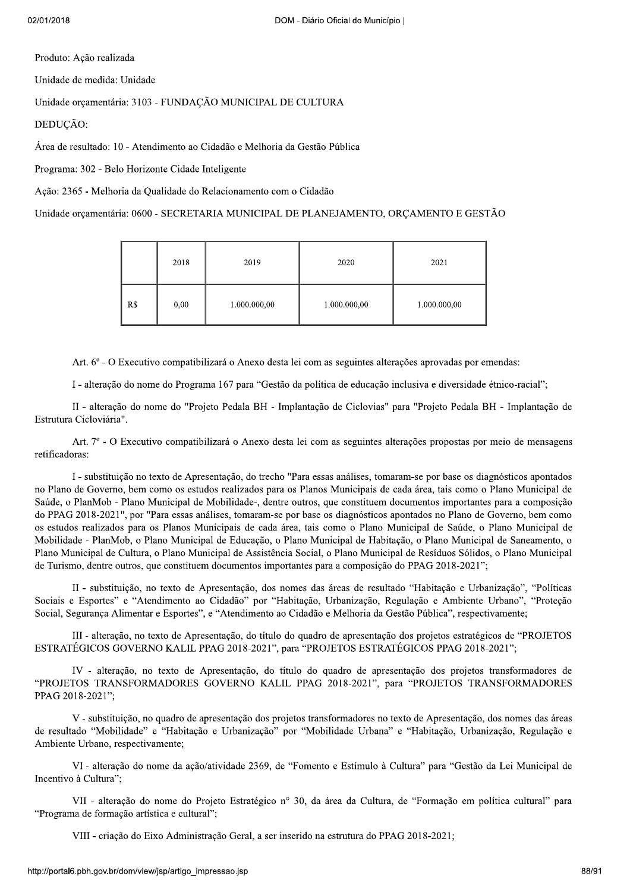Produto: Ação realizada

Unidade de medida: Unidade

Unidade orçamentária: 3103 - FUNDAÇÃO MUNICIPAL DE CULTURA

DEDUÇÃO:

Área de resultado: 10 - Atendimento ao Cidadão e Melhoria da Gestão Pública

Programa: 302 - Belo Horizonte Cidade Inteligente

Ação: 2365 - Melhoria da Qualidade do Relacionamento com o Cidadão

Unidade orçamentária: 0600 - SECRETARIA MUNICIPAL DE PLANEJAMENTO, ORÇAMENTO E GESTÃO

| | 2018 | 2019 | 2020 | 2021 |
|---|---|---|---|---|
| R$ | 0,00 | 1.000.000,00 | 1.000.000,00 | 1.000.000,00 |

Art. 6º - O Executivo compatibilizará o Anexo desta lei com as seguintes alterações aprovadas por emendas:

I - alteração do nome do Programa 167 para "Gestão da política de educação inclusiva e diversidade étnico-racial";

II - alteração do nome do "Projeto Pedala BH - Implantação de Ciclovias" para "Projeto Pedala BH - Implantação de Estrutura Cicloviária".

Art. 7º - O Executivo compatibilizará o Anexo desta lei com as seguintes alterações propostas por meio de mensagens retificadoras:

I - substituição no texto de Apresentação, do trecho "Para essas análises, tomaram-se por base os diagnósticos apontados no Plano de Governo, bem como os estudos realizados para os Planos Municipais de cada área, tais como o Plano Municipal de Saúde, o PlanMob - Plano Municipal de Mobilidade-, dentre outros, que constituem documentos importantes para a composição do PPAG 2018-2021", por "Para essas análises, tomaram-se por base os diagnósticos apontados no Plano de Governo, bem como os estudos realizados para os Planos Municipais de cada área, tais como o Plano Municipal de Saúde, o Plano Municipal de Mobilidade - PlanMob, o Plano Municipal de Educação, o Plano Municipal de Habitação, o Plano Municipal de Saneamento, o Plano Municipal de Cultura, o Plano Municipal de Assistência Social, o Plano Municipal de Resíduos Sólidos, o Plano Municipal de Turismo, dentre outros, que constituem documentos importantes para a composição do PPAG 2018-2021";

II - substituição, no texto de Apresentação, dos nomes das áreas de resultado "Habitação e Urbanização", "Políticas Sociais e Esportes" e "Atendimento ao Cidadão" por "Habitação, Urbanização, Regulação e Ambiente Urbano", "Proteção Social, Segurança Alimentar e Esportes", e "Atendimento ao Cidadão e Melhoria da Gestão Pública", respectivamente;

III - alteração, no texto de Apresentação, do título do quadro de apresentação dos projetos estratégicos de "PROJETOS ESTRATÉGICOS GOVERNO KALIL PPAG 2018-2021", para "PROJETOS ESTRATÉGICOS PPAG 2018-2021";

IV - alteração, no texto de Apresentação, do título do quadro de apresentação dos projetos transformadores de "PROJETOS TRANSFORMADORES GOVERNO KALIL PPAG 2018-2021", para "PROJETOS TRANSFORMADORES PPAG 2018-2021";

V - substituição, no quadro de apresentação dos projetos transformadores no texto de Apresentação, dos nomes das áreas de resultado "Mobilidade" e "Habitação e Urbanização" por "Mobilidade Urbana" e "Habitação, Urbanização, Regulação e Ambiente Urbano, respectivamente;

VI - alteração do nome da ação/atividade 2369, de "Fomento e Estímulo à Cultura" para "Gestão da Lei Municipal de Incentivo à Cultura";

VII - alteração do nome do Projeto Estratégico nº 30, da área da Cultura, de "Formação em política cultural" para "Programa de formação artística e cultural";

VIII - criação do Eixo Administração Geral, a ser inserido na estrutura do PPAG 2018-2021;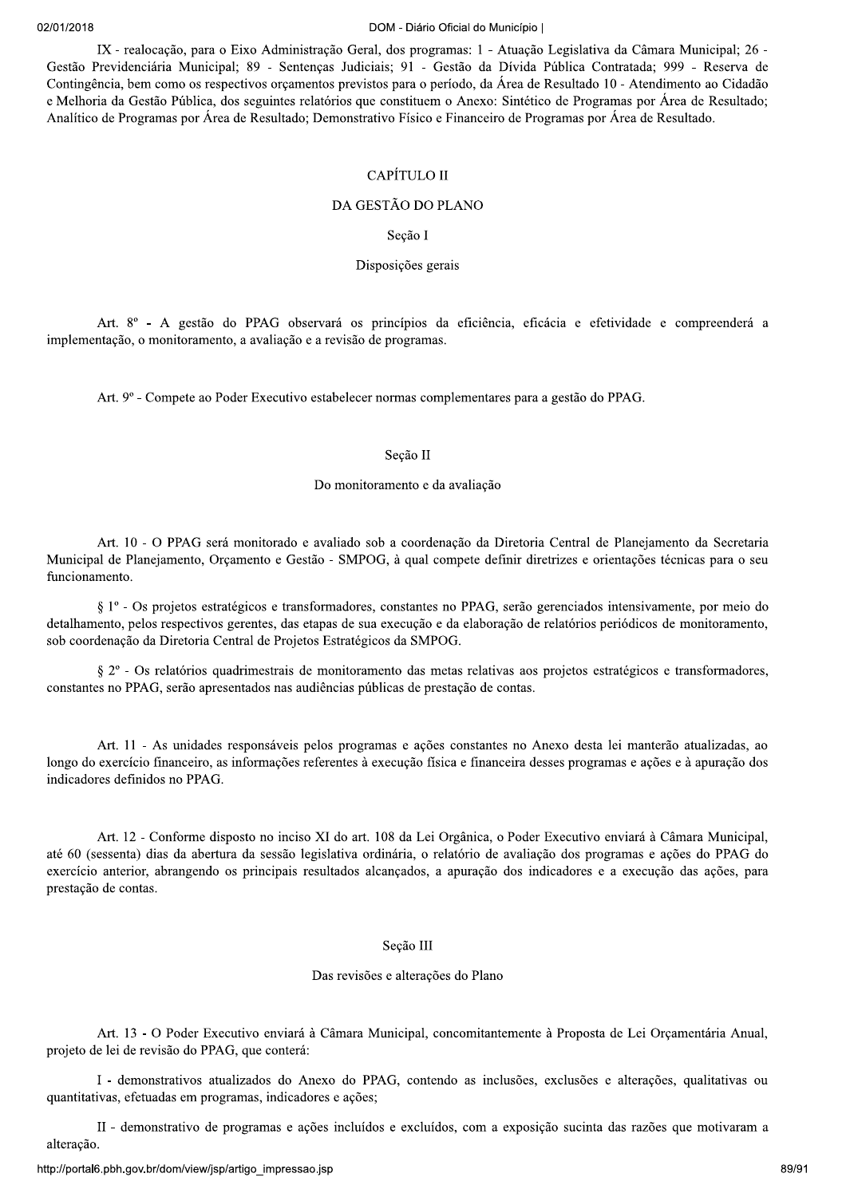IX - realocação, para o Eixo Administração Geral, dos programas: 1 - Atuação Legislativa da Câmara Municipal; 26 - Gestão Previdenciária Municipal; 89 - Sentenças Judiciais; 91 - Gestão da Dívida Pública Contratada; 999 - Reserva de Contingência, bem como os respectivos orçamentos previstos para o período, da Área de Resultado 10 - Atendimento ao Cidadão e Melhoria da Gestão Pública, dos seguintes relatórios que constituem o Anexo: Sintético de Programas por Área de Resultado; Analítico de Programas por Área de Resultado; Demonstrativo Físico e Financeiro de Programas por Área de Resultado.

## CAPÍTULO II

## DA GESTÃO DO PLANO

### Seção I

### Disposições gerais

Art. 8º - A gestão do PPAG observará os princípios da eficiência, eficácia e efetividade e compreenderá a implementação, o monitoramento, a avaliação e a revisão de programas.

Art. 9º - Compete ao Poder Executivo estabelecer normas complementares para a gestão do PPAG.

### Seção II

### Do monitoramento e da avaliação

Art. 10 - O PPAG será monitorado e avaliado sob a coordenação da Diretoria Central de Planejamento da Secretaria Municipal de Planejamento, Orçamento e Gestão - SMPOG, à qual compete definir diretrizes e orientações técnicas para o seu funcionamento.

§ 1º - Os projetos estratégicos e transformadores, constantes no PPAG, serão gerenciados intensivamente, por meio do detalhamento, pelos respectivos gerentes, das etapas de sua execução e da elaboração de relatórios periódicos de monitoramento, sob coordenação da Diretoria Central de Projetos Estratégicos da SMPOG.

§ 2º - Os relatórios quadrimestrais de monitoramento das metas relativas aos projetos estratégicos e transformadores, constantes no PPAG, serão apresentados nas audiências públicas de prestação de contas.

Art. 11 - As unidades responsáveis pelos programas e ações constantes no Anexo desta lei manterão atualizadas, ao longo do exercício financeiro, as informações referentes à execução física e financeira desses programas e ações e à apuração dos indicadores definidos no PPAG.

Art. 12 - Conforme disposto no inciso XI do art. 108 da Lei Orgânica, o Poder Executivo enviará à Câmara Municipal, até 60 (sessenta) dias da abertura da sessão legislativa ordinária, o relatório de avaliação dos programas e ações do PPAG do exercício anterior, abrangendo os principais resultados alcançados, a apuração dos indicadores e a execução das ações, para prestação de contas.

### Seção III

### Das revisões e alterações do Plano

Art. 13 - O Poder Executivo enviará à Câmara Municipal, concomitantemente à Proposta de Lei Orçamentária Anual, projeto de lei de revisão do PPAG, que conterá:

I - demonstrativos atualizados do Anexo do PPAG, contendo as inclusões, exclusões e alterações, qualitativas ou quantitativas, efetuadas em programas, indicadores e ações;

II - demonstrativo de programas e ações incluídos e excluídos, com a exposição sucinta das razões que motivaram a alteração.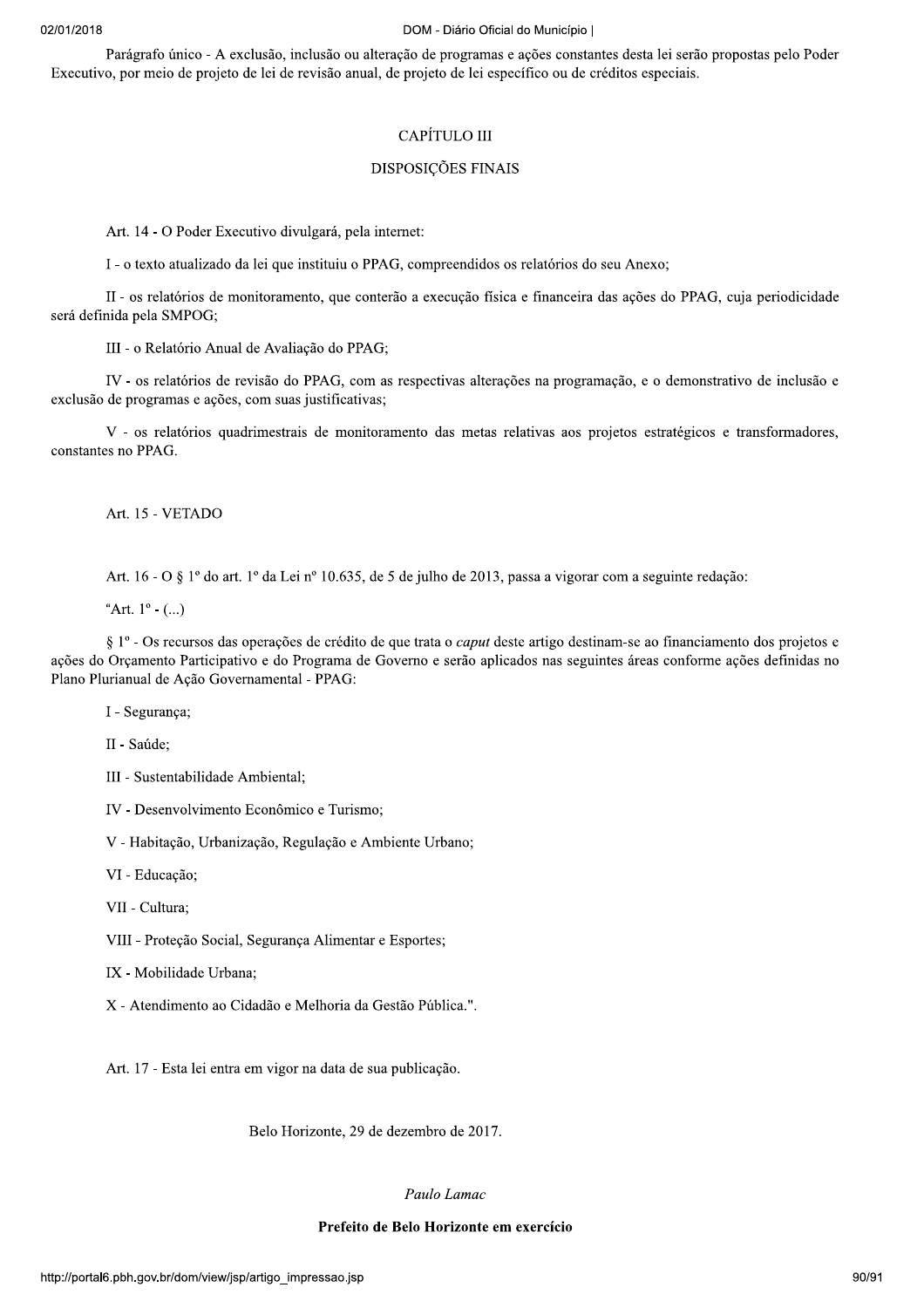Parágrafo único - A exclusão, inclusão ou alteração de programas e ações constantes desta lei serão propostas pelo Poder Executivo, por meio de projeto de lei de revisão anual, de projeto de lei específico ou de créditos especiais.

## CAPÍTULO III

## DISPOSIÇÕES FINAIS

Art. 14 - O Poder Executivo divulgará, pela internet:

I - o texto atualizado da lei que instituiu o PPAG, compreendidos os relatórios do seu Anexo;

II - os relatórios de monitoramento, que conterão a execução física e financeira das ações do PPAG, cuja periodicidade será definida pela SMPOG;

III - o Relatório Anual de Avaliação do PPAG;

IV - os relatórios de revisão do PPAG, com as respectivas alterações na programação, e o demonstrativo de inclusão e exclusão de programas e ações, com suas justificativas;

V - os relatórios quadrimestrais de monitoramento das metas relativas aos projetos estratégicos e transformadores, constantes no PPAG.

Art. 15 - VETADO

Art. 16 - O § 1º do art. 1º da Lei nº 10.635, de 5 de julho de 2013, passa a vigorar com a seguinte redação:

"Art. 1º - (...)

§ 1º - Os recursos das operações de crédito de que trata o *caput* deste artigo destinam-se ao financiamento dos projetos e ações do Orçamento Participativo e do Programa de Governo e serão aplicados nas seguintes áreas conforme ações definidas no Plano Plurianual de Ação Governamental - PPAG:

I - Segurança;

II - Saúde;

III - Sustentabilidade Ambiental;

IV - Desenvolvimento Econômico e Turismo;

V - Habitação, Urbanização, Regulação e Ambiente Urbano;

VI - Educação;

VII - Cultura;

VIII - Proteção Social, Segurança Alimentar e Esportes;

IX - Mobilidade Urbana;

X - Atendimento ao Cidadão e Melhoria da Gestão Pública.".

Art. 17 - Esta lei entra em vigor na data de sua publicação.

Belo Horizonte, 29 de dezembro de 2017.

*Paulo Lamac*

**Prefeito de Belo Horizonte em exercício**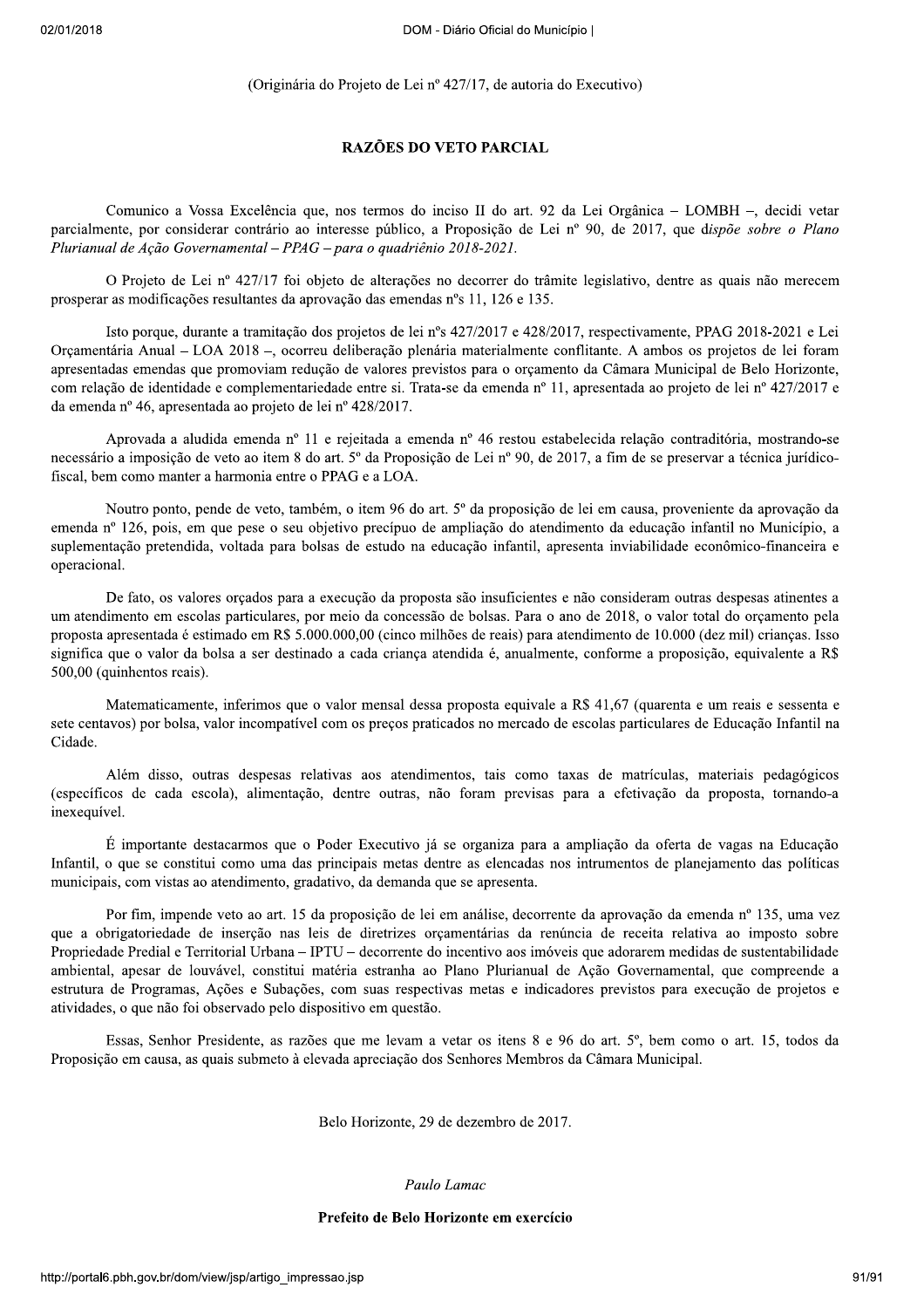(Originária do Projeto de Lei nº 427/17, de autoria do Executivo)

**RAZÕES DO VETO PARCIAL**

Comunico a Vossa Excelência que, nos termos do inciso II do art. 92 da Lei Orgânica – LOMBH –, decidi vetar parcialmente, por considerar contrário ao interesse público, a Proposição de Lei nº 90, de 2017, que d*ispõe sobre o Plano Plurianual de Ação Governamental – PPAG – para o quadriênio 2018-2021.*

O Projeto de Lei nº 427/17 foi objeto de alterações no decorrer do trâmite legislativo, dentre as quais não merecem prosperar as modificações resultantes da aprovação das emendas nºs 11, 126 e 135.

Isto porque, durante a tramitação dos projetos de lei nºs 427/2017 e 428/2017, respectivamente, PPAG 2018-2021 e Lei Orçamentária Anual – LOA 2018 –, ocorreu deliberação plenária materialmente conflitante. A ambos os projetos de lei foram apresentadas emendas que promoviam redução de valores previstos para o orçamento da Câmara Municipal de Belo Horizonte, com relação de identidade e complementariedade entre si. Trata-se da emenda nº 11, apresentada ao projeto de lei nº 427/2017 e da emenda nº 46, apresentada ao projeto de lei nº 428/2017.

Aprovada a aludida emenda nº 11 e rejeitada a emenda nº 46 restou estabelecida relação contraditória, mostrando-se necessário a imposição de veto ao item 8 do art. 5º da Proposição de Lei nº 90, de 2017, a fim de se preservar a técnica jurídico-fiscal, bem como manter a harmonia entre o PPAG e a LOA.

Noutro ponto, pende de veto, também, o item 96 do art. 5º da proposição de lei em causa, proveniente da aprovação da emenda nº 126, pois, em que pese o seu objetivo precípuo de ampliação do atendimento da educação infantil no Município, a suplementação pretendida, voltada para bolsas de estudo na educação infantil, apresenta inviabilidade econômico-financeira e operacional.

De fato, os valores orçados para a execução da proposta são insuficientes e não consideram outras despesas atinentes a um atendimento em escolas particulares, por meio da concessão de bolsas. Para o ano de 2018, o valor total do orçamento pela proposta apresentada é estimado em R$ 5.000.000,00 (cinco milhões de reais) para atendimento de 10.000 (dez mil) crianças. Isso significa que o valor da bolsa a ser destinado a cada criança atendida é, anualmente, conforme a proposição, equivalente a R$ 500,00 (quinhentos reais).

Matematicamente, inferimos que o valor mensal dessa proposta equivale a R$ 41,67 (quarenta e um reais e sessenta e sete centavos) por bolsa, valor incompatível com os preços praticados no mercado de escolas particulares de Educação Infantil na Cidade.

Além disso, outras despesas relativas aos atendimentos, tais como taxas de matrículas, materiais pedagógicos (específicos de cada escola), alimentação, dentre outras, não foram previsas para a efetivação da proposta, tornando-a inexequível.

É importante destacarmos que o Poder Executivo já se organiza para a ampliação da oferta de vagas na Educação Infantil, o que se constitui como uma das principais metas dentre as elencadas nos intrumentos de planejamento das políticas municipais, com vistas ao atendimento, gradativo, da demanda que se apresenta.

Por fim, impende veto ao art. 15 da proposição de lei em análise, decorrente da aprovação da emenda nº 135, uma vez que a obrigatoriedade de inserção nas leis de diretrizes orçamentárias da renúncia de receita relativa ao imposto sobre Propriedade Predial e Territorial Urbana – IPTU – decorrente do incentivo aos imóveis que adorarem medidas de sustentabilidade ambiental, apesar de louvável, constitui matéria estranha ao Plano Plurianual de Ação Governamental, que compreende a estrutura de Programas, Ações e Subações, com suas respectivas metas e indicadores previstos para execução de projetos e atividades, o que não foi observado pelo dispositivo em questão.

Essas, Senhor Presidente, as razões que me levam a vetar os itens 8 e 96 do art. 5º, bem como o art. 15, todos da Proposição em causa, as quais submeto à elevada apreciação dos Senhores Membros da Câmara Municipal.

Belo Horizonte, 29 de dezembro de 2017.

*Paulo Lamac*

**Prefeito de Belo Horizonte em exercício**